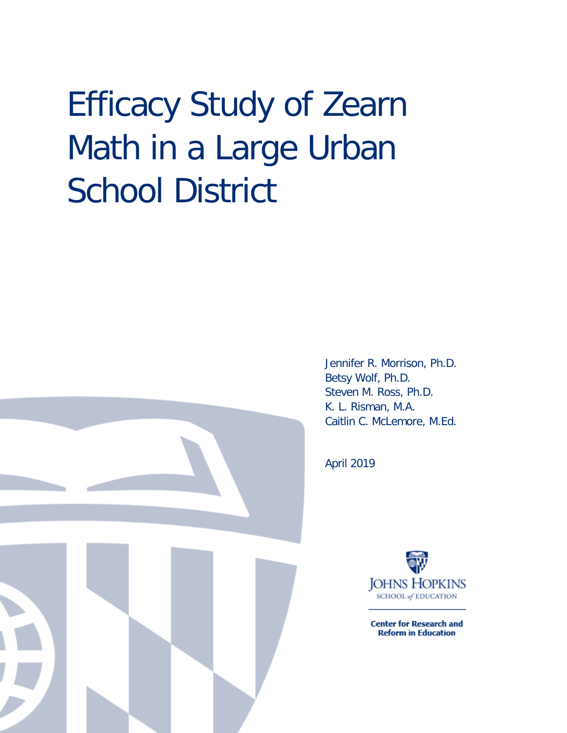# Efficacy Study of Zearn Math in a Large Urban School District

Jennifer R. Morrison, Ph.D.
Betsy Wolf, Ph.D.
Steven M. Ross, Ph.D.
K. L. Risman, M.A.
Caitlin C. McLemore, M.Ed.

April 2019

JOHNS HOPKINS
SCHOOL of EDUCATION

**Center for Research and Reform in Education**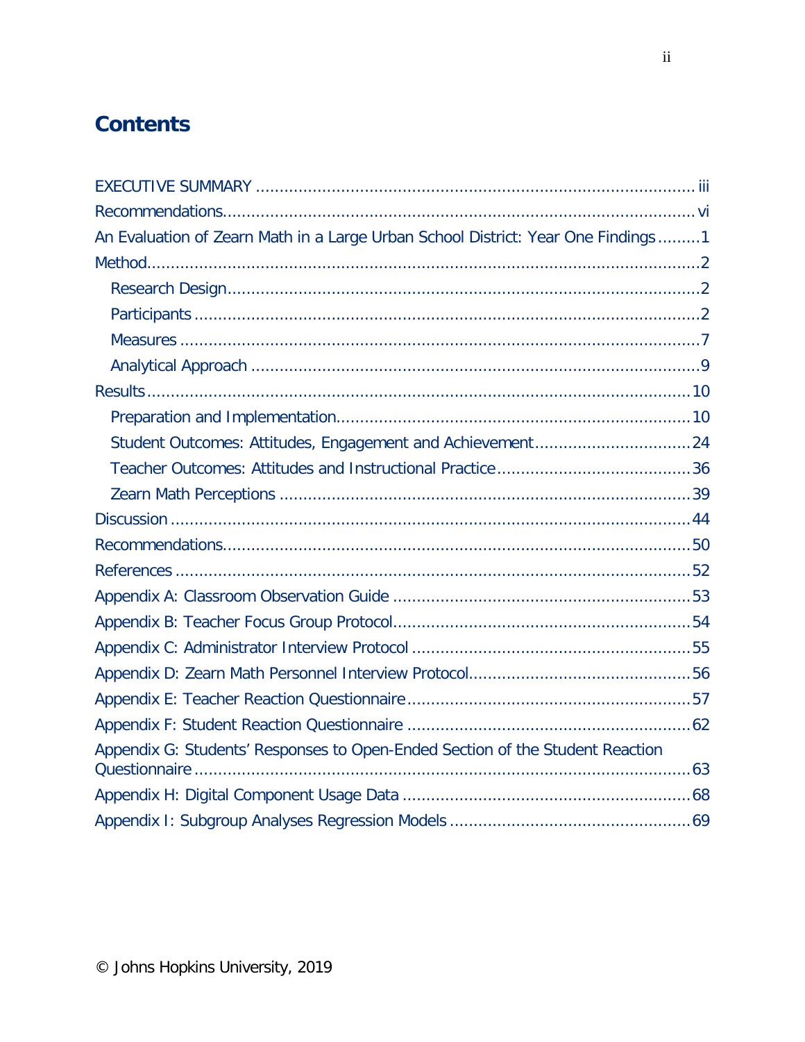# Contents

EXECUTIVE SUMMARY ........................................................................................ iii

Recommendations................................................................................................ vi

An Evaluation of Zearn Math in a Large Urban School District: Year One Findings .........1

Method...................................................................................................................2

- Research Design...............................................................................................2
- Participants .......................................................................................................2
- Measures ..........................................................................................................7
- Analytical Approach ..........................................................................................9

Results...................................................................................................................10

- Preparation and Implementation......................................................................10
- Student Outcomes: Attitudes, Engagement and Achievement................................24
- Teacher Outcomes: Attitudes and Instructional Practice........................................36
- Zearn Math Perceptions ...................................................................................39

Discussion .............................................................................................................44

Recommendations..................................................................................................50

References .............................................................................................................52

Appendix A: Classroom Observation Guide ..............................................................53

Appendix B: Teacher Focus Group Protocol...............................................................54

Appendix C: Administrator Interview Protocol ...........................................................55

Appendix D: Zearn Math Personnel Interview Protocol...............................................56

Appendix E: Teacher Reaction Questionnaire............................................................57

Appendix F: Student Reaction Questionnaire ............................................................62

Appendix G: Students' Responses to Open-Ended Section of the Student Reaction Questionnaire ........................................................................................................63

Appendix H: Digital Component Usage Data ............................................................68

Appendix I: Subgroup Analyses Regression Models ..................................................69

© Johns Hopkins University, 2019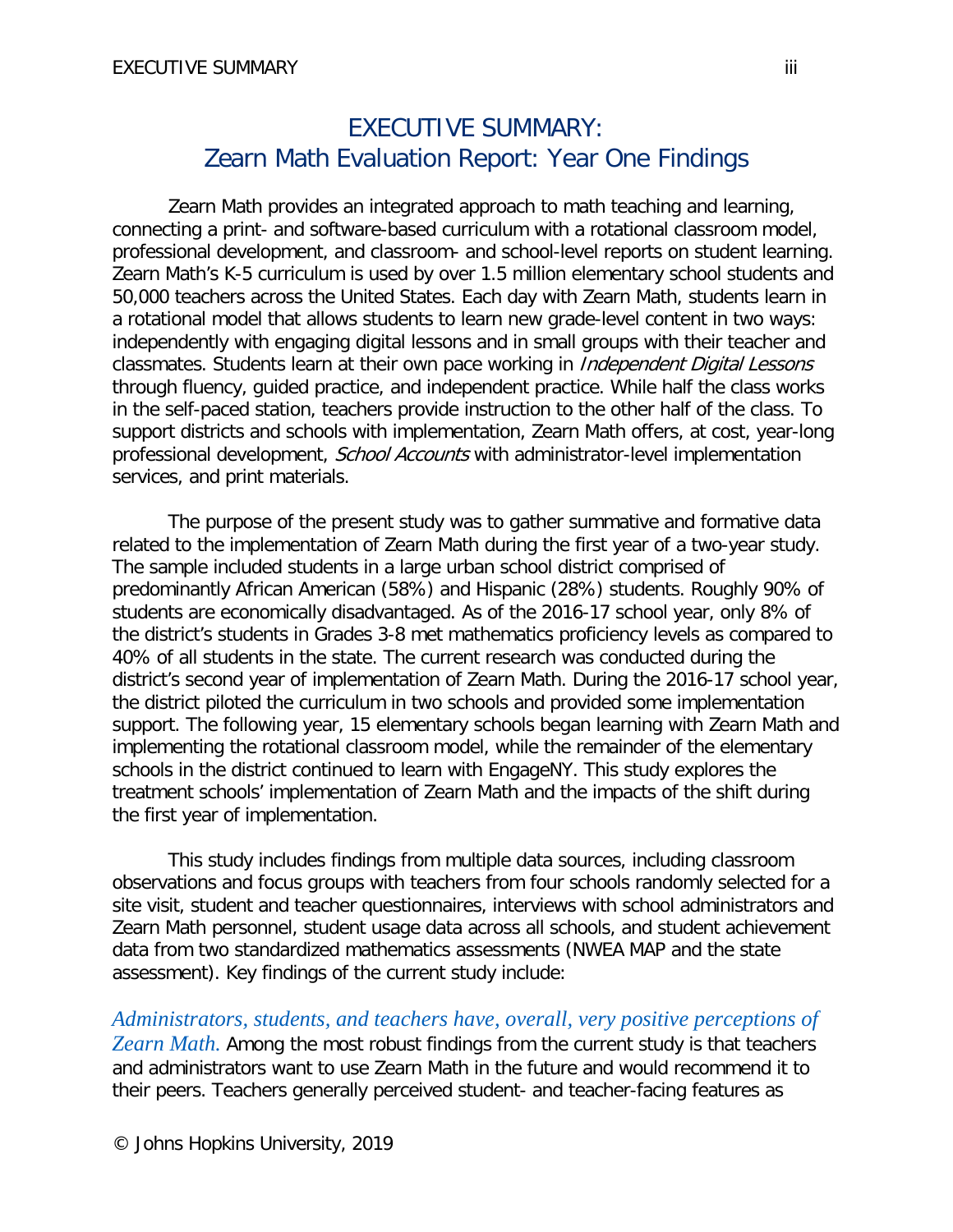# EXECUTIVE SUMMARY: Zearn Math Evaluation Report: Year One Findings

Zearn Math provides an integrated approach to math teaching and learning, connecting a print- and software-based curriculum with a rotational classroom model, professional development, and classroom- and school-level reports on student learning. Zearn Math's K-5 curriculum is used by over 1.5 million elementary school students and 50,000 teachers across the United States. Each day with Zearn Math, students learn in a rotational model that allows students to learn new grade-level content in two ways: independently with engaging digital lessons and in small groups with their teacher and classmates. Students learn at their own pace working in *Independent Digital Lessons* through fluency, guided practice, and independent practice. While half the class works in the self-paced station, teachers provide instruction to the other half of the class. To support districts and schools with implementation, Zearn Math offers, at cost, year-long professional development, *School Accounts* with administrator-level implementation services, and print materials.

The purpose of the present study was to gather summative and formative data related to the implementation of Zearn Math during the first year of a two-year study. The sample included students in a large urban school district comprised of predominantly African American (58%) and Hispanic (28%) students. Roughly 90% of students are economically disadvantaged. As of the 2016-17 school year, only 8% of the district's students in Grades 3-8 met mathematics proficiency levels as compared to 40% of all students in the state. The current research was conducted during the district's second year of implementation of Zearn Math. During the 2016-17 school year, the district piloted the curriculum in two schools and provided some implementation support. The following year, 15 elementary schools began learning with Zearn Math and implementing the rotational classroom model, while the remainder of the elementary schools in the district continued to learn with EngageNY. This study explores the treatment schools' implementation of Zearn Math and the impacts of the shift during the first year of implementation.

This study includes findings from multiple data sources, including classroom observations and focus groups with teachers from four schools randomly selected for a site visit, student and teacher questionnaires, interviews with school administrators and Zearn Math personnel, student usage data across all schools, and student achievement data from two standardized mathematics assessments (NWEA MAP and the state assessment). Key findings of the current study include:

*Administrators, students, and teachers have, overall, very positive perceptions of Zearn Math.* Among the most robust findings from the current study is that teachers and administrators want to use Zearn Math in the future and would recommend it to their peers. Teachers generally perceived student- and teacher-facing features as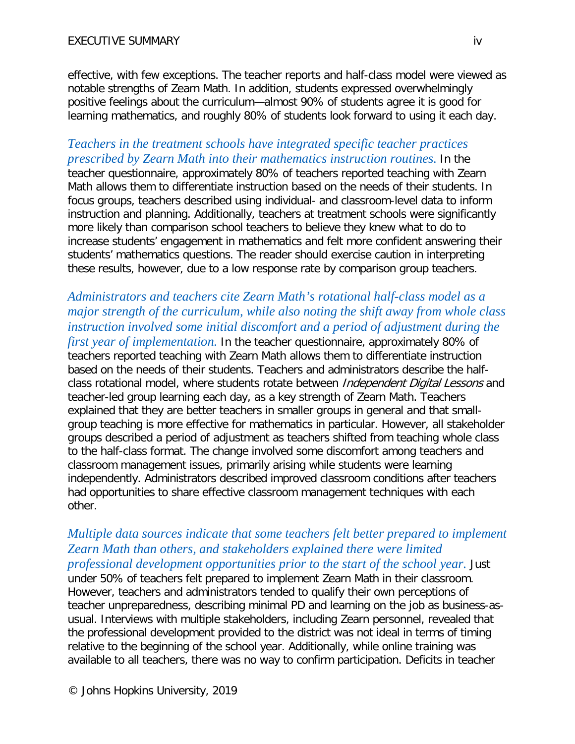effective, with few exceptions. The teacher reports and half-class model were viewed as notable strengths of Zearn Math. In addition, students expressed overwhelmingly positive feelings about the curriculum—almost 90% of students agree it is good for learning mathematics, and roughly 80% of students look forward to using it each day.

*Teachers in the treatment schools have integrated specific teacher practices prescribed by Zearn Math into their mathematics instruction routines.* In the teacher questionnaire, approximately 80% of teachers reported teaching with Zearn Math allows them to differentiate instruction based on the needs of their students. In focus groups, teachers described using individual- and classroom-level data to inform instruction and planning. Additionally, teachers at treatment schools were significantly more likely than comparison school teachers to believe they knew what to do to increase students' engagement in mathematics and felt more confident answering their students' mathematics questions. The reader should exercise caution in interpreting these results, however, due to a low response rate by comparison group teachers.

*Administrators and teachers cite Zearn Math's rotational half-class model as a major strength of the curriculum, while also noting the shift away from whole class instruction involved some initial discomfort and a period of adjustment during the first year of implementation.* In the teacher questionnaire, approximately 80% of teachers reported teaching with Zearn Math allows them to differentiate instruction based on the needs of their students. Teachers and administrators describe the half-class rotational model, where students rotate between *Independent Digital Lessons* and teacher-led group learning each day, as a key strength of Zearn Math. Teachers explained that they are better teachers in smaller groups in general and that small-group teaching is more effective for mathematics in particular. However, all stakeholder groups described a period of adjustment as teachers shifted from teaching whole class to the half-class format. The change involved some discomfort among teachers and classroom management issues, primarily arising while students were learning independently. Administrators described improved classroom conditions after teachers had opportunities to share effective classroom management techniques with each other.

*Multiple data sources indicate that some teachers felt better prepared to implement Zearn Math than others, and stakeholders explained there were limited professional development opportunities prior to the start of the school year.* Just under 50% of teachers felt prepared to implement Zearn Math in their classroom. However, teachers and administrators tended to qualify their own perceptions of teacher unpreparedness, describing minimal PD and learning on the job as business-as-usual. Interviews with multiple stakeholders, including Zearn personnel, revealed that the professional development provided to the district was not ideal in terms of timing relative to the beginning of the school year. Additionally, while online training was available to all teachers, there was no way to confirm participation. Deficits in teacher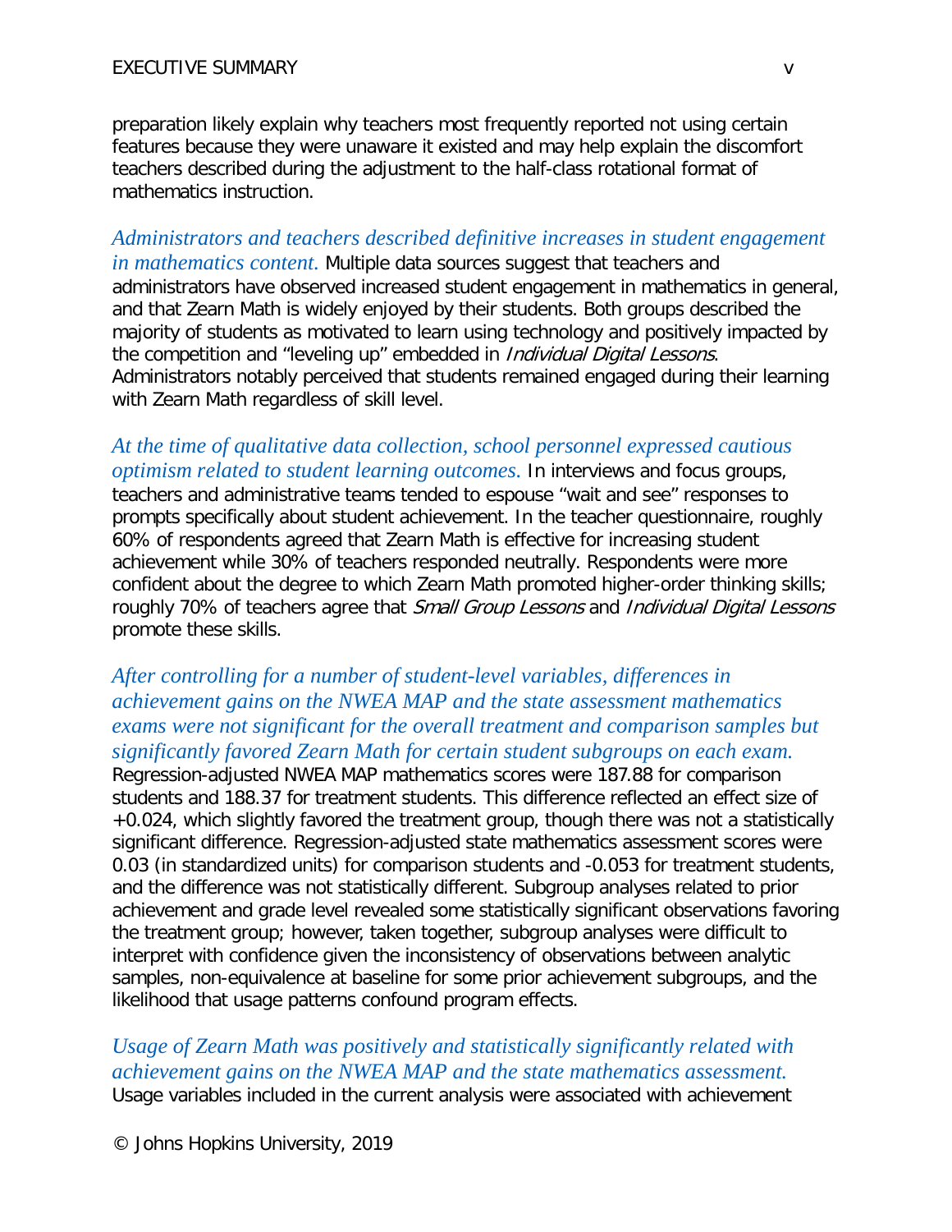preparation likely explain why teachers most frequently reported not using certain features because they were unaware it existed and may help explain the discomfort teachers described during the adjustment to the half-class rotational format of mathematics instruction.

*Administrators and teachers described definitive increases in student engagement in mathematics content.* Multiple data sources suggest that teachers and administrators have observed increased student engagement in mathematics in general, and that Zearn Math is widely enjoyed by their students. Both groups described the majority of students as motivated to learn using technology and positively impacted by the competition and "leveling up" embedded in *Individual Digital Lessons*. Administrators notably perceived that students remained engaged during their learning with Zearn Math regardless of skill level.

*At the time of qualitative data collection, school personnel expressed cautious optimism related to student learning outcomes.* In interviews and focus groups, teachers and administrative teams tended to espouse "wait and see" responses to prompts specifically about student achievement. In the teacher questionnaire, roughly 60% of respondents agreed that Zearn Math is effective for increasing student achievement while 30% of teachers responded neutrally. Respondents were more confident about the degree to which Zearn Math promoted higher-order thinking skills; roughly 70% of teachers agree that *Small Group Lessons* and *Individual Digital Lessons* promote these skills.

*After controlling for a number of student-level variables, differences in achievement gains on the NWEA MAP and the state assessment mathematics exams were not significant for the overall treatment and comparison samples but significantly favored Zearn Math for certain student subgroups on each exam.* Regression-adjusted NWEA MAP mathematics scores were 187.88 for comparison students and 188.37 for treatment students. This difference reflected an effect size of +0.024, which slightly favored the treatment group, though there was not a statistically significant difference. Regression-adjusted state mathematics assessment scores were 0.03 (in standardized units) for comparison students and -0.053 for treatment students, and the difference was not statistically different. Subgroup analyses related to prior achievement and grade level revealed some statistically significant observations favoring the treatment group; however, taken together, subgroup analyses were difficult to interpret with confidence given the inconsistency of observations between analytic samples, non-equivalence at baseline for some prior achievement subgroups, and the likelihood that usage patterns confound program effects.

*Usage of Zearn Math was positively and statistically significantly related with achievement gains on the NWEA MAP and the state mathematics assessment.* Usage variables included in the current analysis were associated with achievement

© Johns Hopkins University, 2019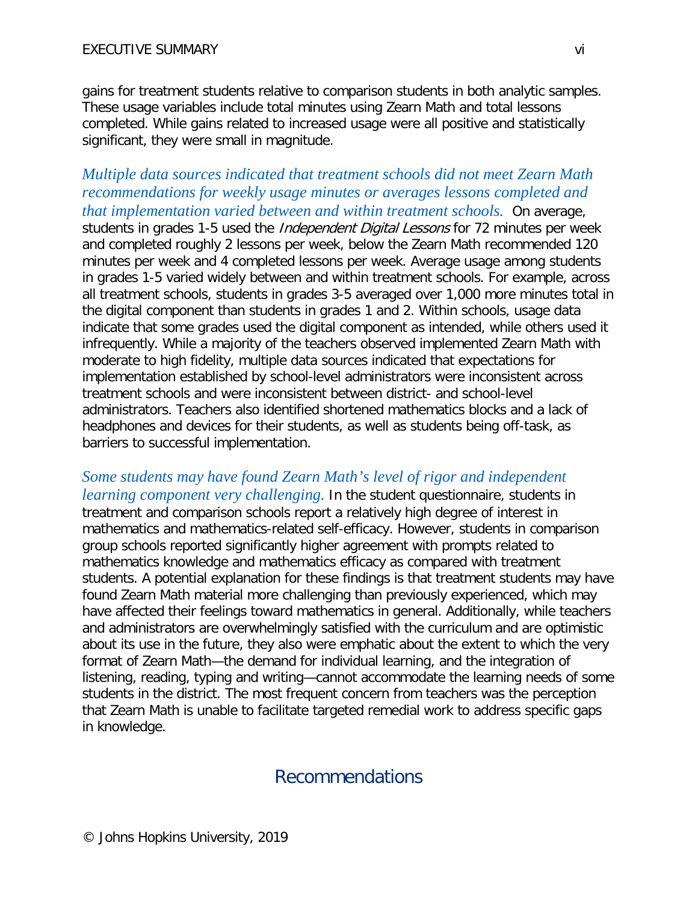gains for treatment students relative to comparison students in both analytic samples. These usage variables include total minutes using Zearn Math and total lessons completed. While gains related to increased usage were all positive and statistically significant, they were small in magnitude.

*Multiple data sources indicated that treatment schools did not meet Zearn Math recommendations for weekly usage minutes or averages lessons completed and that implementation varied between and within treatment schools.* On average, students in grades 1-5 used the *Independent Digital Lessons* for 72 minutes per week and completed roughly 2 lessons per week, below the Zearn Math recommended 120 minutes per week and 4 completed lessons per week. Average usage among students in grades 1-5 varied widely between and within treatment schools. For example, across all treatment schools, students in grades 3-5 averaged over 1,000 more minutes total in the digital component than students in grades 1 and 2. Within schools, usage data indicate that some grades used the digital component as intended, while others used it infrequently. While a majority of the teachers observed implemented Zearn Math with moderate to high fidelity, multiple data sources indicated that expectations for implementation established by school-level administrators were inconsistent across treatment schools and were inconsistent between district- and school-level administrators. Teachers also identified shortened mathematics blocks and a lack of headphones and devices for their students, as well as students being off-task, as barriers to successful implementation.

*Some students may have found Zearn Math's level of rigor and independent learning component very challenging.* In the student questionnaire, students in treatment and comparison schools report a relatively high degree of interest in mathematics and mathematics-related self-efficacy. However, students in comparison group schools reported significantly higher agreement with prompts related to mathematics knowledge and mathematics efficacy as compared with treatment students. A potential explanation for these findings is that treatment students may have found Zearn Math material more challenging than previously experienced, which may have affected their feelings toward mathematics in general. Additionally, while teachers and administrators are overwhelmingly satisfied with the curriculum and are optimistic about its use in the future, they also were emphatic about the extent to which the very format of Zearn Math—the demand for individual learning, and the integration of listening, reading, typing and writing—cannot accommodate the learning needs of some students in the district. The most frequent concern from teachers was the perception that Zearn Math is unable to facilitate targeted remedial work to address specific gaps in knowledge.

## Recommendations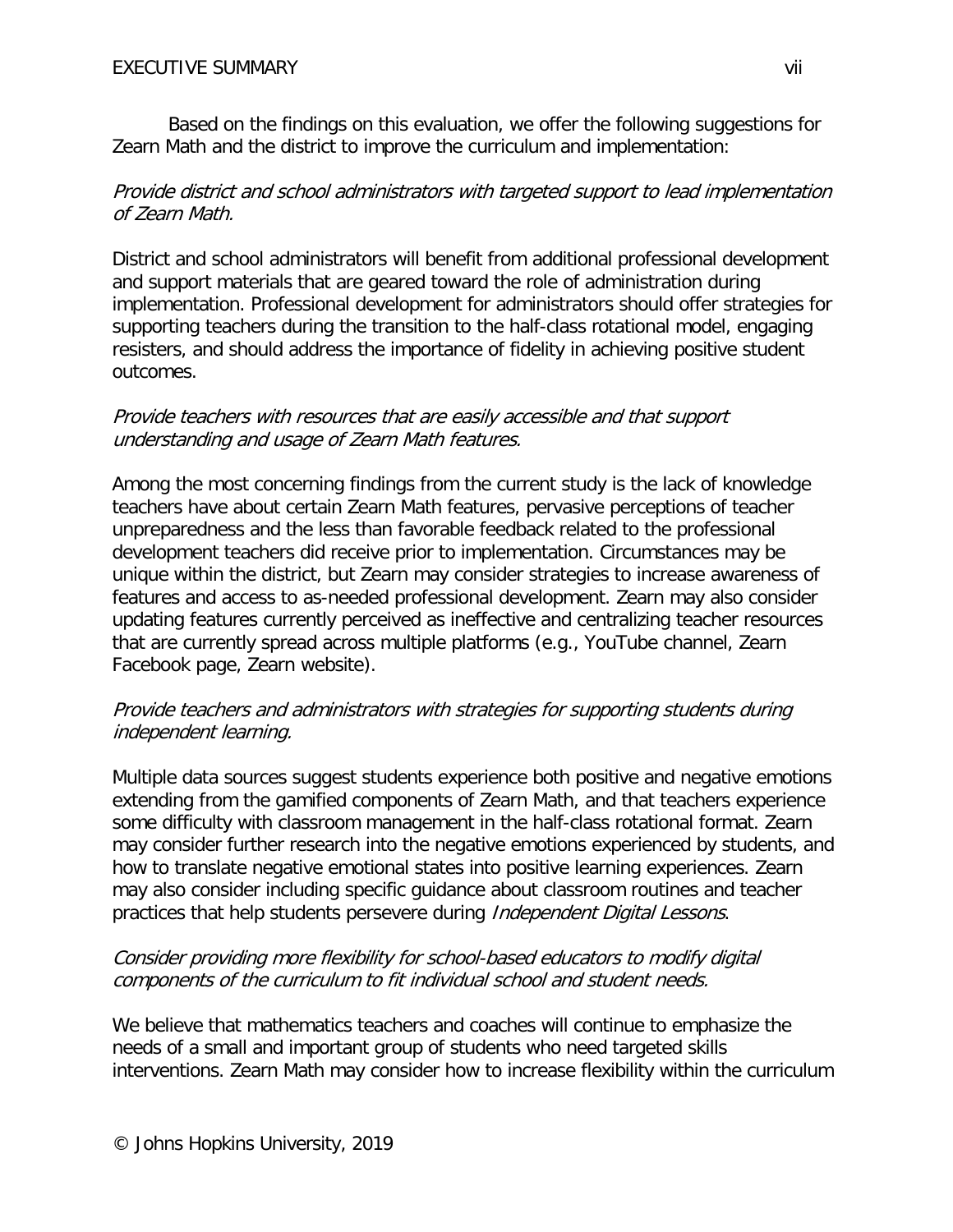Based on the findings on this evaluation, we offer the following suggestions for Zearn Math and the district to improve the curriculum and implementation:

*Provide district and school administrators with targeted support to lead implementation of Zearn Math.*

District and school administrators will benefit from additional professional development and support materials that are geared toward the role of administration during implementation. Professional development for administrators should offer strategies for supporting teachers during the transition to the half-class rotational model, engaging resisters, and should address the importance of fidelity in achieving positive student outcomes.

*Provide teachers with resources that are easily accessible and that support understanding and usage of Zearn Math features.*

Among the most concerning findings from the current study is the lack of knowledge teachers have about certain Zearn Math features, pervasive perceptions of teacher unpreparedness and the less than favorable feedback related to the professional development teachers did receive prior to implementation. Circumstances may be unique within the district, but Zearn may consider strategies to increase awareness of features and access to as-needed professional development. Zearn may also consider updating features currently perceived as ineffective and centralizing teacher resources that are currently spread across multiple platforms (e.g., YouTube channel, Zearn Facebook page, Zearn website).

*Provide teachers and administrators with strategies for supporting students during independent learning.*

Multiple data sources suggest students experience both positive and negative emotions extending from the gamified components of Zearn Math, and that teachers experience some difficulty with classroom management in the half-class rotational format. Zearn may consider further research into the negative emotions experienced by students, and how to translate negative emotional states into positive learning experiences. Zearn may also consider including specific guidance about classroom routines and teacher practices that help students persevere during *Independent Digital Lessons*.

*Consider providing more flexibility for school-based educators to modify digital components of the curriculum to fit individual school and student needs.*

We believe that mathematics teachers and coaches will continue to emphasize the needs of a small and important group of students who need targeted skills interventions. Zearn Math may consider how to increase flexibility within the curriculum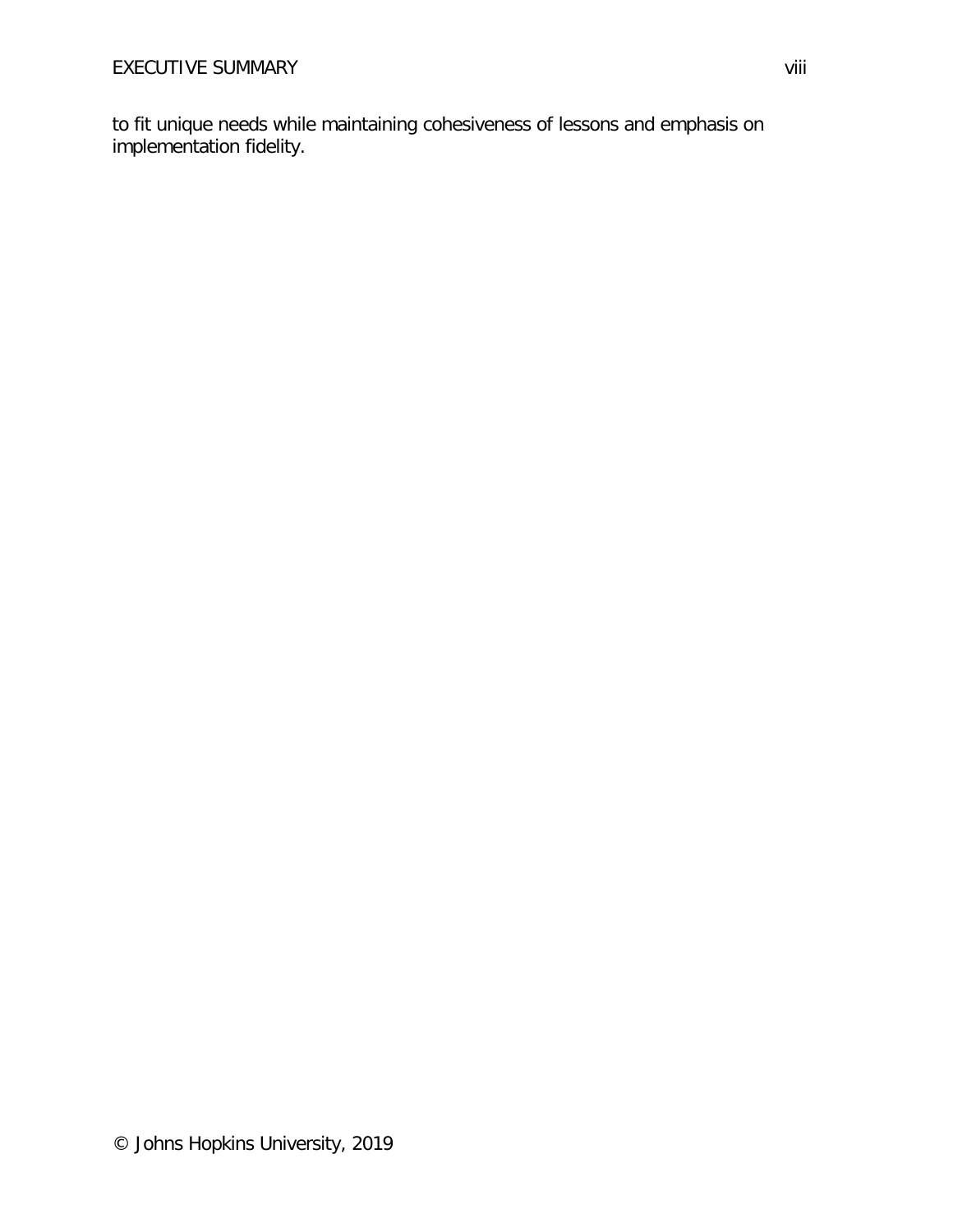to fit unique needs while maintaining cohesiveness of lessons and emphasis on implementation fidelity.

© Johns Hopkins University, 2019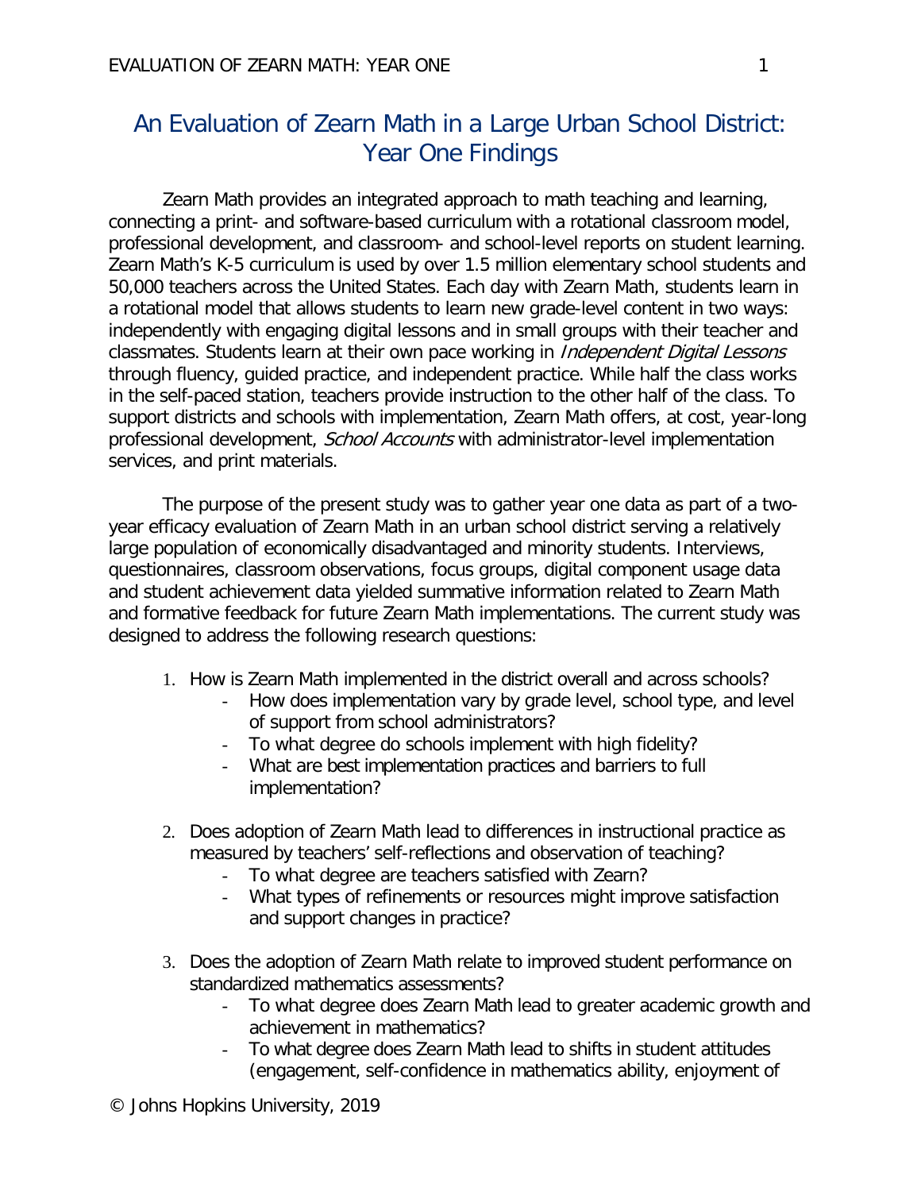# An Evaluation of Zearn Math in a Large Urban School District: Year One Findings

Zearn Math provides an integrated approach to math teaching and learning, connecting a print- and software-based curriculum with a rotational classroom model, professional development, and classroom- and school-level reports on student learning. Zearn Math's K-5 curriculum is used by over 1.5 million elementary school students and 50,000 teachers across the United States. Each day with Zearn Math, students learn in a rotational model that allows students to learn new grade-level content in two ways: independently with engaging digital lessons and in small groups with their teacher and classmates. Students learn at their own pace working in *Independent Digital Lessons* through fluency, guided practice, and independent practice. While half the class works in the self-paced station, teachers provide instruction to the other half of the class. To support districts and schools with implementation, Zearn Math offers, at cost, year-long professional development, *School Accounts* with administrator-level implementation services, and print materials.

The purpose of the present study was to gather year one data as part of a two-year efficacy evaluation of Zearn Math in an urban school district serving a relatively large population of economically disadvantaged and minority students. Interviews, questionnaires, classroom observations, focus groups, digital component usage data and student achievement data yielded summative information related to Zearn Math and formative feedback for future Zearn Math implementations. The current study was designed to address the following research questions:

1. How is Zearn Math implemented in the district overall and across schools?
   - How does implementation vary by grade level, school type, and level of support from school administrators?
   - To what degree do schools implement with high fidelity?
   - What are best implementation practices and barriers to full implementation?

2. Does adoption of Zearn Math lead to differences in instructional practice as measured by teachers' self-reflections and observation of teaching?
   - To what degree are teachers satisfied with Zearn?
   - What types of refinements or resources might improve satisfaction and support changes in practice?

3. Does the adoption of Zearn Math relate to improved student performance on standardized mathematics assessments?
   - To what degree does Zearn Math lead to greater academic growth and achievement in mathematics?
   - To what degree does Zearn Math lead to shifts in student attitudes (engagement, self-confidence in mathematics ability, enjoyment of

© Johns Hopkins University, 2019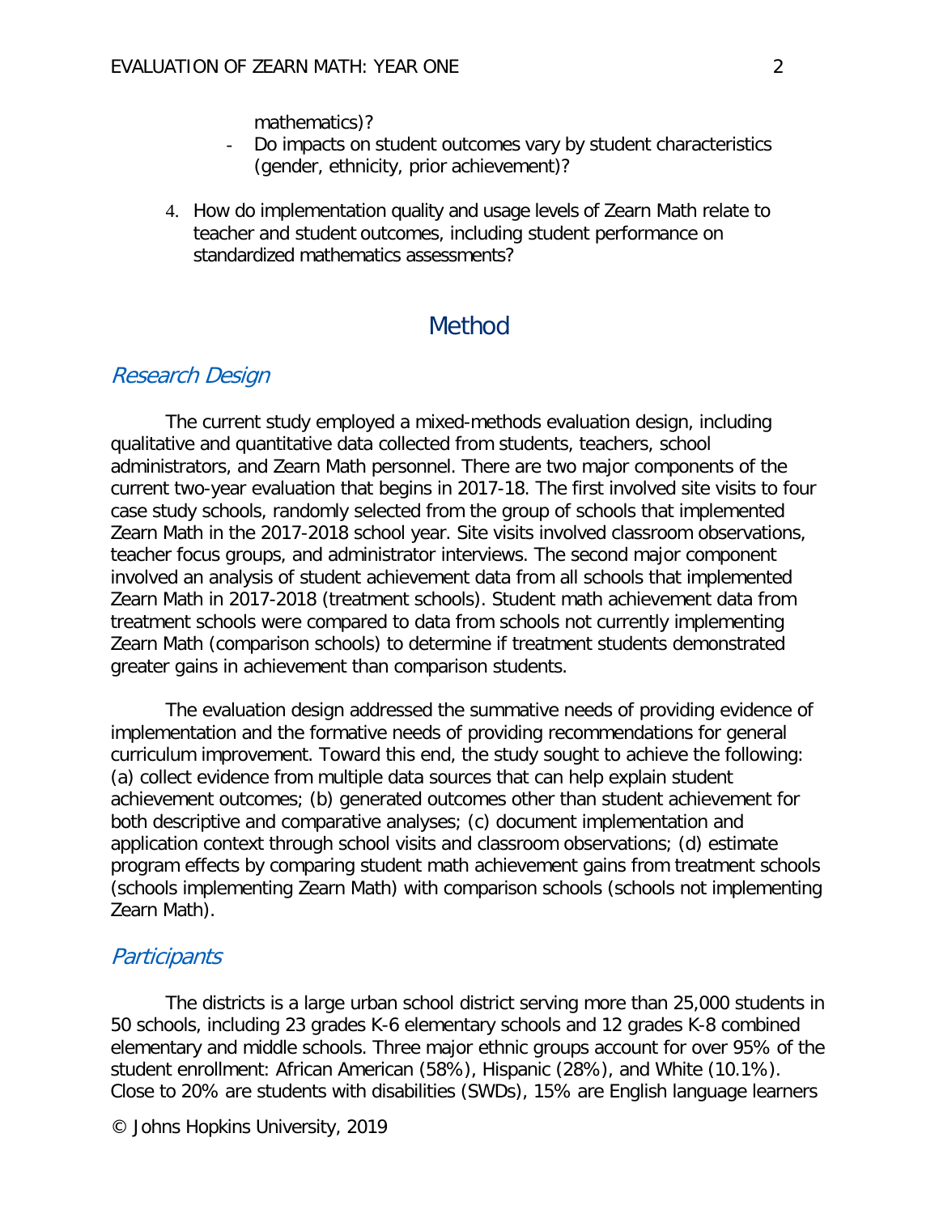mathematics)?

- Do impacts on student outcomes vary by student characteristics (gender, ethnicity, prior achievement)?

4. How do implementation quality and usage levels of Zearn Math relate to teacher and student outcomes, including student performance on standardized mathematics assessments?

# Method

## *Research Design*

The current study employed a mixed-methods evaluation design, including qualitative and quantitative data collected from students, teachers, school administrators, and Zearn Math personnel. There are two major components of the current two-year evaluation that begins in 2017-18. The first involved site visits to four case study schools, randomly selected from the group of schools that implemented Zearn Math in the 2017-2018 school year. Site visits involved classroom observations, teacher focus groups, and administrator interviews. The second major component involved an analysis of student achievement data from all schools that implemented Zearn Math in 2017-2018 (treatment schools). Student math achievement data from treatment schools were compared to data from schools not currently implementing Zearn Math (comparison schools) to determine if treatment students demonstrated greater gains in achievement than comparison students.

The evaluation design addressed the summative needs of providing evidence of implementation and the formative needs of providing recommendations for general curriculum improvement. Toward this end, the study sought to achieve the following: (a) collect evidence from multiple data sources that can help explain student achievement outcomes; (b) generated outcomes other than student achievement for both descriptive and comparative analyses; (c) document implementation and application context through school visits and classroom observations; (d) estimate program effects by comparing student math achievement gains from treatment schools (schools implementing Zearn Math) with comparison schools (schools not implementing Zearn Math).

## *Participants*

The districts is a large urban school district serving more than 25,000 students in 50 schools, including 23 grades K-6 elementary schools and 12 grades K-8 combined elementary and middle schools. Three major ethnic groups account for over 95% of the student enrollment: African American (58%), Hispanic (28%), and White (10.1%). Close to 20% are students with disabilities (SWDs), 15% are English language learners

© Johns Hopkins University, 2019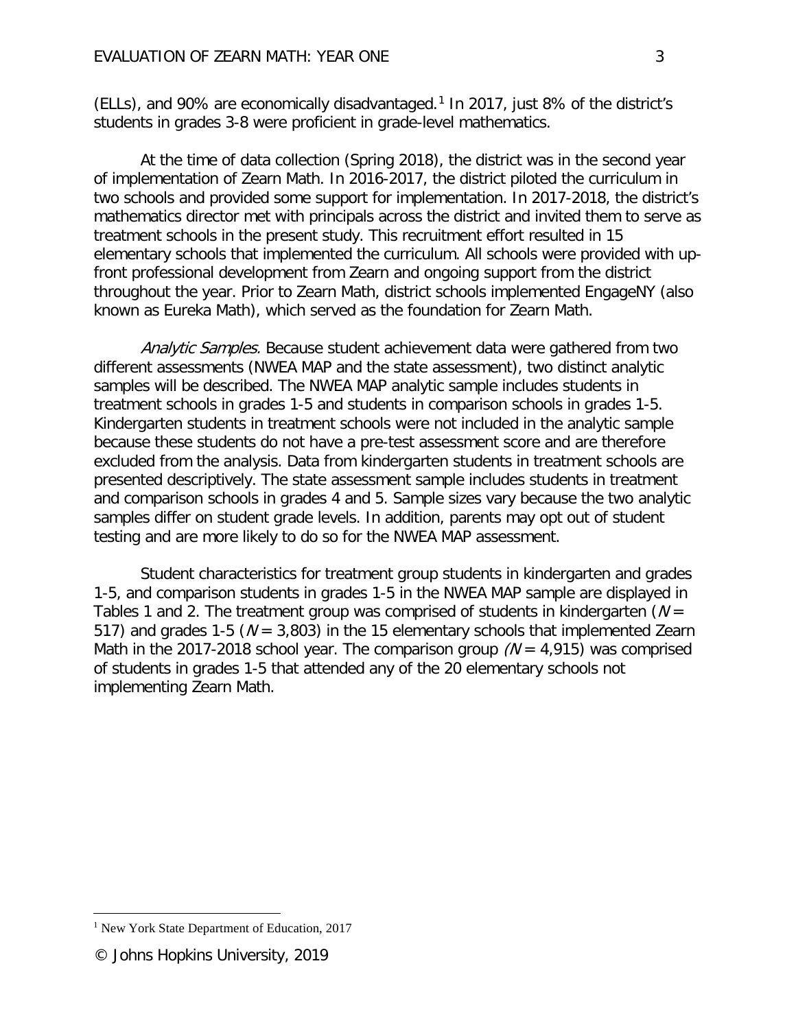(ELLs), and 90% are economically disadvantaged.[1] In 2017, just 8% of the district's students in grades 3-8 were proficient in grade-level mathematics.

At the time of data collection (Spring 2018), the district was in the second year of implementation of Zearn Math. In 2016-2017, the district piloted the curriculum in two schools and provided some support for implementation. In 2017-2018, the district's mathematics director met with principals across the district and invited them to serve as treatment schools in the present study. This recruitment effort resulted in 15 elementary schools that implemented the curriculum. All schools were provided with up-front professional development from Zearn and ongoing support from the district throughout the year. Prior to Zearn Math, district schools implemented EngageNY (also known as Eureka Math), which served as the foundation for Zearn Math.

*Analytic Samples.* Because student achievement data were gathered from two different assessments (NWEA MAP and the state assessment), two distinct analytic samples will be described. The NWEA MAP analytic sample includes students in treatment schools in grades 1-5 and students in comparison schools in grades 1-5. Kindergarten students in treatment schools were not included in the analytic sample because these students do not have a pre-test assessment score and are therefore excluded from the analysis. Data from kindergarten students in treatment schools are presented descriptively. The state assessment sample includes students in treatment and comparison schools in grades 4 and 5. Sample sizes vary because the two analytic samples differ on student grade levels. In addition, parents may opt out of student testing and are more likely to do so for the NWEA MAP assessment.

Student characteristics for treatment group students in kindergarten and grades 1-5, and comparison students in grades 1-5 in the NWEA MAP sample are displayed in Tables 1 and 2. The treatment group was comprised of students in kindergarten ($N$ = 517) and grades 1-5 ($N$ = 3,803) in the 15 elementary schools that implemented Zearn Math in the 2017-2018 school year. The comparison group ($N$ = 4,915) was comprised of students in grades 1-5 that attended any of the 20 elementary schools not implementing Zearn Math.

[1] New York State Department of Education, 2017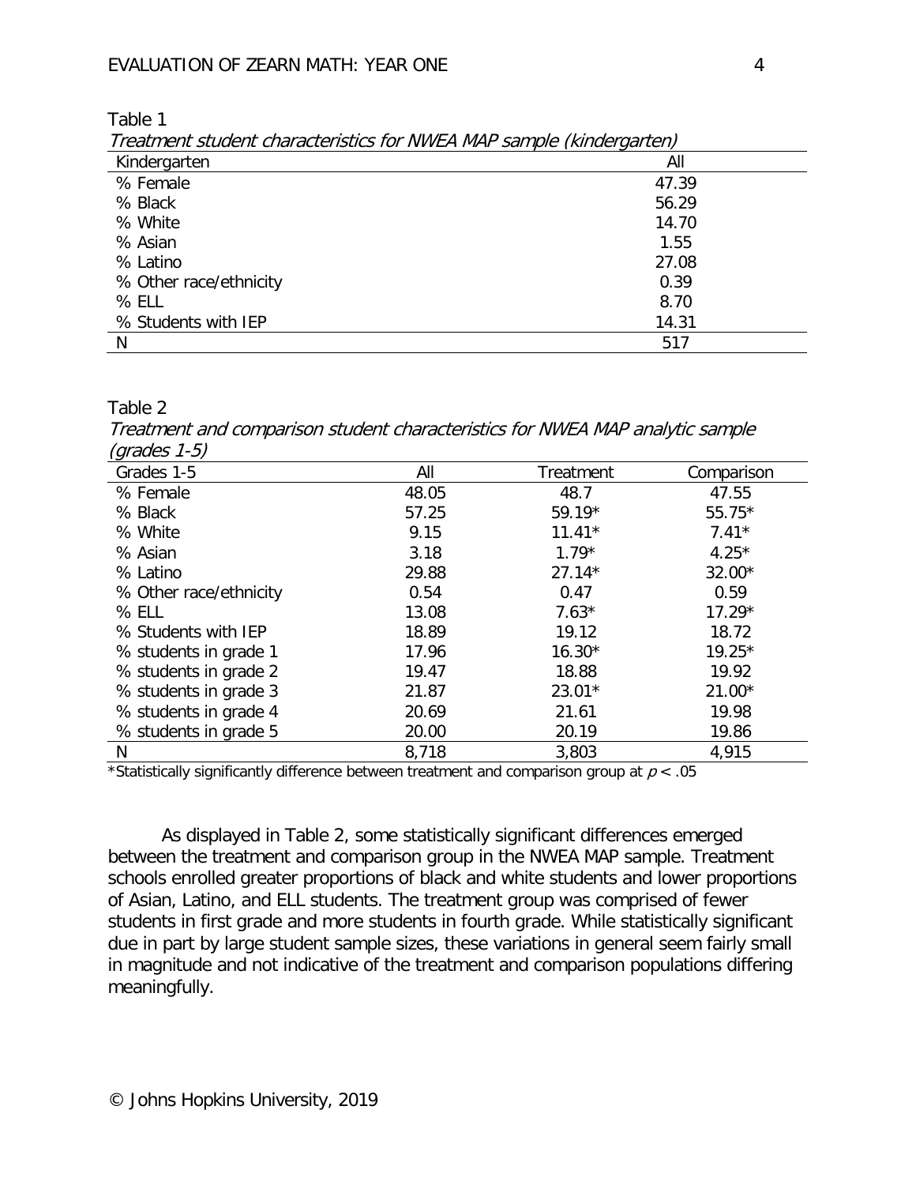Table 1

*Treatment student characteristics for NWEA MAP sample (kindergarten)*

| Kindergarten | All |
|---|---|
| % Female | 47.39 |
| % Black | 56.29 |
| % White | 14.70 |
| % Asian | 1.55 |
| % Latino | 27.08 |
| % Other race/ethnicity | 0.39 |
| % ELL | 8.70 |
| % Students with IEP | 14.31 |
| N | 517 |

Table 2

*Treatment and comparison student characteristics for NWEA MAP analytic sample (grades 1-5)*

| Grades 1-5 | All | Treatment | Comparison |
|---|---|---|---|
| % Female | 48.05 | 48.7 | 47.55 |
| % Black | 57.25 | 59.19* | 55.75* |
| % White | 9.15 | 11.41* | 7.41* |
| % Asian | 3.18 | 1.79* | 4.25* |
| % Latino | 29.88 | 27.14* | 32.00* |
| % Other race/ethnicity | 0.54 | 0.47 | 0.59 |
| % ELL | 13.08 | 7.63* | 17.29* |
| % Students with IEP | 18.89 | 19.12 | 18.72 |
| % students in grade 1 | 17.96 | 16.30* | 19.25* |
| % students in grade 2 | 19.47 | 18.88 | 19.92 |
| % students in grade 3 | 21.87 | 23.01* | 21.00* |
| % students in grade 4 | 20.69 | 21.61 | 19.98 |
| % students in grade 5 | 20.00 | 20.19 | 19.86 |
| N | 8,718 | 3,803 | 4,915 |

*Statistically significantly difference between treatment and comparison group at $p < .05$

As displayed in Table 2, some statistically significant differences emerged between the treatment and comparison group in the NWEA MAP sample. Treatment schools enrolled greater proportions of black and white students and lower proportions of Asian, Latino, and ELL students. The treatment group was comprised of fewer students in first grade and more students in fourth grade. While statistically significant due in part by large student sample sizes, these variations in general seem fairly small in magnitude and not indicative of the treatment and comparison populations differing meaningfully.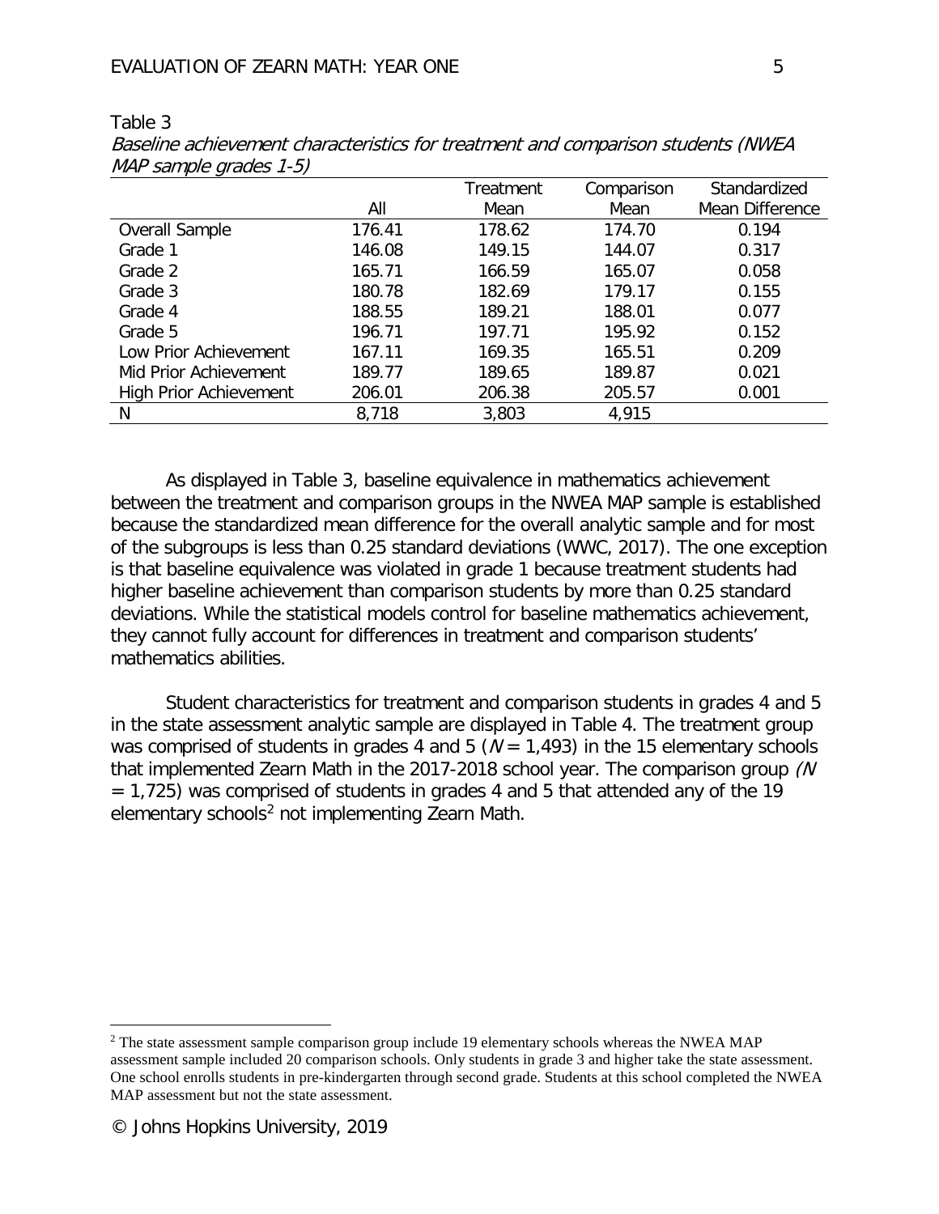Table 3

*Baseline achievement characteristics for treatment and comparison students (NWEA MAP sample grades 1-5)*

| | All | Treatment Mean | Comparison Mean | Standardized Mean Difference |
|---|---|---|---|---|
| Overall Sample | 176.41 | 178.62 | 174.70 | 0.194 |
| Grade 1 | 146.08 | 149.15 | 144.07 | 0.317 |
| Grade 2 | 165.71 | 166.59 | 165.07 | 0.058 |
| Grade 3 | 180.78 | 182.69 | 179.17 | 0.155 |
| Grade 4 | 188.55 | 189.21 | 188.01 | 0.077 |
| Grade 5 | 196.71 | 197.71 | 195.92 | 0.152 |
| Low Prior Achievement | 167.11 | 169.35 | 165.51 | 0.209 |
| Mid Prior Achievement | 189.77 | 189.65 | 189.87 | 0.021 |
| High Prior Achievement | 206.01 | 206.38 | 205.57 | 0.001 |
| N | 8,718 | 3,803 | 4,915 | |

As displayed in Table 3, baseline equivalence in mathematics achievement between the treatment and comparison groups in the NWEA MAP sample is established because the standardized mean difference for the overall analytic sample and for most of the subgroups is less than 0.25 standard deviations (WWC, 2017). The one exception is that baseline equivalence was violated in grade 1 because treatment students had higher baseline achievement than comparison students by more than 0.25 standard deviations. While the statistical models control for baseline mathematics achievement, they cannot fully account for differences in treatment and comparison students' mathematics abilities.

Student characteristics for treatment and comparison students in grades 4 and 5 in the state assessment analytic sample are displayed in Table 4. The treatment group was comprised of students in grades 4 and 5 ($N$ = 1,493) in the 15 elementary schools that implemented Zearn Math in the 2017-2018 school year. The comparison group ($N$ = 1,725) was comprised of students in grades 4 and 5 that attended any of the 19 elementary schools[2] not implementing Zearn Math.

[2] The state assessment sample comparison group include 19 elementary schools whereas the NWEA MAP assessment sample included 20 comparison schools. Only students in grade 3 and higher take the state assessment. One school enrolls students in pre-kindergarten through second grade. Students at this school completed the NWEA MAP assessment but not the state assessment.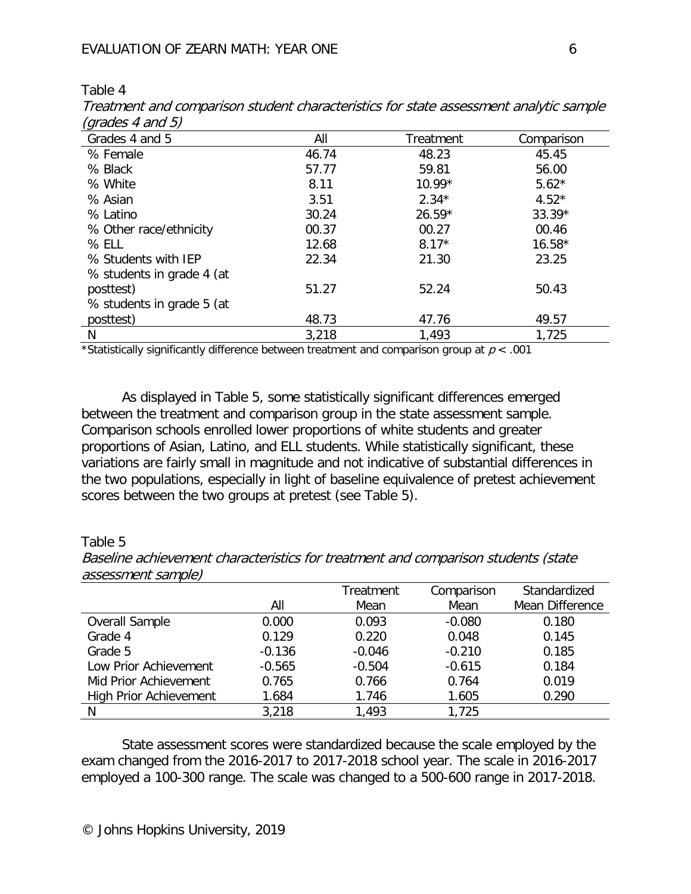Table 4

*Treatment and comparison student characteristics for state assessment analytic sample (grades 4 and 5)*

| Grades 4 and 5 | All | Treatment | Comparison |
|---|---|---|---|
| % Female | 46.74 | 48.23 | 45.45 |
| % Black | 57.77 | 59.81 | 56.00 |
| % White | 8.11 | 10.99* | 5.62* |
| % Asian | 3.51 | 2.34* | 4.52* |
| % Latino | 30.24 | 26.59* | 33.39* |
| % Other race/ethnicity | 00.37 | 00.27 | 00.46 |
| % ELL | 12.68 | 8.17* | 16.58* |
| % Students with IEP | 22.34 | 21.30 | 23.25 |
| % students in grade 4 (at posttest) | 51.27 | 52.24 | 50.43 |
| % students in grade 5 (at posttest) | 48.73 | 47.76 | 49.57 |
| N | 3,218 | 1,493 | 1,725 |

*Statistically significantly difference between treatment and comparison group at $p < .001$

As displayed in Table 5, some statistically significant differences emerged between the treatment and comparison group in the state assessment sample. Comparison schools enrolled lower proportions of white students and greater proportions of Asian, Latino, and ELL students. While statistically significant, these variations are fairly small in magnitude and not indicative of substantial differences in the two populations, especially in light of baseline equivalence of pretest achievement scores between the two groups at pretest (see Table 5).

Table 5

*Baseline achievement characteristics for treatment and comparison students (state assessment sample)*

| | All | Treatment Mean | Comparison Mean | Standardized Mean Difference |
|---|---|---|---|---|
| Overall Sample | 0.000 | 0.093 | -0.080 | 0.180 |
| Grade 4 | 0.129 | 0.220 | 0.048 | 0.145 |
| Grade 5 | -0.136 | -0.046 | -0.210 | 0.185 |
| Low Prior Achievement | -0.565 | -0.504 | -0.615 | 0.184 |
| Mid Prior Achievement | 0.765 | 0.766 | 0.764 | 0.019 |
| High Prior Achievement | 1.684 | 1.746 | 1.605 | 0.290 |
| N | 3,218 | 1,493 | 1,725 | |

State assessment scores were standardized because the scale employed by the exam changed from the 2016-2017 to 2017-2018 school year. The scale in 2016-2017 employed a 100-300 range. The scale was changed to a 500-600 range in 2017-2018.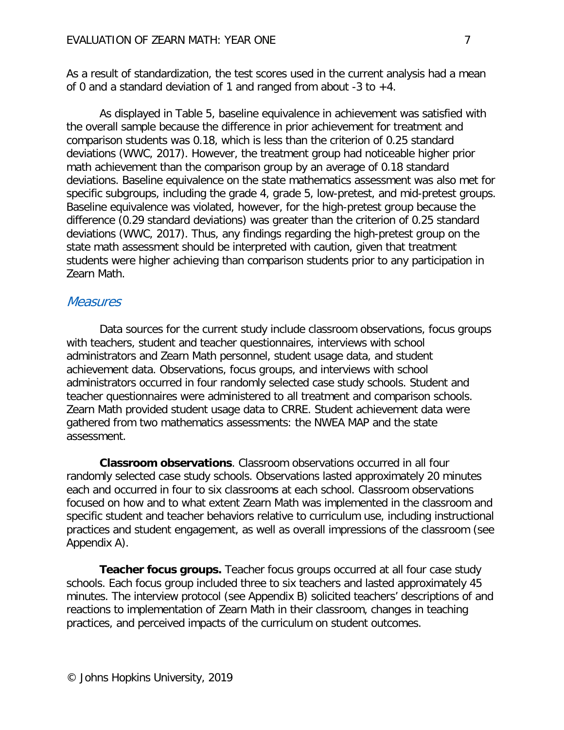As a result of standardization, the test scores used in the current analysis had a mean of 0 and a standard deviation of 1 and ranged from about -3 to +4.

As displayed in Table 5, baseline equivalence in achievement was satisfied with the overall sample because the difference in prior achievement for treatment and comparison students was 0.18, which is less than the criterion of 0.25 standard deviations (WWC, 2017). However, the treatment group had noticeable higher prior math achievement than the comparison group by an average of 0.18 standard deviations. Baseline equivalence on the state mathematics assessment was also met for specific subgroups, including the grade 4, grade 5, low-pretest, and mid-pretest groups. Baseline equivalence was violated, however, for the high-pretest group because the difference (0.29 standard deviations) was greater than the criterion of 0.25 standard deviations (WWC, 2017). Thus, any findings regarding the high-pretest group on the state math assessment should be interpreted with caution, given that treatment students were higher achieving than comparison students prior to any participation in Zearn Math.

### *Measures*

Data sources for the current study include classroom observations, focus groups with teachers, student and teacher questionnaires, interviews with school administrators and Zearn Math personnel, student usage data, and student achievement data. Observations, focus groups, and interviews with school administrators occurred in four randomly selected case study schools. Student and teacher questionnaires were administered to all treatment and comparison schools. Zearn Math provided student usage data to CRRE. Student achievement data were gathered from two mathematics assessments: the NWEA MAP and the state assessment.

**Classroom observations**. Classroom observations occurred in all four randomly selected case study schools. Observations lasted approximately 20 minutes each and occurred in four to six classrooms at each school. Classroom observations focused on how and to what extent Zearn Math was implemented in the classroom and specific student and teacher behaviors relative to curriculum use, including instructional practices and student engagement, as well as overall impressions of the classroom (see Appendix A).

**Teacher focus groups.** Teacher focus groups occurred at all four case study schools. Each focus group included three to six teachers and lasted approximately 45 minutes. The interview protocol (see Appendix B) solicited teachers' descriptions of and reactions to implementation of Zearn Math in their classroom, changes in teaching practices, and perceived impacts of the curriculum on student outcomes.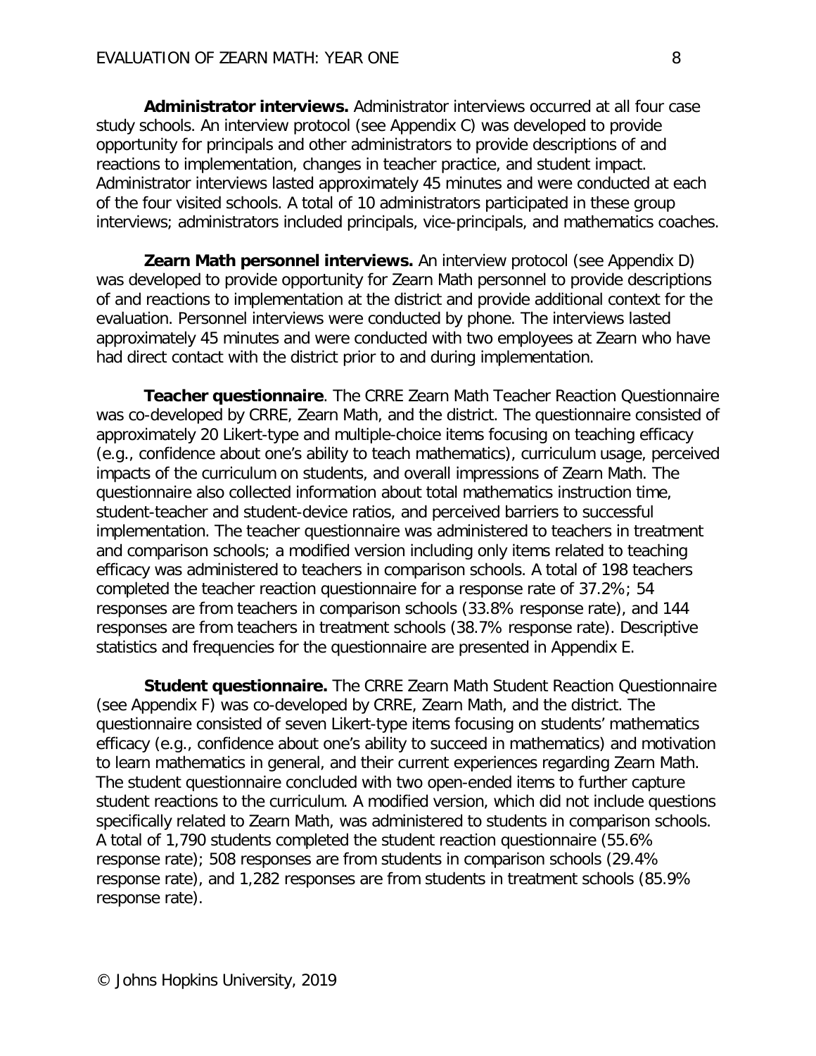**Administrator interviews.** Administrator interviews occurred at all four case study schools. An interview protocol (see Appendix C) was developed to provide opportunity for principals and other administrators to provide descriptions of and reactions to implementation, changes in teacher practice, and student impact. Administrator interviews lasted approximately 45 minutes and were conducted at each of the four visited schools. A total of 10 administrators participated in these group interviews; administrators included principals, vice-principals, and mathematics coaches.

**Zearn Math personnel interviews.** An interview protocol (see Appendix D) was developed to provide opportunity for Zearn Math personnel to provide descriptions of and reactions to implementation at the district and provide additional context for the evaluation. Personnel interviews were conducted by phone. The interviews lasted approximately 45 minutes and were conducted with two employees at Zearn who have had direct contact with the district prior to and during implementation.

**Teacher questionnaire**. The CRRE Zearn Math Teacher Reaction Questionnaire was co-developed by CRRE, Zearn Math, and the district. The questionnaire consisted of approximately 20 Likert-type and multiple-choice items focusing on teaching efficacy (e.g., confidence about one's ability to teach mathematics), curriculum usage, perceived impacts of the curriculum on students, and overall impressions of Zearn Math. The questionnaire also collected information about total mathematics instruction time, student-teacher and student-device ratios, and perceived barriers to successful implementation. The teacher questionnaire was administered to teachers in treatment and comparison schools; a modified version including only items related to teaching efficacy was administered to teachers in comparison schools. A total of 198 teachers completed the teacher reaction questionnaire for a response rate of 37.2%; 54 responses are from teachers in comparison schools (33.8% response rate), and 144 responses are from teachers in treatment schools (38.7% response rate). Descriptive statistics and frequencies for the questionnaire are presented in Appendix E.

**Student questionnaire.** The CRRE Zearn Math Student Reaction Questionnaire (see Appendix F) was co-developed by CRRE, Zearn Math, and the district. The questionnaire consisted of seven Likert-type items focusing on students' mathematics efficacy (e.g., confidence about one's ability to succeed in mathematics) and motivation to learn mathematics in general, and their current experiences regarding Zearn Math. The student questionnaire concluded with two open-ended items to further capture student reactions to the curriculum. A modified version, which did not include questions specifically related to Zearn Math, was administered to students in comparison schools. A total of 1,790 students completed the student reaction questionnaire (55.6% response rate); 508 responses are from students in comparison schools (29.4% response rate), and 1,282 responses are from students in treatment schools (85.9% response rate).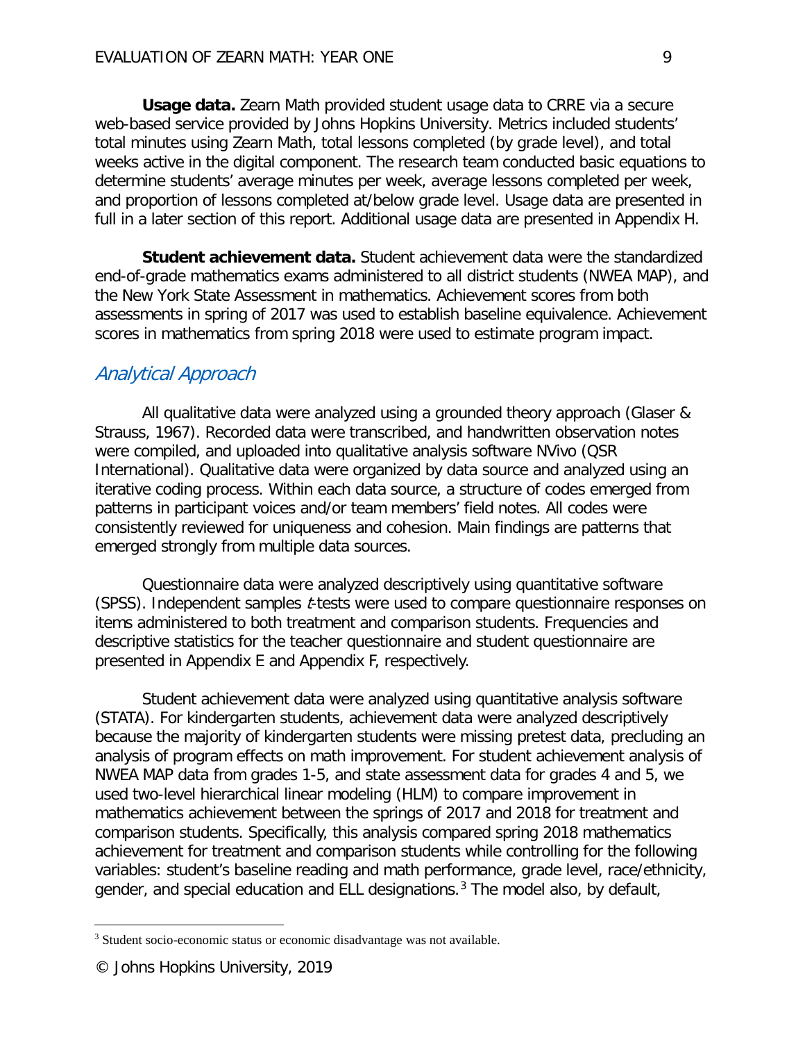**Usage data.** Zearn Math provided student usage data to CRRE via a secure web-based service provided by Johns Hopkins University. Metrics included students' total minutes using Zearn Math, total lessons completed (by grade level), and total weeks active in the digital component. The research team conducted basic equations to determine students' average minutes per week, average lessons completed per week, and proportion of lessons completed at/below grade level. Usage data are presented in full in a later section of this report. Additional usage data are presented in Appendix H.

**Student achievement data.** Student achievement data were the standardized end-of-grade mathematics exams administered to all district students (NWEA MAP), and the New York State Assessment in mathematics. Achievement scores from both assessments in spring of 2017 was used to establish baseline equivalence. Achievement scores in mathematics from spring 2018 were used to estimate program impact.

## *Analytical Approach*

All qualitative data were analyzed using a grounded theory approach (Glaser & Strauss, 1967). Recorded data were transcribed, and handwritten observation notes were compiled, and uploaded into qualitative analysis software NVivo (QSR International). Qualitative data were organized by data source and analyzed using an iterative coding process. Within each data source, a structure of codes emerged from patterns in participant voices and/or team members' field notes. All codes were consistently reviewed for uniqueness and cohesion. Main findings are patterns that emerged strongly from multiple data sources.

Questionnaire data were analyzed descriptively using quantitative software (SPSS). Independent samples *t*-tests were used to compare questionnaire responses on items administered to both treatment and comparison students. Frequencies and descriptive statistics for the teacher questionnaire and student questionnaire are presented in Appendix E and Appendix F, respectively.

Student achievement data were analyzed using quantitative analysis software (STATA). For kindergarten students, achievement data were analyzed descriptively because the majority of kindergarten students were missing pretest data, precluding an analysis of program effects on math improvement. For student achievement analysis of NWEA MAP data from grades 1-5, and state assessment data for grades 4 and 5, we used two-level hierarchical linear modeling (HLM) to compare improvement in mathematics achievement between the springs of 2017 and 2018 for treatment and comparison students. Specifically, this analysis compared spring 2018 mathematics achievement for treatment and comparison students while controlling for the following variables: student's baseline reading and math performance, grade level, race/ethnicity, gender, and special education and ELL designations.[3] The model also, by default,

[3] Student socio-economic status or economic disadvantage was not available.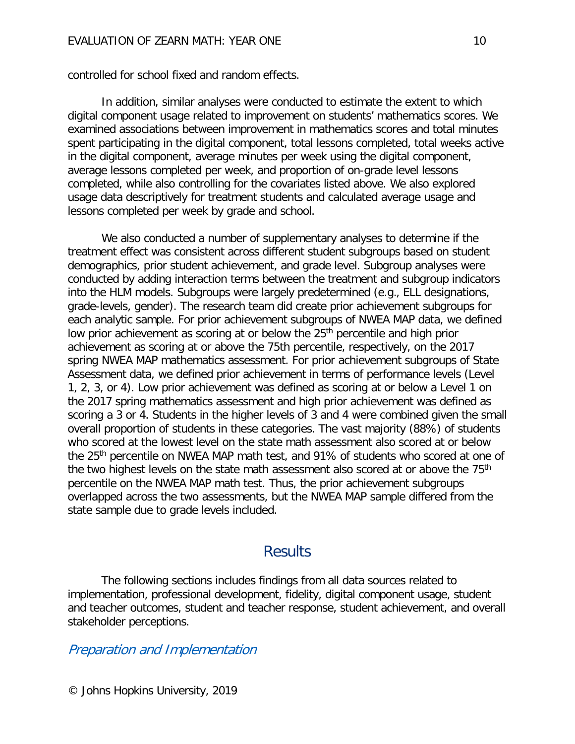controlled for school fixed and random effects.

In addition, similar analyses were conducted to estimate the extent to which digital component usage related to improvement on students' mathematics scores. We examined associations between improvement in mathematics scores and total minutes spent participating in the digital component, total lessons completed, total weeks active in the digital component, average minutes per week using the digital component, average lessons completed per week, and proportion of on-grade level lessons completed, while also controlling for the covariates listed above. We also explored usage data descriptively for treatment students and calculated average usage and lessons completed per week by grade and school.

We also conducted a number of supplementary analyses to determine if the treatment effect was consistent across different student subgroups based on student demographics, prior student achievement, and grade level. Subgroup analyses were conducted by adding interaction terms between the treatment and subgroup indicators into the HLM models. Subgroups were largely predetermined (e.g., ELL designations, grade-levels, gender). The research team did create prior achievement subgroups for each analytic sample. For prior achievement subgroups of NWEA MAP data, we defined low prior achievement as scoring at or below the 25th percentile and high prior achievement as scoring at or above the 75th percentile, respectively, on the 2017 spring NWEA MAP mathematics assessment. For prior achievement subgroups of State Assessment data, we defined prior achievement in terms of performance levels (Level 1, 2, 3, or 4). Low prior achievement was defined as scoring at or below a Level 1 on the 2017 spring mathematics assessment and high prior achievement was defined as scoring a 3 or 4. Students in the higher levels of 3 and 4 were combined given the small overall proportion of students in these categories. The vast majority (88%) of students who scored at the lowest level on the state math assessment also scored at or below the 25th percentile on NWEA MAP math test, and 91% of students who scored at one of the two highest levels on the state math assessment also scored at or above the 75th percentile on the NWEA MAP math test. Thus, the prior achievement subgroups overlapped across the two assessments, but the NWEA MAP sample differed from the state sample due to grade levels included.

## Results

The following sections includes findings from all data sources related to implementation, professional development, fidelity, digital component usage, student and teacher outcomes, student and teacher response, student achievement, and overall stakeholder perceptions.

### *Preparation and Implementation*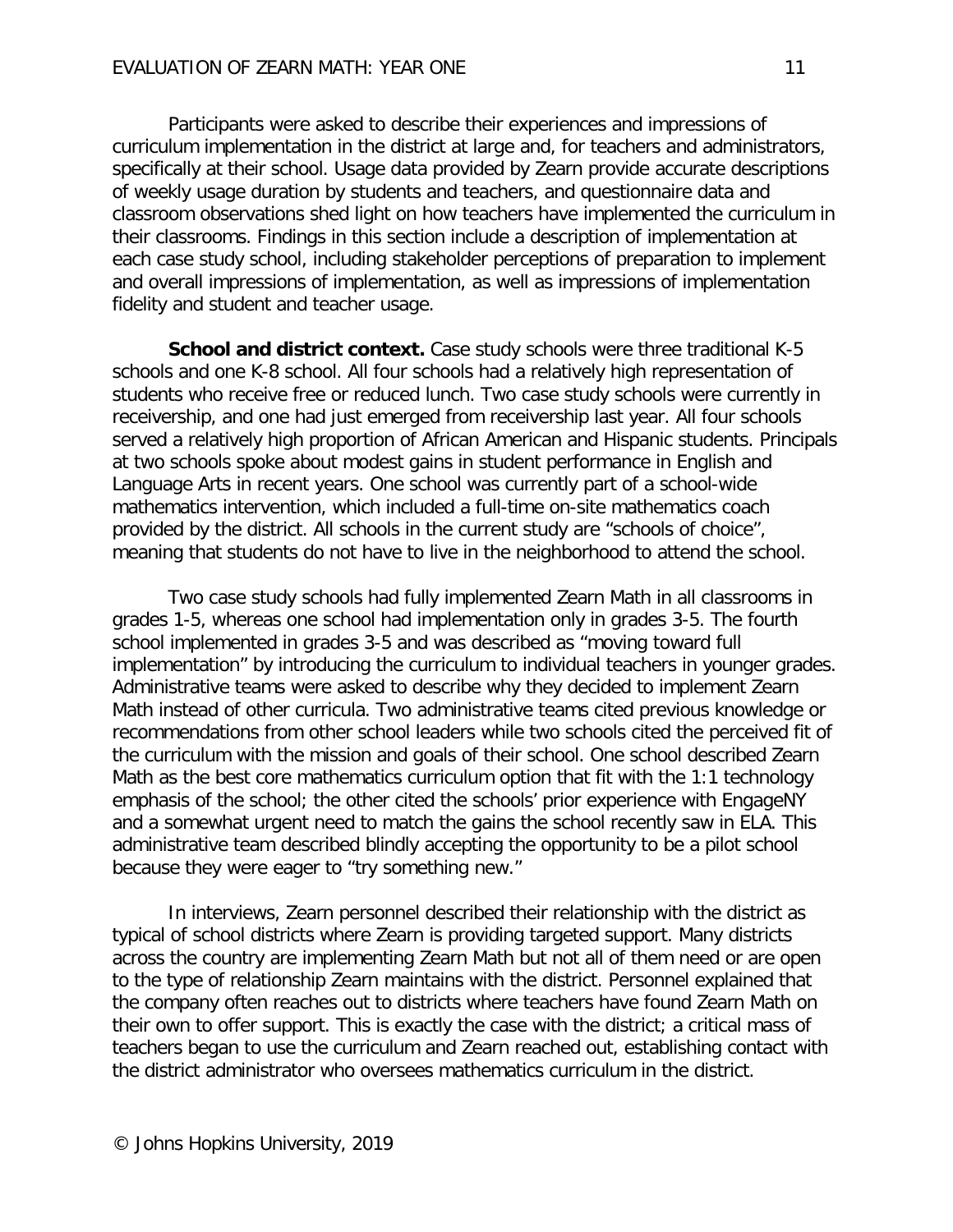Participants were asked to describe their experiences and impressions of curriculum implementation in the district at large and, for teachers and administrators, specifically at their school. Usage data provided by Zearn provide accurate descriptions of weekly usage duration by students and teachers, and questionnaire data and classroom observations shed light on how teachers have implemented the curriculum in their classrooms. Findings in this section include a description of implementation at each case study school, including stakeholder perceptions of preparation to implement and overall impressions of implementation, as well as impressions of implementation fidelity and student and teacher usage.

**School and district context.** Case study schools were three traditional K-5 schools and one K-8 school. All four schools had a relatively high representation of students who receive free or reduced lunch. Two case study schools were currently in receivership, and one had just emerged from receivership last year. All four schools served a relatively high proportion of African American and Hispanic students. Principals at two schools spoke about modest gains in student performance in English and Language Arts in recent years. One school was currently part of a school-wide mathematics intervention, which included a full-time on-site mathematics coach provided by the district. All schools in the current study are "schools of choice", meaning that students do not have to live in the neighborhood to attend the school.

Two case study schools had fully implemented Zearn Math in all classrooms in grades 1-5, whereas one school had implementation only in grades 3-5. The fourth school implemented in grades 3-5 and was described as "moving toward full implementation" by introducing the curriculum to individual teachers in younger grades. Administrative teams were asked to describe why they decided to implement Zearn Math instead of other curricula. Two administrative teams cited previous knowledge or recommendations from other school leaders while two schools cited the perceived fit of the curriculum with the mission and goals of their school. One school described Zearn Math as the best core mathematics curriculum option that fit with the 1:1 technology emphasis of the school; the other cited the schools' prior experience with EngageNY and a somewhat urgent need to match the gains the school recently saw in ELA. This administrative team described blindly accepting the opportunity to be a pilot school because they were eager to "try something new."

In interviews, Zearn personnel described their relationship with the district as typical of school districts where Zearn is providing targeted support. Many districts across the country are implementing Zearn Math but not all of them need or are open to the type of relationship Zearn maintains with the district. Personnel explained that the company often reaches out to districts where teachers have found Zearn Math on their own to offer support. This is exactly the case with the district; a critical mass of teachers began to use the curriculum and Zearn reached out, establishing contact with the district administrator who oversees mathematics curriculum in the district.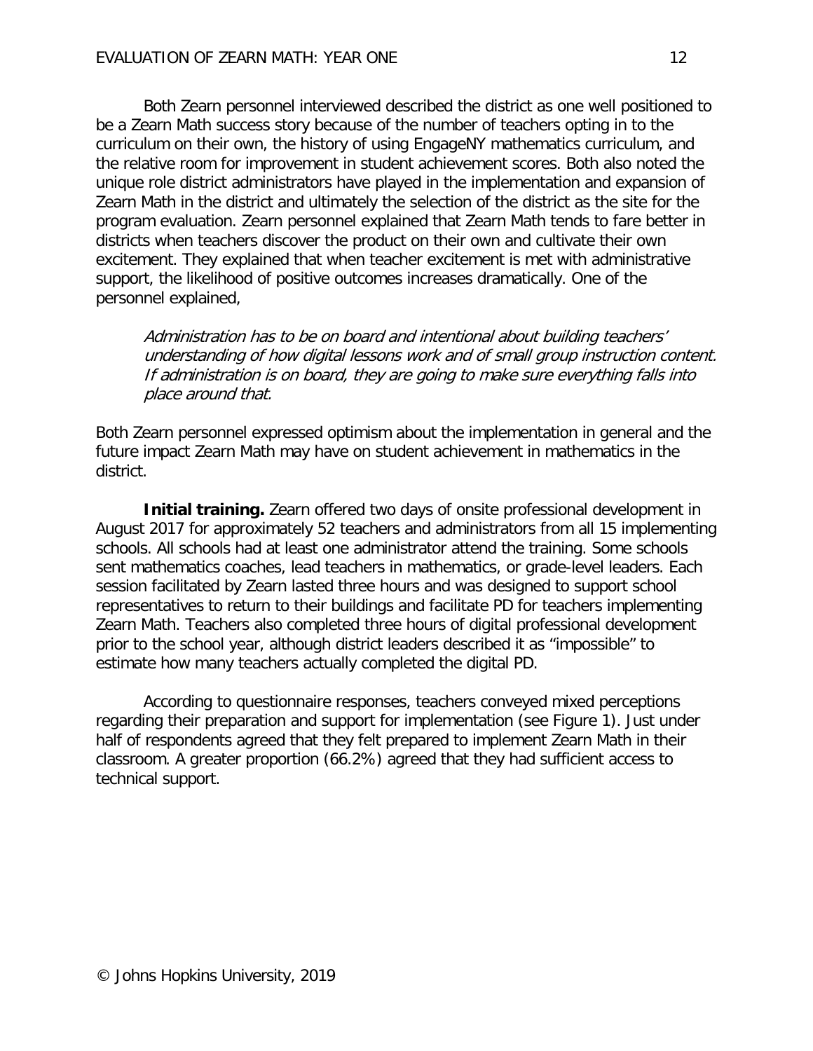Both Zearn personnel interviewed described the district as one well positioned to be a Zearn Math success story because of the number of teachers opting in to the curriculum on their own, the history of using EngageNY mathematics curriculum, and the relative room for improvement in student achievement scores. Both also noted the unique role district administrators have played in the implementation and expansion of Zearn Math in the district and ultimately the selection of the district as the site for the program evaluation. Zearn personnel explained that Zearn Math tends to fare better in districts when teachers discover the product on their own and cultivate their own excitement. They explained that when teacher excitement is met with administrative support, the likelihood of positive outcomes increases dramatically. One of the personnel explained,

> *Administration has to be on board and intentional about building teachers' understanding of how digital lessons work and of small group instruction content. If administration is on board, they are going to make sure everything falls into place around that.*

Both Zearn personnel expressed optimism about the implementation in general and the future impact Zearn Math may have on student achievement in mathematics in the district.

**Initial training.** Zearn offered two days of onsite professional development in August 2017 for approximately 52 teachers and administrators from all 15 implementing schools. All schools had at least one administrator attend the training. Some schools sent mathematics coaches, lead teachers in mathematics, or grade-level leaders. Each session facilitated by Zearn lasted three hours and was designed to support school representatives to return to their buildings and facilitate PD for teachers implementing Zearn Math. Teachers also completed three hours of digital professional development prior to the school year, although district leaders described it as "impossible" to estimate how many teachers actually completed the digital PD.

According to questionnaire responses, teachers conveyed mixed perceptions regarding their preparation and support for implementation (see Figure 1). Just under half of respondents agreed that they felt prepared to implement Zearn Math in their classroom. A greater proportion (66.2%) agreed that they had sufficient access to technical support.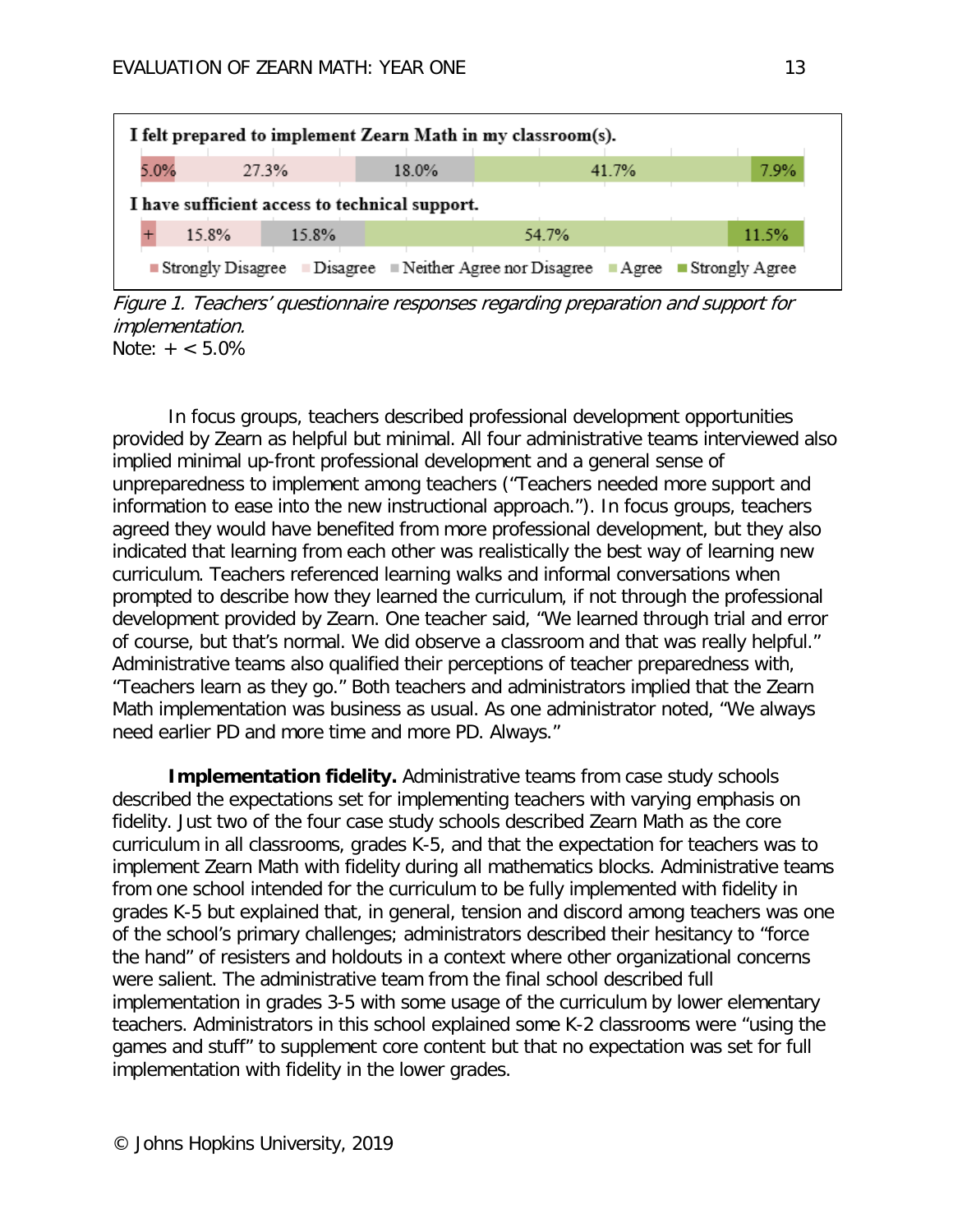| | Strongly Disagree | Disagree | Neither Agree nor Disagree | Agree | Strongly Agree |
|---|---|---|---|---|---|
| I felt prepared to implement Zearn Math in my classroom(s). | 5.0% | 27.3% | 18.0% | 41.7% | 7.9% |
| I have sufficient access to technical support. | + | 15.8% | 15.8% | 54.7% | 11.5% |

*Figure 1. Teachers' questionnaire responses regarding preparation and support for implementation.*
Note: + < 5.0%

In focus groups, teachers described professional development opportunities provided by Zearn as helpful but minimal. All four administrative teams interviewed also implied minimal up-front professional development and a general sense of unpreparedness to implement among teachers ("Teachers needed more support and information to ease into the new instructional approach."). In focus groups, teachers agreed they would have benefited from more professional development, but they also indicated that learning from each other was realistically the best way of learning new curriculum. Teachers referenced learning walks and informal conversations when prompted to describe how they learned the curriculum, if not through the professional development provided by Zearn. One teacher said, "We learned through trial and error of course, but that's normal. We did observe a classroom and that was really helpful." Administrative teams also qualified their perceptions of teacher preparedness with, "Teachers learn as they go." Both teachers and administrators implied that the Zearn Math implementation was business as usual. As one administrator noted, "We always need earlier PD and more time and more PD. Always."

**Implementation fidelity.** Administrative teams from case study schools described the expectations set for implementing teachers with varying emphasis on fidelity. Just two of the four case study schools described Zearn Math as the core curriculum in all classrooms, grades K-5, and that the expectation for teachers was to implement Zearn Math with fidelity during all mathematics blocks. Administrative teams from one school intended for the curriculum to be fully implemented with fidelity in grades K-5 but explained that, in general, tension and discord among teachers was one of the school's primary challenges; administrators described their hesitancy to "force the hand" of resisters and holdouts in a context where other organizational concerns were salient. The administrative team from the final school described full implementation in grades 3-5 with some usage of the curriculum by lower elementary teachers. Administrators in this school explained some K-2 classrooms were "using the games and stuff" to supplement core content but that no expectation was set for full implementation with fidelity in the lower grades.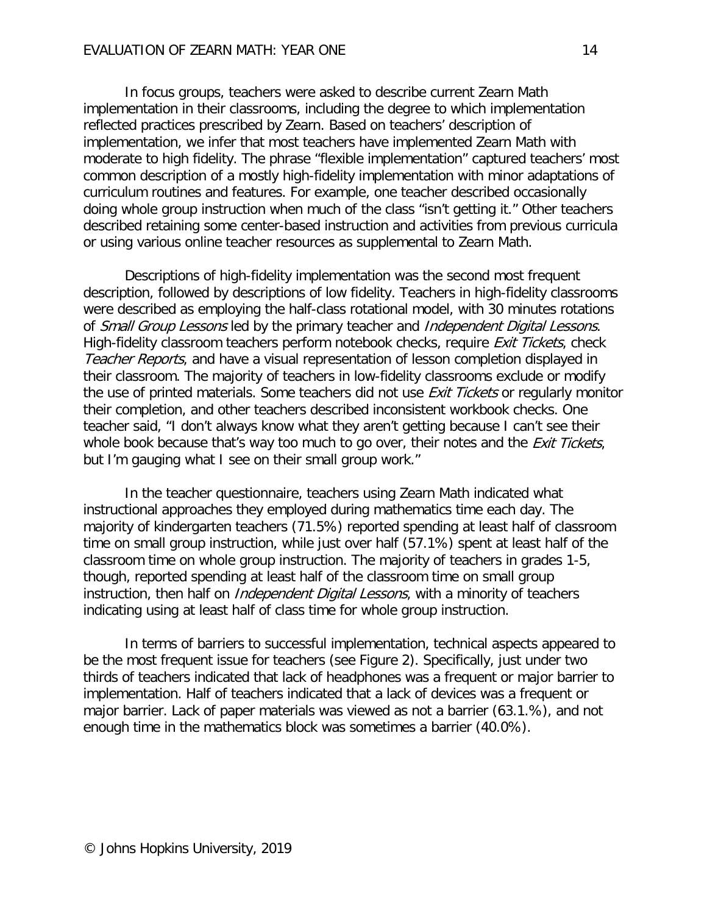In focus groups, teachers were asked to describe current Zearn Math implementation in their classrooms, including the degree to which implementation reflected practices prescribed by Zearn. Based on teachers' description of implementation, we infer that most teachers have implemented Zearn Math with moderate to high fidelity. The phrase "flexible implementation" captured teachers' most common description of a mostly high-fidelity implementation with minor adaptations of curriculum routines and features. For example, one teacher described occasionally doing whole group instruction when much of the class "isn't getting it." Other teachers described retaining some center-based instruction and activities from previous curricula or using various online teacher resources as supplemental to Zearn Math.

Descriptions of high-fidelity implementation was the second most frequent description, followed by descriptions of low fidelity. Teachers in high-fidelity classrooms were described as employing the half-class rotational model, with 30 minutes rotations of *Small Group Lessons* led by the primary teacher and *Independent Digital Lessons*. High-fidelity classroom teachers perform notebook checks, require *Exit Tickets*, check *Teacher Reports*, and have a visual representation of lesson completion displayed in their classroom. The majority of teachers in low-fidelity classrooms exclude or modify the use of printed materials. Some teachers did not use *Exit Tickets* or regularly monitor their completion, and other teachers described inconsistent workbook checks. One teacher said, "I don't always know what they aren't getting because I can't see their whole book because that's way too much to go over, their notes and the *Exit Tickets*, but I'm gauging what I see on their small group work."

In the teacher questionnaire, teachers using Zearn Math indicated what instructional approaches they employed during mathematics time each day. The majority of kindergarten teachers (71.5%) reported spending at least half of classroom time on small group instruction, while just over half (57.1%) spent at least half of the classroom time on whole group instruction. The majority of teachers in grades 1-5, though, reported spending at least half of the classroom time on small group instruction, then half on *Independent Digital Lessons*, with a minority of teachers indicating using at least half of class time for whole group instruction.

In terms of barriers to successful implementation, technical aspects appeared to be the most frequent issue for teachers (see Figure 2). Specifically, just under two thirds of teachers indicated that lack of headphones was a frequent or major barrier to implementation. Half of teachers indicated that a lack of devices was a frequent or major barrier. Lack of paper materials was viewed as not a barrier (63.1.%), and not enough time in the mathematics block was sometimes a barrier (40.0%).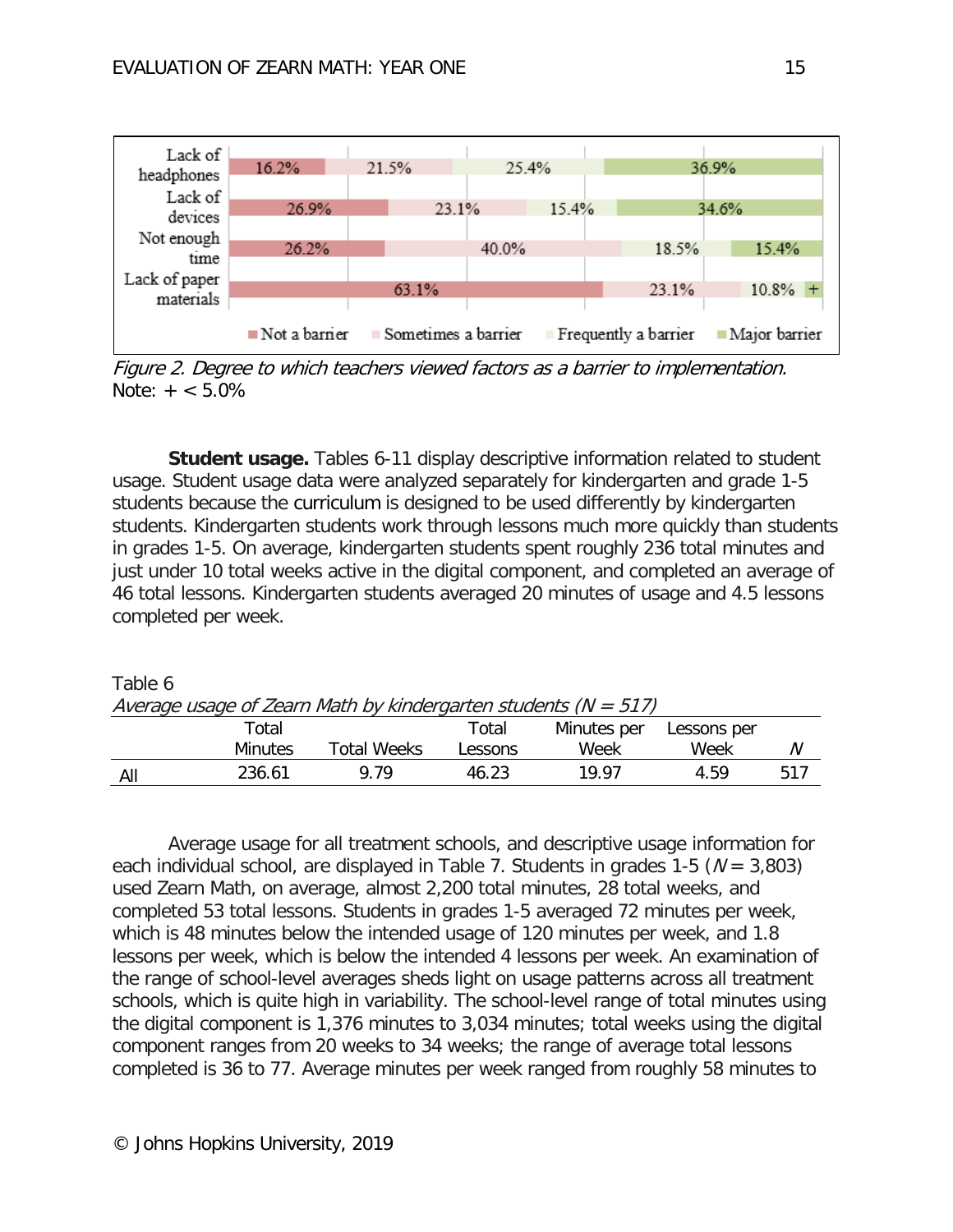| | Not a barrier | Sometimes a barrier | Frequently a barrier | Major barrier |
|---|---|---|---|---|
| Lack of headphones | 16.2% | 21.5% | 25.4% | 36.9% |
| Lack of devices | 26.9% | 23.1% | 15.4% | 34.6% |
| Not enough time | 26.2% | 40.0% | 18.5% | 15.4% |
| Lack of paper materials | 63.1% | 23.1% | 10.8% | + |

*Figure 2. Degree to which teachers viewed factors as a barrier to implementation.*
Note: + < 5.0%

**Student usage.** Tables 6-11 display descriptive information related to student usage. Student usage data were analyzed separately for kindergarten and grade 1-5 students because the curriculum is designed to be used differently by kindergarten students. Kindergarten students work through lessons much more quickly than students in grades 1-5. On average, kindergarten students spent roughly 236 total minutes and just under 10 total weeks active in the digital component, and completed an average of 46 total lessons. Kindergarten students averaged 20 minutes of usage and 4.5 lessons completed per week.

Table 6
*Average usage of Zearn Math by kindergarten students (N = 517)*

| | Total Minutes | Total Weeks | Total Lessons | Minutes per Week | Lessons per Week | *N* |
|---|---|---|---|---|---|---|
| All | 236.61 | 9.79 | 46.23 | 19.97 | 4.59 | 517 |

Average usage for all treatment schools, and descriptive usage information for each individual school, are displayed in Table 7. Students in grades 1-5 (*N* = 3,803) used Zearn Math, on average, almost 2,200 total minutes, 28 total weeks, and completed 53 total lessons. Students in grades 1-5 averaged 72 minutes per week, which is 48 minutes below the intended usage of 120 minutes per week, and 1.8 lessons per week, which is below the intended 4 lessons per week. An examination of the range of school-level averages sheds light on usage patterns across all treatment schools, which is quite high in variability. The school-level range of total minutes using the digital component is 1,376 minutes to 3,034 minutes; total weeks using the digital component ranges from 20 weeks to 34 weeks; the range of average total lessons completed is 36 to 77. Average minutes per week ranged from roughly 58 minutes to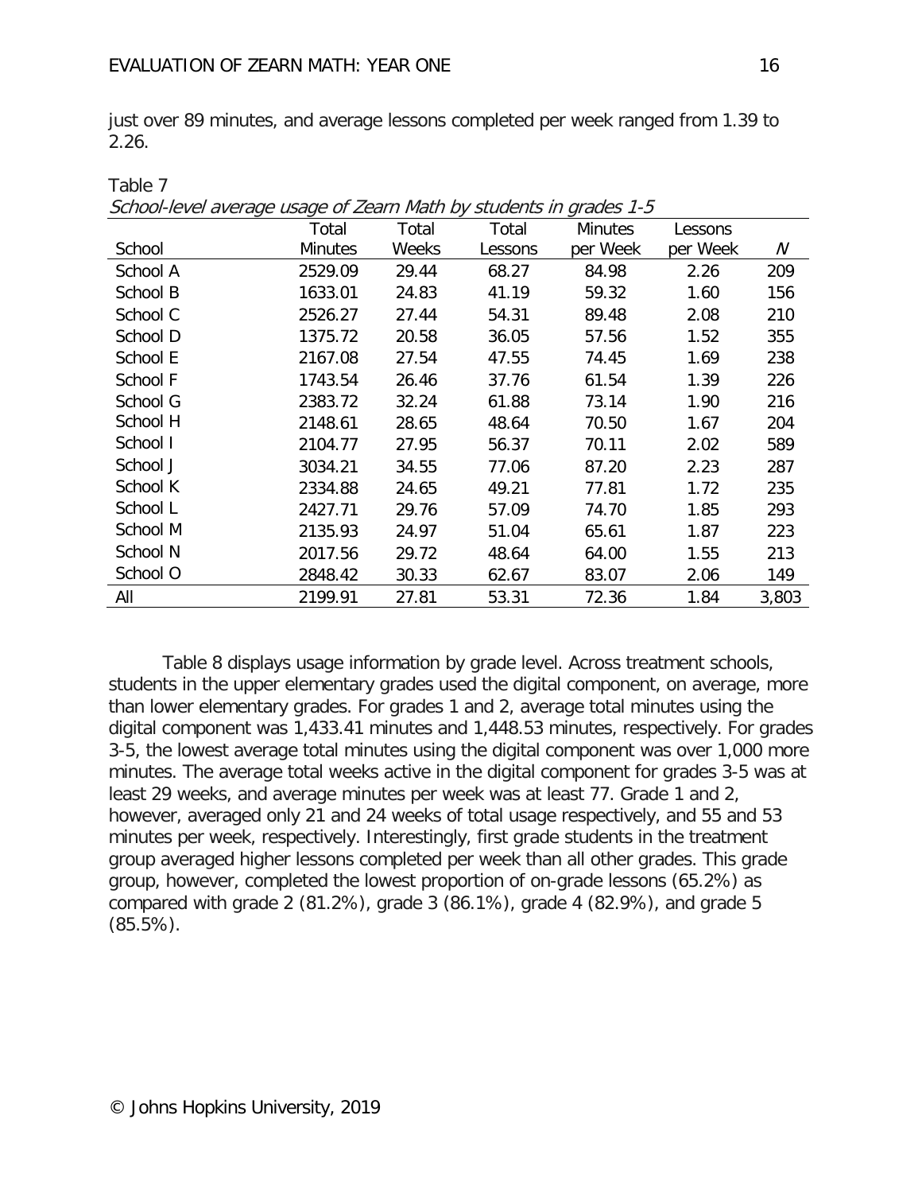just over 89 minutes, and average lessons completed per week ranged from 1.39 to 2.26.

Table 7

*School-level average usage of Zearn Math by students in grades 1-5*

| School | Total Minutes | Total Weeks | Total Lessons | Minutes per Week | Lessons per Week | *N* |
|---|---|---|---|---|---|---|
| School A | 2529.09 | 29.44 | 68.27 | 84.98 | 2.26 | 209 |
| School B | 1633.01 | 24.83 | 41.19 | 59.32 | 1.60 | 156 |
| School C | 2526.27 | 27.44 | 54.31 | 89.48 | 2.08 | 210 |
| School D | 1375.72 | 20.58 | 36.05 | 57.56 | 1.52 | 355 |
| School E | 2167.08 | 27.54 | 47.55 | 74.45 | 1.69 | 238 |
| School F | 1743.54 | 26.46 | 37.76 | 61.54 | 1.39 | 226 |
| School G | 2383.72 | 32.24 | 61.88 | 73.14 | 1.90 | 216 |
| School H | 2148.61 | 28.65 | 48.64 | 70.50 | 1.67 | 204 |
| School I | 2104.77 | 27.95 | 56.37 | 70.11 | 2.02 | 589 |
| School J | 3034.21 | 34.55 | 77.06 | 87.20 | 2.23 | 287 |
| School K | 2334.88 | 24.65 | 49.21 | 77.81 | 1.72 | 235 |
| School L | 2427.71 | 29.76 | 57.09 | 74.70 | 1.85 | 293 |
| School M | 2135.93 | 24.97 | 51.04 | 65.61 | 1.87 | 223 |
| School N | 2017.56 | 29.72 | 48.64 | 64.00 | 1.55 | 213 |
| School O | 2848.42 | 30.33 | 62.67 | 83.07 | 2.06 | 149 |
| All | 2199.91 | 27.81 | 53.31 | 72.36 | 1.84 | 3,803 |

Table 8 displays usage information by grade level. Across treatment schools, students in the upper elementary grades used the digital component, on average, more than lower elementary grades. For grades 1 and 2, average total minutes using the digital component was 1,433.41 minutes and 1,448.53 minutes, respectively. For grades 3-5, the lowest average total minutes using the digital component was over 1,000 more minutes. The average total weeks active in the digital component for grades 3-5 was at least 29 weeks, and average minutes per week was at least 77. Grade 1 and 2, however, averaged only 21 and 24 weeks of total usage respectively, and 55 and 53 minutes per week, respectively. Interestingly, first grade students in the treatment group averaged higher lessons completed per week than all other grades. This grade group, however, completed the lowest proportion of on-grade lessons (65.2%) as compared with grade 2 (81.2%), grade 3 (86.1%), grade 4 (82.9%), and grade 5 (85.5%).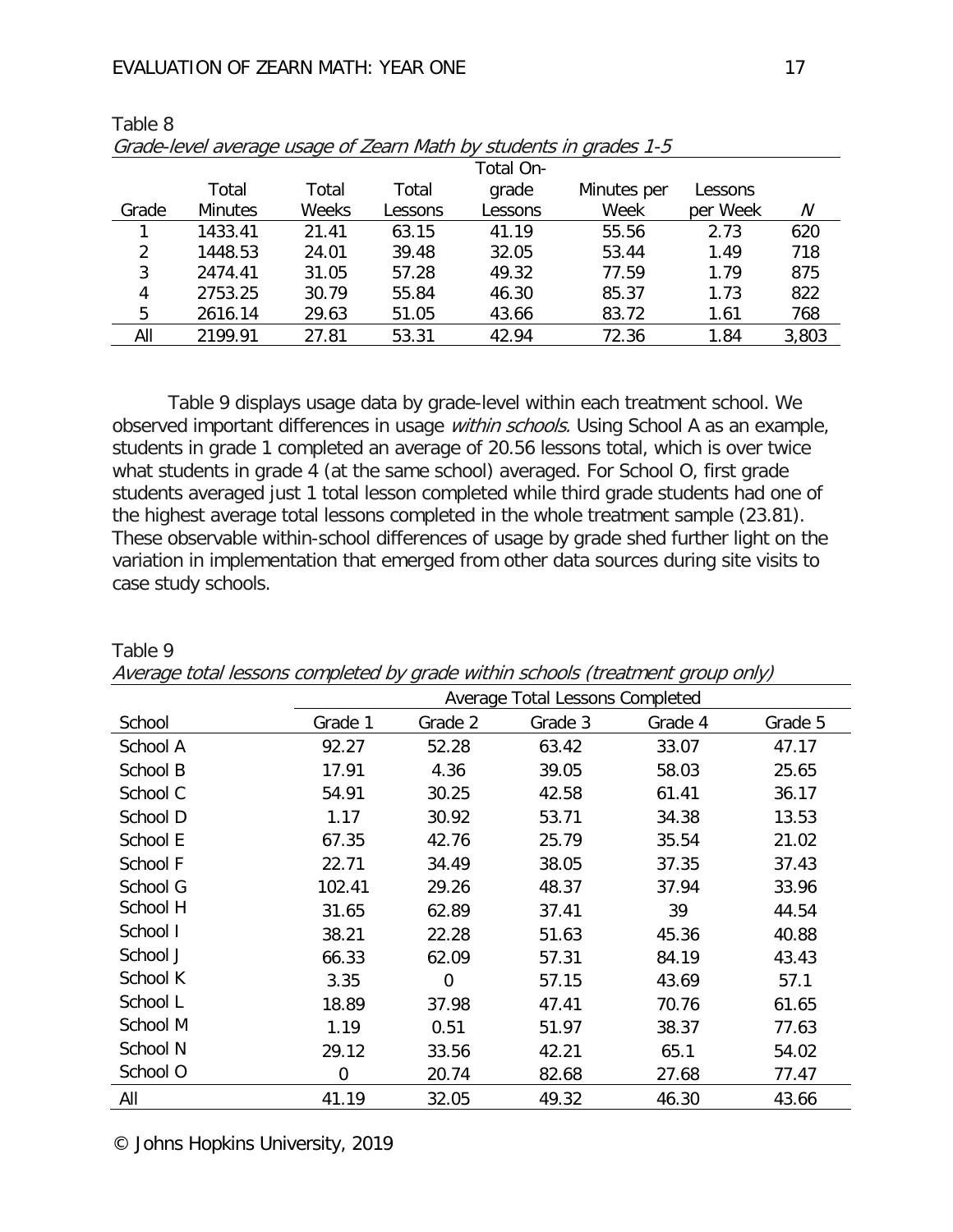Table 8

*Grade-level average usage of Zearn Math by students in grades 1-5*

| Grade | Total Minutes | Total Weeks | Total Lessons | Total On-grade Lessons | Minutes per Week | Lessons per Week | *N* |
|---|---|---|---|---|---|---|---|
| 1 | 1433.41 | 21.41 | 63.15 | 41.19 | 55.56 | 2.73 | 620 |
| 2 | 1448.53 | 24.01 | 39.48 | 32.05 | 53.44 | 1.49 | 718 |
| 3 | 2474.41 | 31.05 | 57.28 | 49.32 | 77.59 | 1.79 | 875 |
| 4 | 2753.25 | 30.79 | 55.84 | 46.30 | 85.37 | 1.73 | 822 |
| 5 | 2616.14 | 29.63 | 51.05 | 43.66 | 83.72 | 1.61 | 768 |
| All | 2199.91 | 27.81 | 53.31 | 42.94 | 72.36 | 1.84 | 3,803 |

Table 9 displays usage data by grade-level within each treatment school. We observed important differences in usage *within schools.* Using School A as an example, students in grade 1 completed an average of 20.56 lessons total, which is over twice what students in grade 4 (at the same school) averaged. For School O, first grade students averaged just 1 total lesson completed while third grade students had one of the highest average total lessons completed in the whole treatment sample (23.81). These observable within-school differences of usage by grade shed further light on the variation in implementation that emerged from other data sources during site visits to case study schools.

Table 9

*Average total lessons completed by grade within schools (treatment group only)*

| | Average Total Lessons Completed | | | | |
|---|---|---|---|---|---|
| School | Grade 1 | Grade 2 | Grade 3 | Grade 4 | Grade 5 |
| School A | 92.27 | 52.28 | 63.42 | 33.07 | 47.17 |
| School B | 17.91 | 4.36 | 39.05 | 58.03 | 25.65 |
| School C | 54.91 | 30.25 | 42.58 | 61.41 | 36.17 |
| School D | 1.17 | 30.92 | 53.71 | 34.38 | 13.53 |
| School E | 67.35 | 42.76 | 25.79 | 35.54 | 21.02 |
| School F | 22.71 | 34.49 | 38.05 | 37.35 | 37.43 |
| School G | 102.41 | 29.26 | 48.37 | 37.94 | 33.96 |
| School H | 31.65 | 62.89 | 37.41 | 39 | 44.54 |
| School I | 38.21 | 22.28 | 51.63 | 45.36 | 40.88 |
| School J | 66.33 | 62.09 | 57.31 | 84.19 | 43.43 |
| School K | 3.35 | 0 | 57.15 | 43.69 | 57.1 |
| School L | 18.89 | 37.98 | 47.41 | 70.76 | 61.65 |
| School M | 1.19 | 0.51 | 51.97 | 38.37 | 77.63 |
| School N | 29.12 | 33.56 | 42.21 | 65.1 | 54.02 |
| School O | 0 | 20.74 | 82.68 | 27.68 | 77.47 |
| All | 41.19 | 32.05 | 49.32 | 46.30 | 43.66 |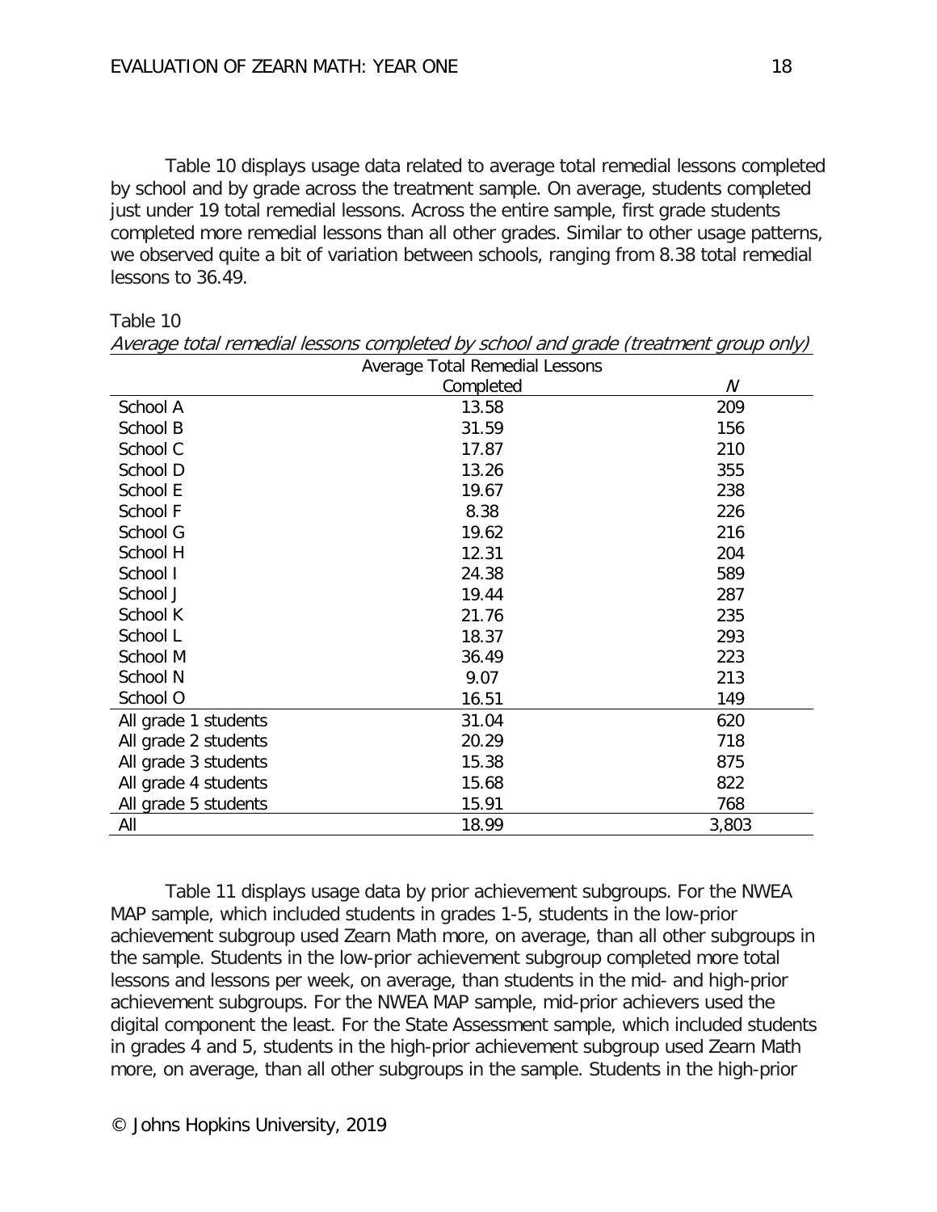Table 10 displays usage data related to average total remedial lessons completed by school and by grade across the treatment sample. On average, students completed just under 19 total remedial lessons. Across the entire sample, first grade students completed more remedial lessons than all other grades. Similar to other usage patterns, we observed quite a bit of variation between schools, ranging from 8.38 total remedial lessons to 36.49.

Table 10

*Average total remedial lessons completed by school and grade (treatment group only)*

| | Average Total Remedial Lessons Completed | *N* |
|---|---|---|
| School A | 13.58 | 209 |
| School B | 31.59 | 156 |
| School C | 17.87 | 210 |
| School D | 13.26 | 355 |
| School E | 19.67 | 238 |
| School F | 8.38 | 226 |
| School G | 19.62 | 216 |
| School H | 12.31 | 204 |
| School I | 24.38 | 589 |
| School J | 19.44 | 287 |
| School K | 21.76 | 235 |
| School L | 18.37 | 293 |
| School M | 36.49 | 223 |
| School N | 9.07 | 213 |
| School O | 16.51 | 149 |
| All grade 1 students | 31.04 | 620 |
| All grade 2 students | 20.29 | 718 |
| All grade 3 students | 15.38 | 875 |
| All grade 4 students | 15.68 | 822 |
| All grade 5 students | 15.91 | 768 |
| All | 18.99 | 3,803 |

Table 11 displays usage data by prior achievement subgroups. For the NWEA MAP sample, which included students in grades 1-5, students in the low-prior achievement subgroup used Zearn Math more, on average, than all other subgroups in the sample. Students in the low-prior achievement subgroup completed more total lessons and lessons per week, on average, than students in the mid- and high-prior achievement subgroups. For the NWEA MAP sample, mid-prior achievers used the digital component the least. For the State Assessment sample, which included students in grades 4 and 5, students in the high-prior achievement subgroup used Zearn Math more, on average, than all other subgroups in the sample. Students in the high-prior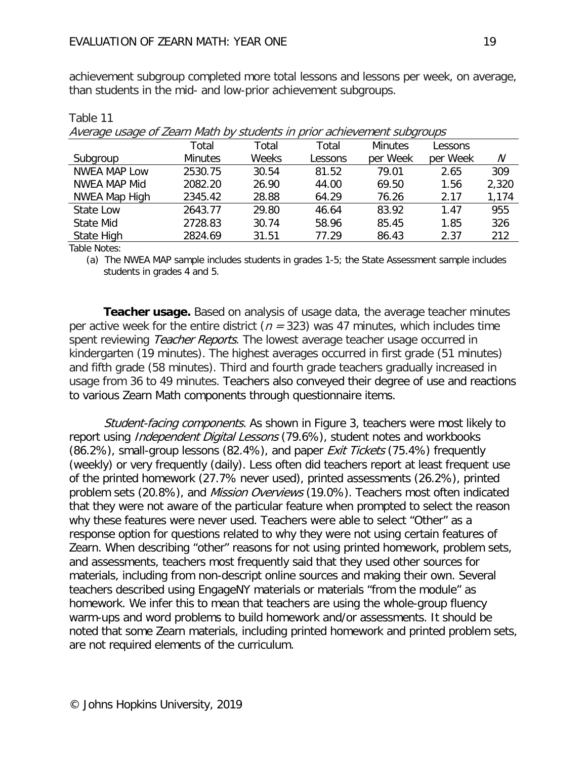achievement subgroup completed more total lessons and lessons per week, on average, than students in the mid- and low-prior achievement subgroups.

Table 11

*Average usage of Zearn Math by students in prior achievement subgroups*

| Subgroup | Total Minutes | Total Weeks | Total Lessons | Minutes per Week | Lessons per Week | *N* |
|---|---|---|---|---|---|---|
| NWEA MAP Low | 2530.75 | 30.54 | 81.52 | 79.01 | 2.65 | 309 |
| NWEA MAP Mid | 2082.20 | 26.90 | 44.00 | 69.50 | 1.56 | 2,320 |
| NWEA Map High | 2345.42 | 28.88 | 64.29 | 76.26 | 2.17 | 1,174 |
| State Low | 2643.77 | 29.80 | 46.64 | 83.92 | 1.47 | 955 |
| State Mid | 2728.83 | 30.74 | 58.96 | 85.45 | 1.85 | 326 |
| State High | 2824.69 | 31.51 | 77.29 | 86.43 | 2.37 | 212 |

Table Notes:

(a) The NWEA MAP sample includes students in grades 1-5; the State Assessment sample includes students in grades 4 and 5.

**Teacher usage.** Based on analysis of usage data, the average teacher minutes per active week for the entire district ($n$ = 323) was 47 minutes, which includes time spent reviewing *Teacher Reports*. The lowest average teacher usage occurred in kindergarten (19 minutes). The highest averages occurred in first grade (51 minutes) and fifth grade (58 minutes). Third and fourth grade teachers gradually increased in usage from 36 to 49 minutes. Teachers also conveyed their degree of use and reactions to various Zearn Math components through questionnaire items.

*Student-facing components.* As shown in Figure 3, teachers were most likely to report using *Independent Digital Lessons* (79.6%), student notes and workbooks (86.2%), small-group lessons (82.4%), and paper *Exit Tickets* (75.4%) frequently (weekly) or very frequently (daily). Less often did teachers report at least frequent use of the printed homework (27.7% never used), printed assessments (26.2%), printed problem sets (20.8%), and *Mission Overviews* (19.0%). Teachers most often indicated that they were not aware of the particular feature when prompted to select the reason why these features were never used. Teachers were able to select "Other" as a response option for questions related to why they were not using certain features of Zearn. When describing "other" reasons for not using printed homework, problem sets, and assessments, teachers most frequently said that they used other sources for materials, including from non-descript online sources and making their own. Several teachers described using EngageNY materials or materials "from the module" as homework. We infer this to mean that teachers are using the whole-group fluency warm-ups and word problems to build homework and/or assessments. It should be noted that some Zearn materials, including printed homework and printed problem sets, are not required elements of the curriculum.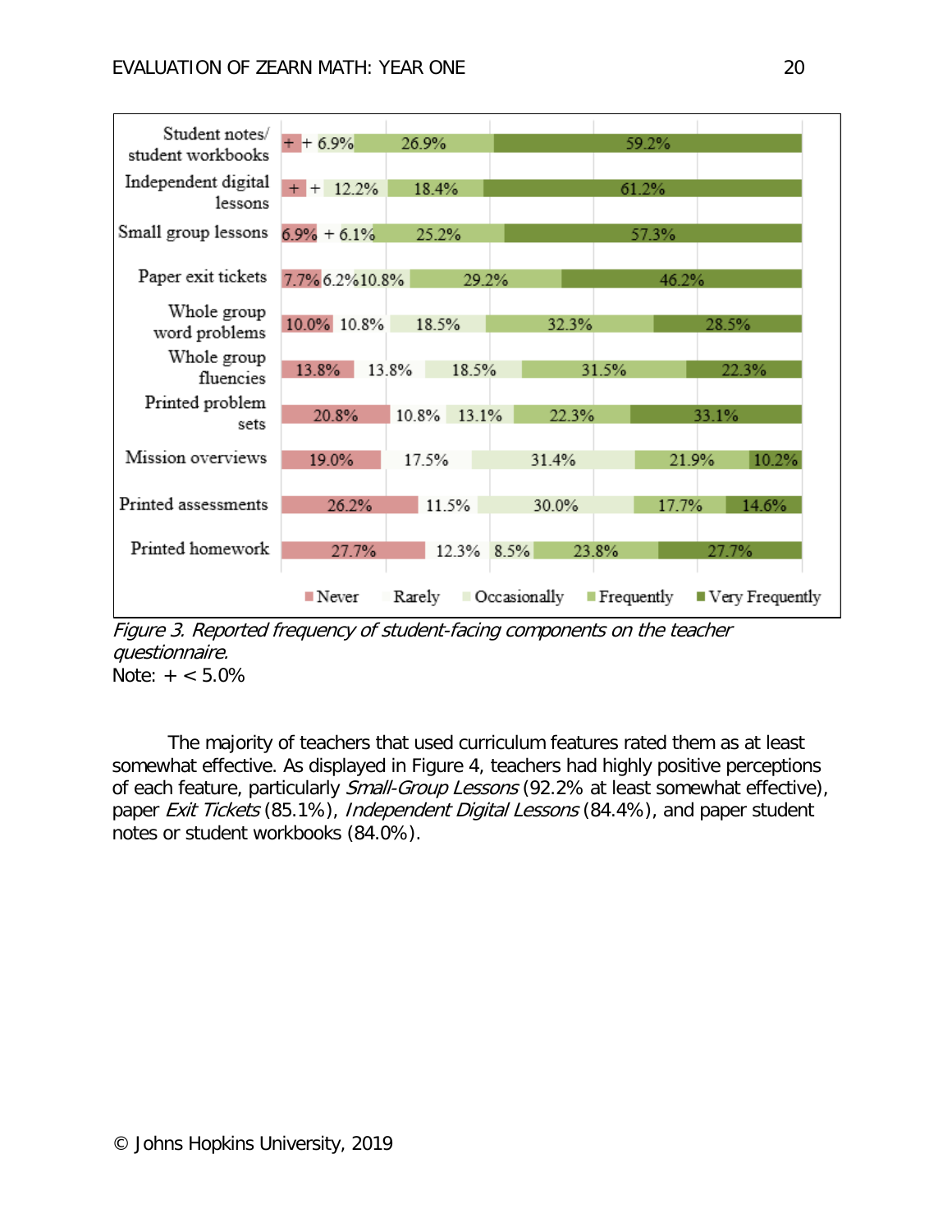| | Never | Rarely | Occasionally | Frequently | Very Frequently |
|---|---|---|---|---|---|
| Student notes/ student workbooks | + | + | 6.9% | 26.9% | 59.2% |
| Independent digital lessons | + | + | 12.2% | 18.4% | 61.2% |
| Small group lessons | 6.9% | + | 6.1% | 25.2% | 57.3% |
| Paper exit tickets | 7.7% | 6.2% | 10.8% | 29.2% | 46.2% |
| Whole group word problems | 10.0% | 10.8% | 18.5% | 32.3% | 28.5% |
| Whole group fluencies | 13.8% | 13.8% | 18.5% | 31.5% | 22.3% |
| Printed problem sets | 20.8% | 10.8% | 13.1% | 22.3% | 33.1% |
| Mission overviews | 19.0% | 17.5% | 31.4% | 21.9% | 10.2% |
| Printed assessments | 26.2% | 11.5% | 30.0% | 17.7% | 14.6% |
| Printed homework | 27.7% | 12.3% | 8.5% | 23.8% | 27.7% |

*Figure 3.* *Reported frequency of student-facing components on the teacher questionnaire.*
Note: + < 5.0%

The majority of teachers that used curriculum features rated them as at least somewhat effective. As displayed in Figure 4, teachers had highly positive perceptions of each feature, particularly *Small-Group Lessons* (92.2% at least somewhat effective), paper *Exit Tickets* (85.1%), *Independent Digital Lessons* (84.4%), and paper student notes or student workbooks (84.0%).

© Johns Hopkins University, 2019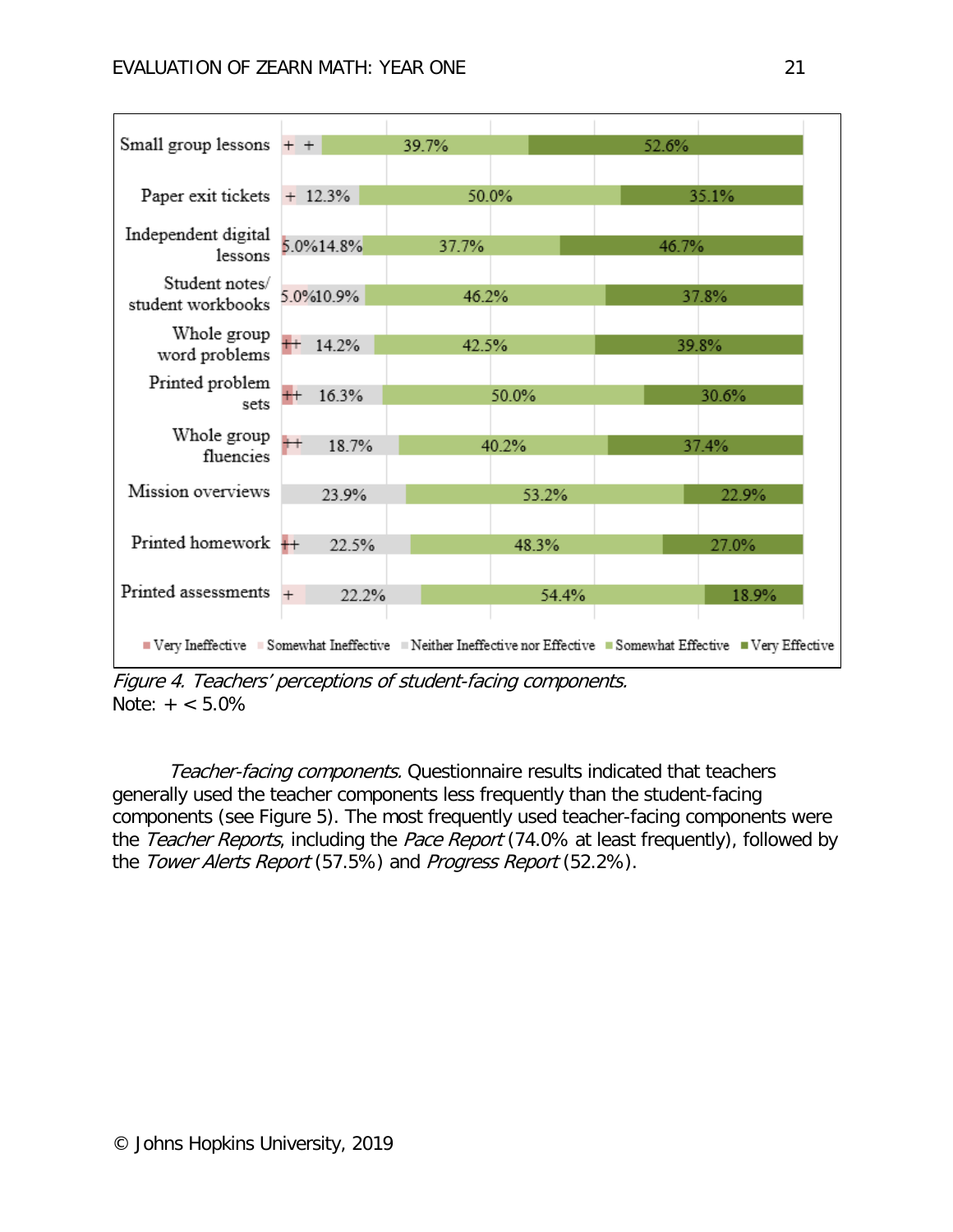| Component | Very Ineffective | Somewhat Ineffective | Neither Ineffective nor Effective | Somewhat Effective | Very Effective |
|---|---|---|---|---|---|
| Small group lessons | | + | + | 39.7% | 52.6% |
| Paper exit tickets | | + | 12.3% | 50.0% | 35.1% |
| Independent digital lessons | | 5.0% | 14.8% | 37.7% | 46.7% |
| Student notes/ student workbooks | | 5.0% | 10.9% | 46.2% | 37.8% |
| Whole group word problems | + | + | 14.2% | 42.5% | 39.8% |
| Printed problem sets | + | + | 16.3% | 50.0% | 30.6% |
| Whole group fluencies | + | + | 18.7% | 40.2% | 37.4% |
| Mission overviews | | | 23.9% | 53.2% | 22.9% |
| Printed homework | + | + | 22.5% | 48.3% | 27.0% |
| Printed assessments | | + | 22.2% | 54.4% | 18.9% |

*Figure 4. Teachers' perceptions of student-facing components.*
Note: + < 5.0%

*Teacher-facing components.* Questionnaire results indicated that teachers generally used the teacher components less frequently than the student-facing components (see Figure 5). The most frequently used teacher-facing components were the *Teacher Reports*, including the *Pace Report* (74.0% at least frequently), followed by the *Tower Alerts Report* (57.5%) and *Progress Report* (52.2%).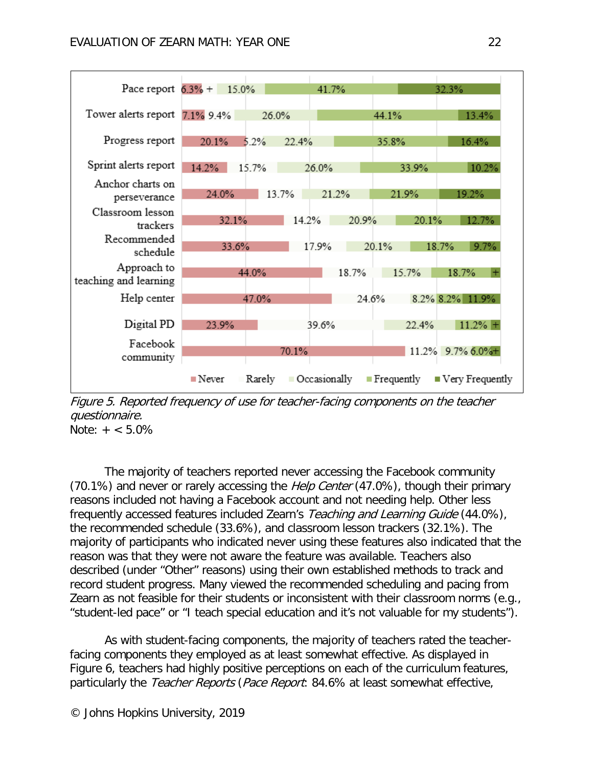| | Never | Rarely | Occasionally | Frequently | Very Frequently |
|---|---|---|---|---|---|
| Pace report | 6.3% | + | 15.0% | 41.7% | 32.3% |
| Tower alerts report | 7.1% | 9.4% | 26.0% | 44.1% | 13.4% |
| Progress report | 20.1% | 5.2% | 22.4% | 35.8% | 16.4% |
| Sprint alerts report | 14.2% | 15.7% | 26.0% | 33.9% | 10.2% |
| Anchor charts on perseverance | 24.0% | 13.7% | 21.2% | 21.9% | 19.2% |
| Classroom lesson trackers | 32.1% | 14.2% | 20.9% | 20.1% | 12.7% |
| Recommended schedule | 33.6% | 17.9% | 20.1% | 18.7% | 9.7% |
| Approach to teaching and learning | 44.0% | 18.7% | 15.7% | 18.7% | + |
| Help center | 47.0% | 24.6% | 8.2% | 8.2% | 11.9% |
| Digital PD | 23.9% | 39.6% | 22.4% | 11.2% | + |
| Facebook community | 70.1% | 11.2% | 9.7% | 6.0% | + |

*Figure 5. Reported frequency of use for teacher-facing components on the teacher questionnaire.*
Note: + < 5.0%

The majority of teachers reported never accessing the Facebook community (70.1%) and never or rarely accessing the *Help Center* (47.0%), though their primary reasons included not having a Facebook account and not needing help. Other less frequently accessed features included Zearn's *Teaching and Learning Guide* (44.0%), the recommended schedule (33.6%), and classroom lesson trackers (32.1%). The majority of participants who indicated never using these features also indicated that the reason was that they were not aware the feature was available. Teachers also described (under "Other" reasons) using their own established methods to track and record student progress. Many viewed the recommended scheduling and pacing from Zearn as not feasible for their students or inconsistent with their classroom norms (e.g., "student-led pace" or "I teach special education and it's not valuable for my students").

As with student-facing components, the majority of teachers rated the teacher-facing components they employed as at least somewhat effective. As displayed in Figure 6, teachers had highly positive perceptions on each of the curriculum features, particularly the *Teacher Reports* (*Pace Report*: 84.6% at least somewhat effective,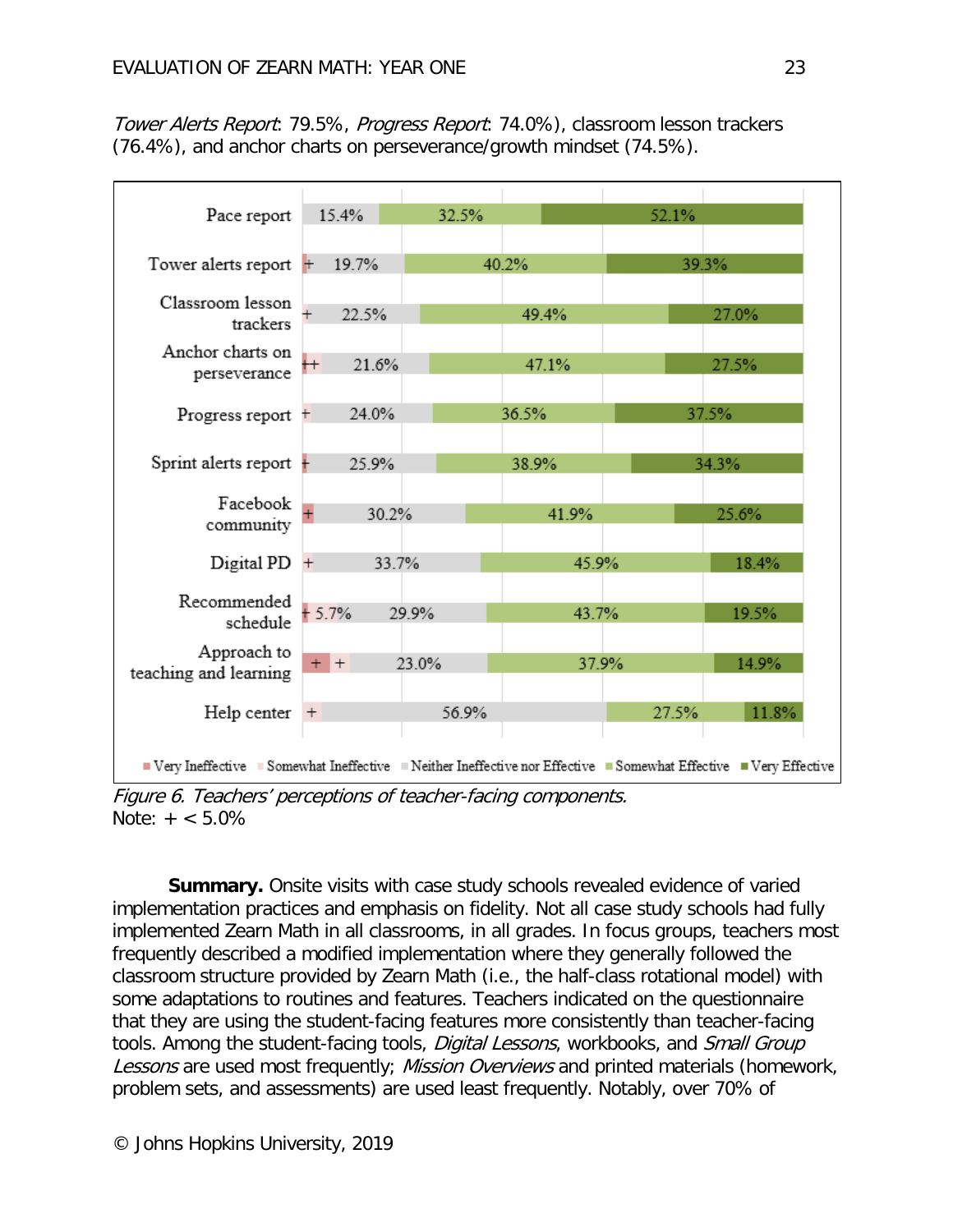*Tower Alerts Report*: 79.5%, *Progress Report*: 74.0%), classroom lesson trackers (76.4%), and anchor charts on perseverance/growth mindset (74.5%).

| Component | Very Ineffective | Somewhat Ineffective | Neither Ineffective nor Effective | Somewhat Effective | Very Effective |
|---|---|---|---|---|---|
| Pace report | | | 15.4% | 32.5% | 52.1% |
| Tower alerts report | + | | 19.7% | 40.2% | 39.3% |
| Classroom lesson trackers | | + | 22.5% | 49.4% | 27.0% |
| Anchor charts on perseverance | + | + | 21.6% | 47.1% | 27.5% |
| Progress report | | + | 24.0% | 36.5% | 37.5% |
| Sprint alerts report | + | | 25.9% | 38.9% | 34.3% |
| Facebook community | + | | 30.2% | 41.9% | 25.6% |
| Digital PD | | + | 33.7% | 45.9% | 18.4% |
| Recommended schedule | + | 5.7% | 29.9% | 43.7% | 19.5% |
| Approach to teaching and learning | + | + | 23.0% | 37.9% | 14.9% |
| Help center | | + | 56.9% | 27.5% | 11.8% |

*Figure 6. Teachers' perceptions of teacher-facing components.*
Note: + < 5.0%

**Summary.** Onsite visits with case study schools revealed evidence of varied implementation practices and emphasis on fidelity. Not all case study schools had fully implemented Zearn Math in all classrooms, in all grades. In focus groups, teachers most frequently described a modified implementation where they generally followed the classroom structure provided by Zearn Math (i.e., the half-class rotational model) with some adaptations to routines and features. Teachers indicated on the questionnaire that they are using the student-facing features more consistently than teacher-facing tools. Among the student-facing tools, *Digital Lessons*, workbooks, and *Small Group Lessons* are used most frequently; *Mission Overviews* and printed materials (homework, problem sets, and assessments) are used least frequently. Notably, over 70% of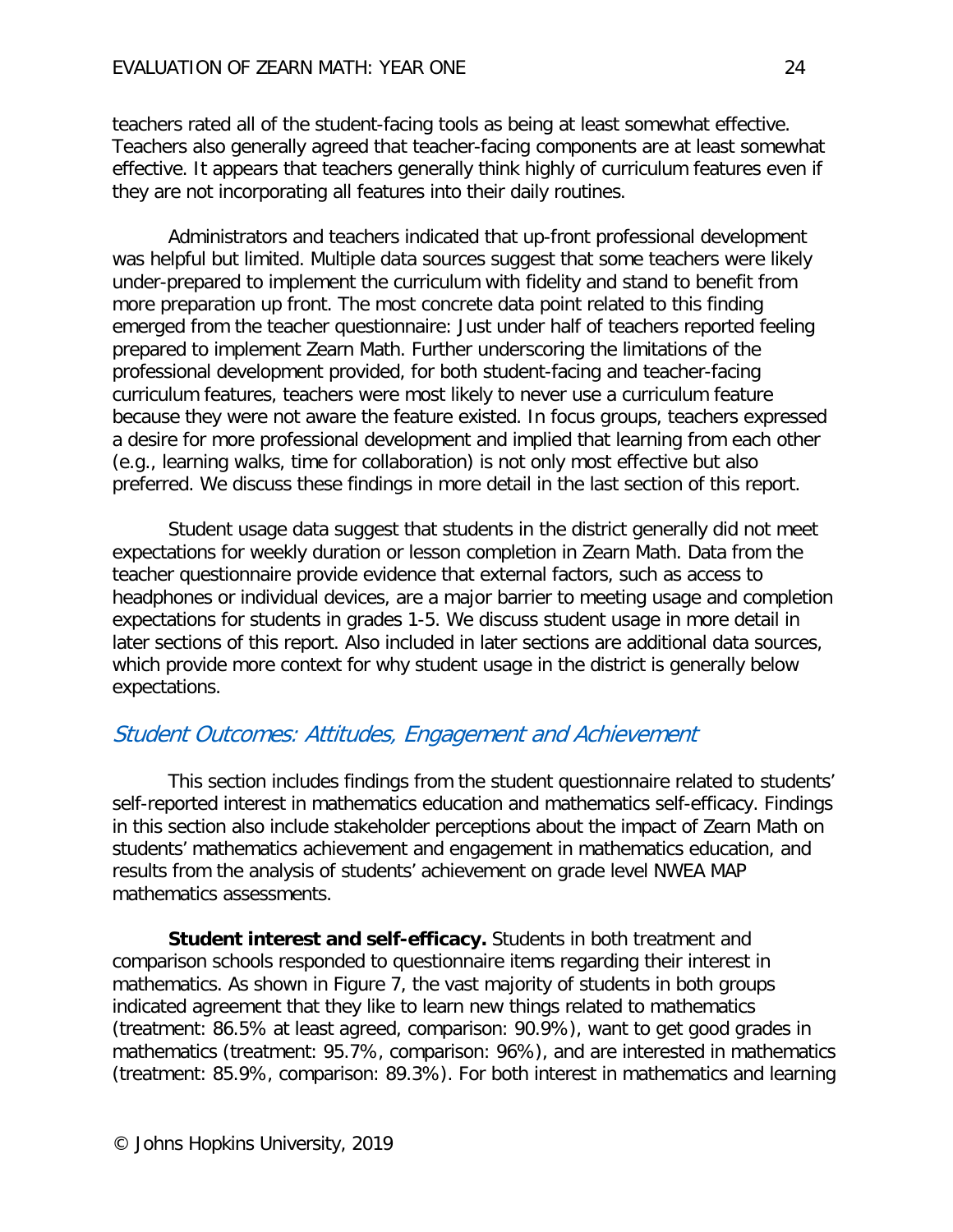teachers rated all of the student-facing tools as being at least somewhat effective. Teachers also generally agreed that teacher-facing components are at least somewhat effective. It appears that teachers generally think highly of curriculum features even if they are not incorporating all features into their daily routines.

Administrators and teachers indicated that up-front professional development was helpful but limited. Multiple data sources suggest that some teachers were likely under-prepared to implement the curriculum with fidelity and stand to benefit from more preparation up front. The most concrete data point related to this finding emerged from the teacher questionnaire: Just under half of teachers reported feeling prepared to implement Zearn Math. Further underscoring the limitations of the professional development provided, for both student-facing and teacher-facing curriculum features, teachers were most likely to never use a curriculum feature because they were not aware the feature existed. In focus groups, teachers expressed a desire for more professional development and implied that learning from each other (e.g., learning walks, time for collaboration) is not only most effective but also preferred. We discuss these findings in more detail in the last section of this report.

Student usage data suggest that students in the district generally did not meet expectations for weekly duration or lesson completion in Zearn Math. Data from the teacher questionnaire provide evidence that external factors, such as access to headphones or individual devices, are a major barrier to meeting usage and completion expectations for students in grades 1-5. We discuss student usage in more detail in later sections of this report. Also included in later sections are additional data sources, which provide more context for why student usage in the district is generally below expectations.

## *Student Outcomes: Attitudes, Engagement and Achievement*

This section includes findings from the student questionnaire related to students' self-reported interest in mathematics education and mathematics self-efficacy. Findings in this section also include stakeholder perceptions about the impact of Zearn Math on students' mathematics achievement and engagement in mathematics education, and results from the analysis of students' achievement on grade level NWEA MAP mathematics assessments.

**Student interest and self-efficacy.** Students in both treatment and comparison schools responded to questionnaire items regarding their interest in mathematics. As shown in Figure 7, the vast majority of students in both groups indicated agreement that they like to learn new things related to mathematics (treatment: 86.5% at least agreed, comparison: 90.9%), want to get good grades in mathematics (treatment: 95.7%, comparison: 96%), and are interested in mathematics (treatment: 85.9%, comparison: 89.3%). For both interest in mathematics and learning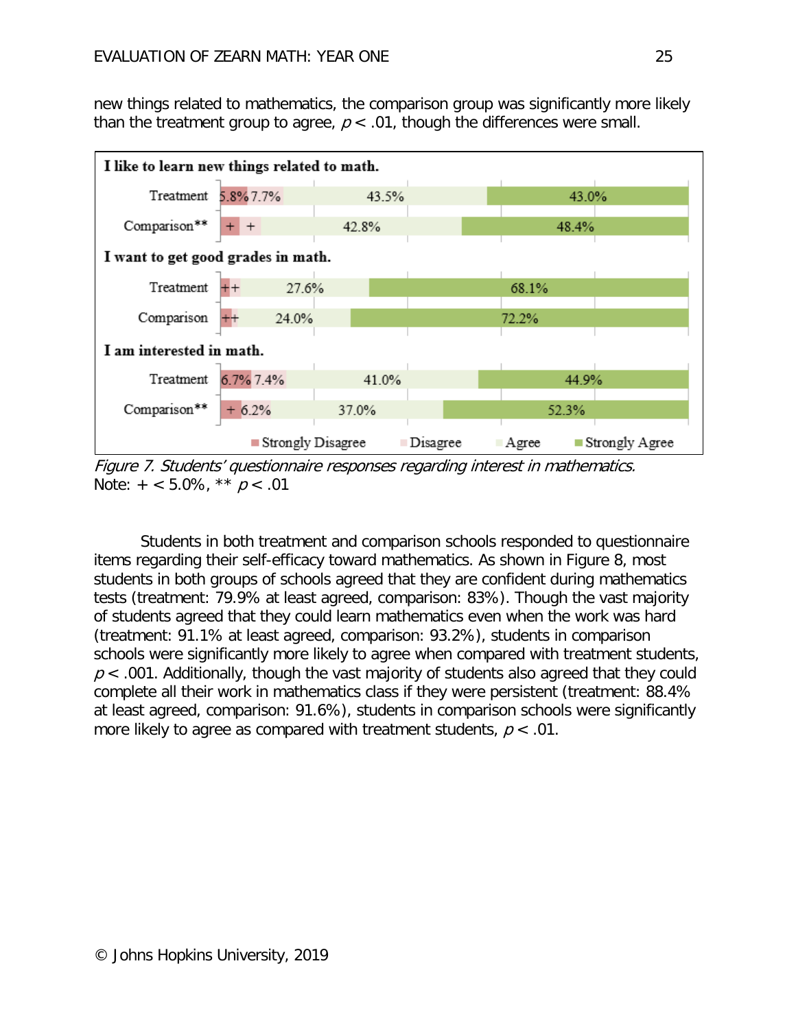new things related to mathematics, the comparison group was significantly more likely than the treatment group to agree, $p < .01$, though the differences were small.

| | Strongly Disagree | Disagree | Agree | Strongly Agree |
|---|---|---|---|---|
| **I like to learn new things related to math.** | | | | |
| Treatment | 5.8% | 7.7% | 43.5% | 43.0% |
| Comparison** | + | + | 42.8% | 48.4% |
| **I want to get good grades in math.** | | | | |
| Treatment | + | + | 27.6% | 68.1% |
| Comparison | + | + | 24.0% | 72.2% |
| **I am interested in math.** | | | | |
| Treatment | 6.7% | 7.4% | 41.0% | 44.9% |
| Comparison** | + | 6.2% | 37.0% | 52.3% |

*Figure 7. Students' questionnaire responses regarding interest in mathematics.*
Note: + < 5.0%, ** $p < .01$

Students in both treatment and comparison schools responded to questionnaire items regarding their self-efficacy toward mathematics. As shown in Figure 8, most students in both groups of schools agreed that they are confident during mathematics tests (treatment: 79.9% at least agreed, comparison: 83%). Though the vast majority of students agreed that they could learn mathematics even when the work was hard (treatment: 91.1% at least agreed, comparison: 93.2%), students in comparison schools were significantly more likely to agree when compared with treatment students, $p < .001$. Additionally, though the vast majority of students also agreed that they could complete all their work in mathematics class if they were persistent (treatment: 88.4% at least agreed, comparison: 91.6%), students in comparison schools were significantly more likely to agree as compared with treatment students, $p < .01$.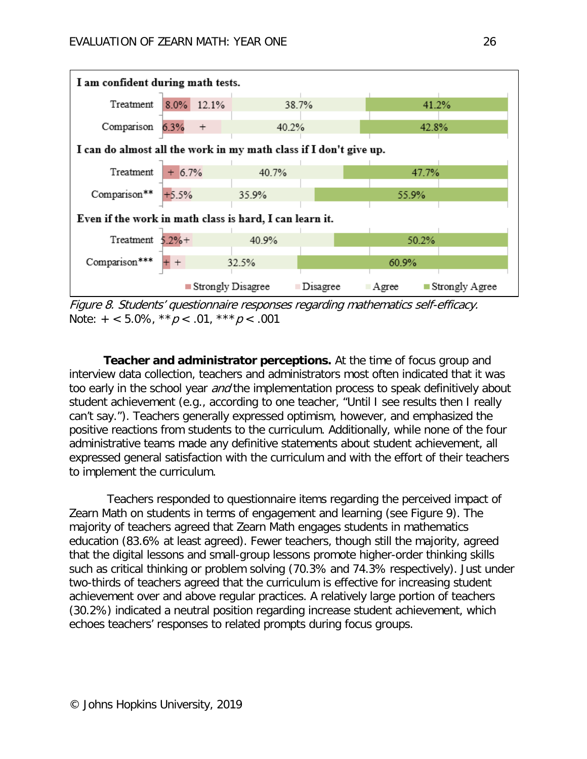| Item | Group | Strongly Disagree | Disagree | Agree | Strongly Agree |
|---|---|---|---|---|---|
| I am confident during math tests. | Treatment | 8.0% | 12.1% | 38.7% | 41.2% |
| | Comparison | 6.3% | + | 40.2% | 42.8% |
| I can do almost all the work in my math class if I don't give up. | Treatment | + | 6.7% | 40.7% | 47.7% |
| | Comparison** | + | 5.5% | 35.9% | 55.9% |
| Even if the work in math class is hard, I can learn it. | Treatment | 5.2% | + | 40.9% | 50.2% |
| | Comparison*** | + | + | 32.5% | 60.9% |

*Figure 8. Students' questionnaire responses regarding mathematics self-efficacy.*
Note: + < 5.0%, ** $p < .01$, *** $p < .001$

**Teacher and administrator perceptions.** At the time of focus group and interview data collection, teachers and administrators most often indicated that it was too early in the school year *and* the implementation process to speak definitively about student achievement (e.g., according to one teacher, "Until I see results then I really can't say."). Teachers generally expressed optimism, however, and emphasized the positive reactions from students to the curriculum. Additionally, while none of the four administrative teams made any definitive statements about student achievement, all expressed general satisfaction with the curriculum and with the effort of their teachers to implement the curriculum.

Teachers responded to questionnaire items regarding the perceived impact of Zearn Math on students in terms of engagement and learning (see Figure 9). The majority of teachers agreed that Zearn Math engages students in mathematics education (83.6% at least agreed). Fewer teachers, though still the majority, agreed that the digital lessons and small-group lessons promote higher-order thinking skills such as critical thinking or problem solving (70.3% and 74.3% respectively). Just under two-thirds of teachers agreed that the curriculum is effective for increasing student achievement over and above regular practices. A relatively large portion of teachers (30.2%) indicated a neutral position regarding increase student achievement, which echoes teachers' responses to related prompts during focus groups.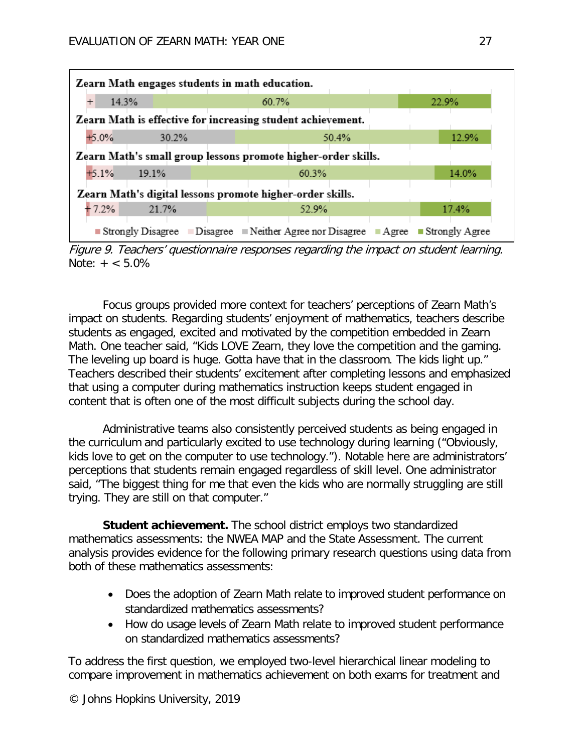**Zearn Math engages students in math education.**

**Zearn Math is effective for increasing student achievement.**

**Zearn Math's small group lessons promote higher-order skills.**

**Zearn Math's digital lessons promote higher-order skills.**

| Statement | Strongly Disagree | Disagree | Neither Agree nor Disagree | Agree | Strongly Agree |
|---|---|---|---|---|---|
| Zearn Math engages students in math education. | + | | 14.3% | 60.7% | 22.9% |
| Zearn Math is effective for increasing student achievement. | + | 5.0% | 30.2% | 50.4% | 12.9% |
| Zearn Math's small group lessons promote higher-order skills. | + | 5.1% | 19.1% | 60.3% | 14.0% |
| Zearn Math's digital lessons promote higher-order skills. | + | 7.2% | 21.7% | 52.9% | 17.4% |

*Figure 9. Teachers' questionnaire responses regarding the impact on student learning.*
Note: + < 5.0%

Focus groups provided more context for teachers' perceptions of Zearn Math's impact on students. Regarding students' enjoyment of mathematics, teachers describe students as engaged, excited and motivated by the competition embedded in Zearn Math. One teacher said, "Kids LOVE Zearn, they love the competition and the gaming. The leveling up board is huge. Gotta have that in the classroom. The kids light up." Teachers described their students' excitement after completing lessons and emphasized that using a computer during mathematics instruction keeps student engaged in content that is often one of the most difficult subjects during the school day.

Administrative teams also consistently perceived students as being engaged in the curriculum and particularly excited to use technology during learning ("Obviously, kids love to get on the computer to use technology."). Notable here are administrators' perceptions that students remain engaged regardless of skill level. One administrator said, "The biggest thing for me that even the kids who are normally struggling are still trying. They are still on that computer."

**Student achievement.** The school district employs two standardized mathematics assessments: the NWEA MAP and the State Assessment. The current analysis provides evidence for the following primary research questions using data from both of these mathematics assessments:

- Does the adoption of Zearn Math relate to improved student performance on standardized mathematics assessments?
- How do usage levels of Zearn Math relate to improved student performance on standardized mathematics assessments?

To address the first question, we employed two-level hierarchical linear modeling to compare improvement in mathematics achievement on both exams for treatment and

© Johns Hopkins University, 2019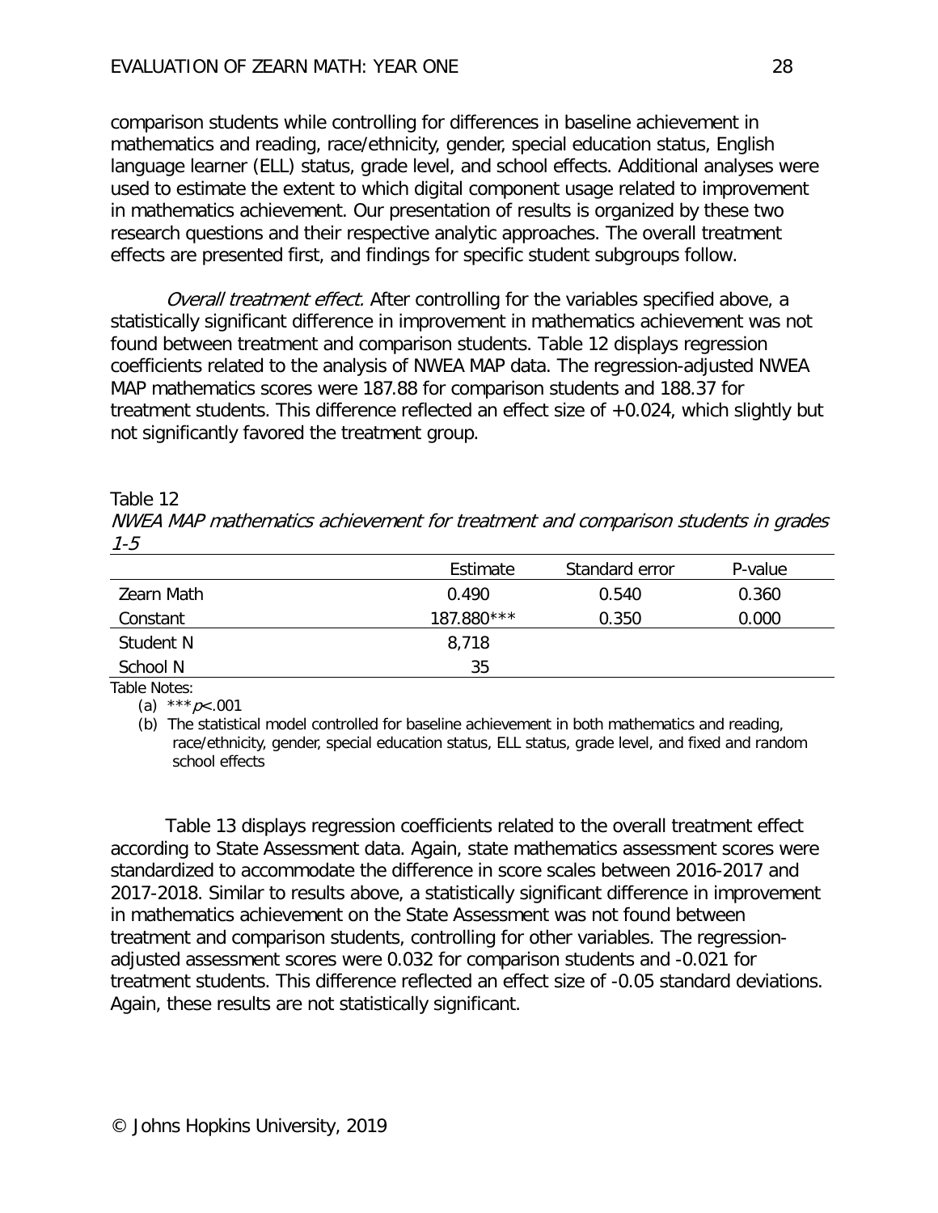comparison students while controlling for differences in baseline achievement in mathematics and reading, race/ethnicity, gender, special education status, English language learner (ELL) status, grade level, and school effects. Additional analyses were used to estimate the extent to which digital component usage related to improvement in mathematics achievement. Our presentation of results is organized by these two research questions and their respective analytic approaches. The overall treatment effects are presented first, and findings for specific student subgroups follow.

*Overall treatment effect.* After controlling for the variables specified above, a statistically significant difference in improvement in mathematics achievement was not found between treatment and comparison students. Table 12 displays regression coefficients related to the analysis of NWEA MAP data. The regression-adjusted NWEA MAP mathematics scores were 187.88 for comparison students and 188.37 for treatment students. This difference reflected an effect size of +0.024, which slightly but not significantly favored the treatment group.

Table 12

*NWEA MAP mathematics achievement for treatment and comparison students in grades 1-5*

| | Estimate | Standard error | P-value |
|---|---|---|---|
| Zearn Math | 0.490 | 0.540 | 0.360 |
| Constant | 187.880*** | 0.350 | 0.000 |
| Student N | 8,718 | | |
| School N | 35 | | |

Table Notes:

(a) ****p*<.001

(b) The statistical model controlled for baseline achievement in both mathematics and reading, race/ethnicity, gender, special education status, ELL status, grade level, and fixed and random school effects

Table 13 displays regression coefficients related to the overall treatment effect according to State Assessment data. Again, state mathematics assessment scores were standardized to accommodate the difference in score scales between 2016-2017 and 2017-2018. Similar to results above, a statistically significant difference in improvement in mathematics achievement on the State Assessment was not found between treatment and comparison students, controlling for other variables. The regression-adjusted assessment scores were 0.032 for comparison students and -0.021 for treatment students. This difference reflected an effect size of -0.05 standard deviations. Again, these results are not statistically significant.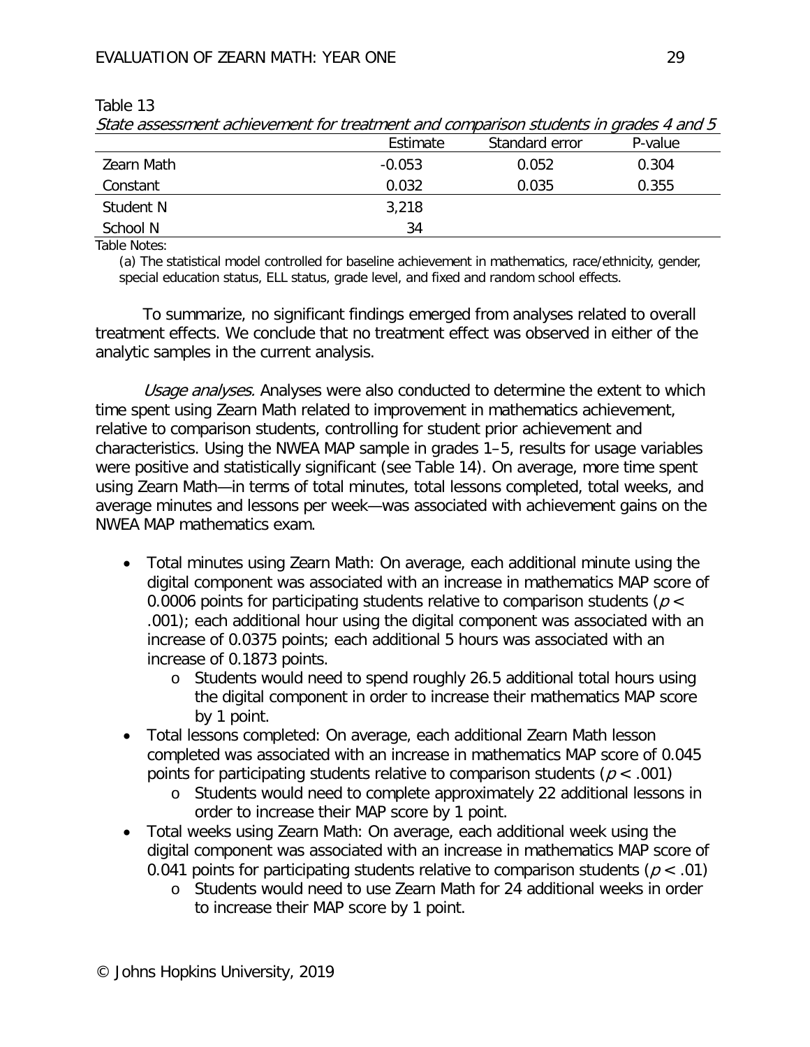Table 13

*State assessment achievement for treatment and comparison students in grades 4 and 5*

| | Estimate | Standard error | P-value |
|---|---|---|---|
| Zearn Math | -0.053 | 0.052 | 0.304 |
| Constant | 0.032 | 0.035 | 0.355 |
| Student N | 3,218 | | |
| School N | 34 | | |

Table Notes:

(a) The statistical model controlled for baseline achievement in mathematics, race/ethnicity, gender, special education status, ELL status, grade level, and fixed and random school effects.

To summarize, no significant findings emerged from analyses related to overall treatment effects. We conclude that no treatment effect was observed in either of the analytic samples in the current analysis.

*Usage analyses.* Analyses were also conducted to determine the extent to which time spent using Zearn Math related to improvement in mathematics achievement, relative to comparison students, controlling for student prior achievement and characteristics. Using the NWEA MAP sample in grades 1–5, results for usage variables were positive and statistically significant (see Table 14). On average, more time spent using Zearn Math—in terms of total minutes, total lessons completed, total weeks, and average minutes and lessons per week—was associated with achievement gains on the NWEA MAP mathematics exam.

- Total minutes using Zearn Math: On average, each additional minute using the digital component was associated with an increase in mathematics MAP score of 0.0006 points for participating students relative to comparison students ($p < .001$); each additional hour using the digital component was associated with an increase of 0.0375 points; each additional 5 hours was associated with an increase of 0.1873 points.
  - Students would need to spend roughly 26.5 additional total hours using the digital component in order to increase their mathematics MAP score by 1 point.
- Total lessons completed: On average, each additional Zearn Math lesson completed was associated with an increase in mathematics MAP score of 0.045 points for participating students relative to comparison students ($p < .001$)
  - Students would need to complete approximately 22 additional lessons in order to increase their MAP score by 1 point.
- Total weeks using Zearn Math: On average, each additional week using the digital component was associated with an increase in mathematics MAP score of 0.041 points for participating students relative to comparison students ($p < .01$)
  - Students would need to use Zearn Math for 24 additional weeks in order to increase their MAP score by 1 point.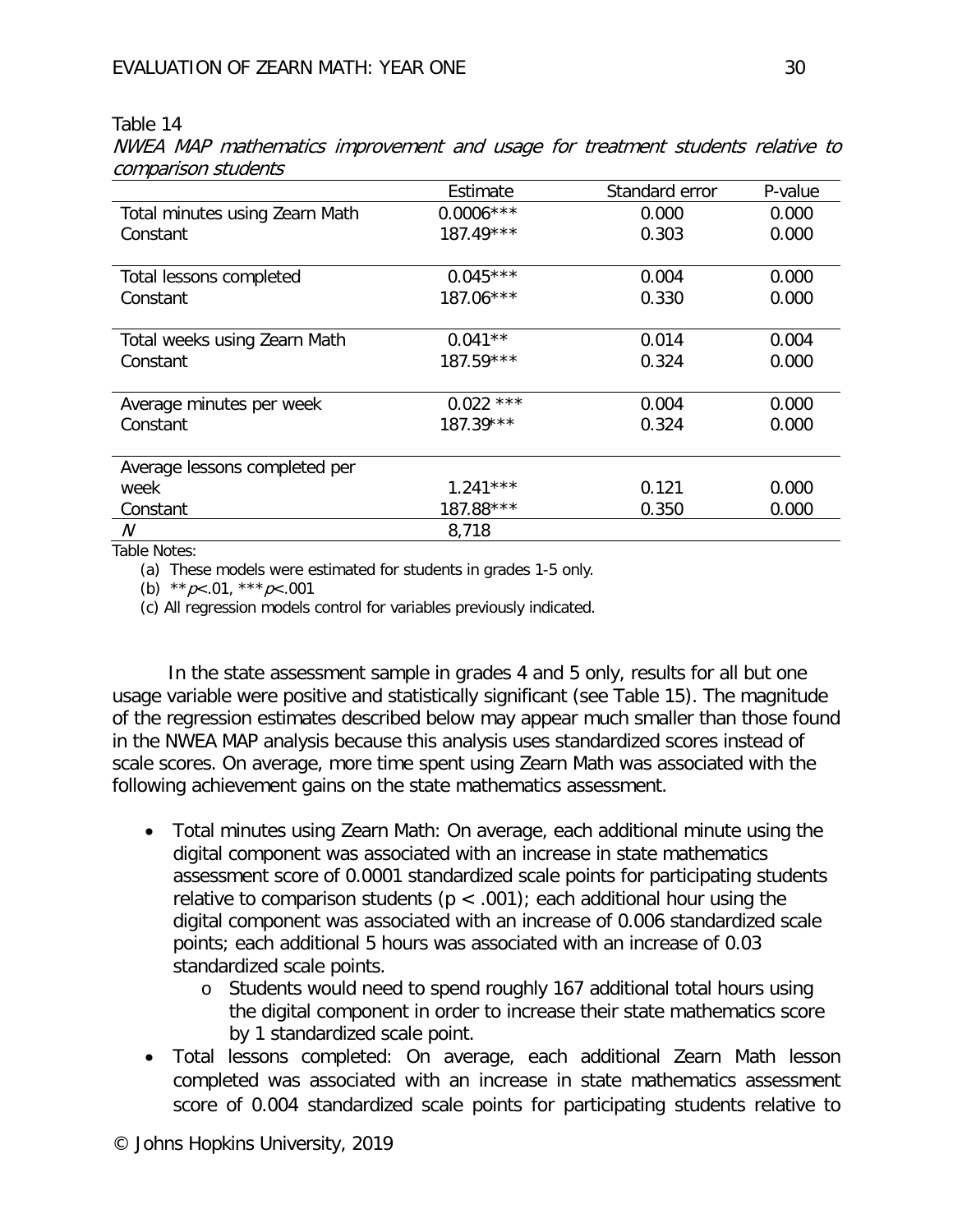Table 14

*NWEA MAP mathematics improvement and usage for treatment students relative to comparison students*

| | Estimate | Standard error | P-value |
|---|---|---|---|
| Total minutes using Zearn Math | 0.0006*** | 0.000 | 0.000 |
| Constant | 187.49*** | 0.303 | 0.000 |
| Total lessons completed | 0.045*** | 0.004 | 0.000 |
| Constant | 187.06*** | 0.330 | 0.000 |
| Total weeks using Zearn Math | 0.041** | 0.014 | 0.004 |
| Constant | 187.59*** | 0.324 | 0.000 |
| Average minutes per week | 0.022 *** | 0.004 | 0.000 |
| Constant | 187.39*** | 0.324 | 0.000 |
| Average lessons completed per week | 1.241*** | 0.121 | 0.000 |
| Constant | 187.88*** | 0.350 | 0.000 |
| *N* | 8,718 | | |

Table Notes:

(a) These models were estimated for students in grades 1-5 only.

(b) ** $p$<.01, *** $p$<.001

(c) All regression models control for variables previously indicated.

In the state assessment sample in grades 4 and 5 only, results for all but one usage variable were positive and statistically significant (see Table 15). The magnitude of the regression estimates described below may appear much smaller than those found in the NWEA MAP analysis because this analysis uses standardized scores instead of scale scores. On average, more time spent using Zearn Math was associated with the following achievement gains on the state mathematics assessment.

- Total minutes using Zearn Math: On average, each additional minute using the digital component was associated with an increase in state mathematics assessment score of 0.0001 standardized scale points for participating students relative to comparison students ($p < .001$); each additional hour using the digital component was associated with an increase of 0.006 standardized scale points; each additional 5 hours was associated with an increase of 0.03 standardized scale points.
    - Students would need to spend roughly 167 additional total hours using the digital component in order to increase their state mathematics score by 1 standardized scale point.
- Total lessons completed: On average, each additional Zearn Math lesson completed was associated with an increase in state mathematics assessment score of 0.004 standardized scale points for participating students relative to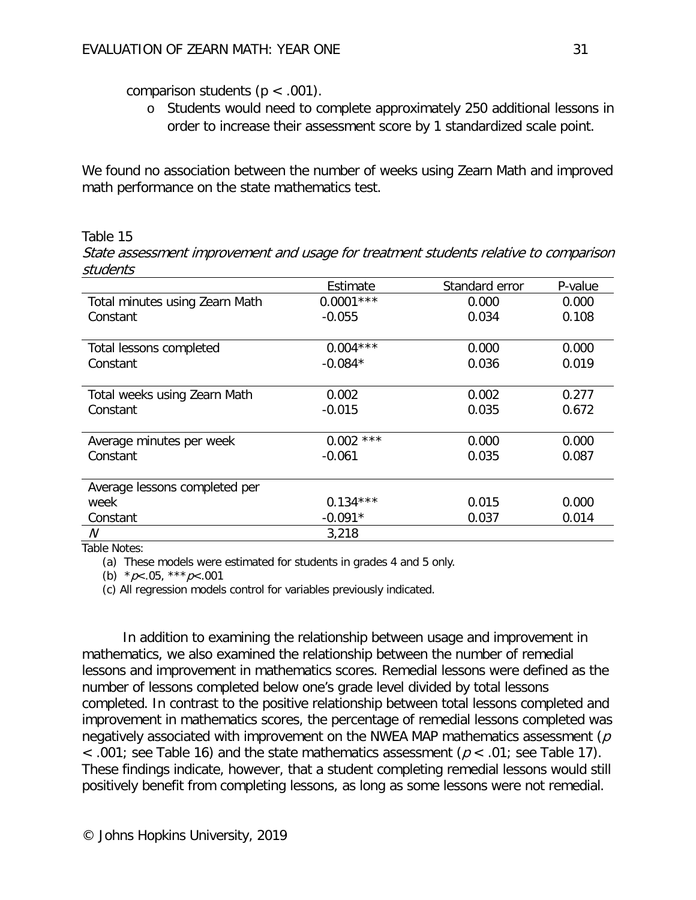comparison students ($p < .001$).

- Students would need to complete approximately 250 additional lessons in order to increase their assessment score by 1 standardized scale point.

We found no association between the number of weeks using Zearn Math and improved math performance on the state mathematics test.

Table 15

*State assessment improvement and usage for treatment students relative to comparison students*

| | Estimate | Standard error | P-value |
|---|---|---|---|
| Total minutes using Zearn Math | 0.0001*** | 0.000 | 0.000 |
| Constant | -0.055 | 0.034 | 0.108 |
| Total lessons completed | 0.004*** | 0.000 | 0.000 |
| Constant | -0.084* | 0.036 | 0.019 |
| Total weeks using Zearn Math | 0.002 | 0.002 | 0.277 |
| Constant | -0.015 | 0.035 | 0.672 |
| Average minutes per week | 0.002 *** | 0.000 | 0.000 |
| Constant | -0.061 | 0.035 | 0.087 |
| Average lessons completed per week | 0.134*** | 0.015 | 0.000 |
| Constant | -0.091* | 0.037 | 0.014 |
| *N* | 3,218 | | |

Table Notes:

(a) These models were estimated for students in grades 4 and 5 only.

(b) \**p*<.05, \*\*\**p*<.001

(c) All regression models control for variables previously indicated.

In addition to examining the relationship between usage and improvement in mathematics, we also examined the relationship between the number of remedial lessons and improvement in mathematics scores. Remedial lessons were defined as the number of lessons completed below one's grade level divided by total lessons completed. In contrast to the positive relationship between total lessons completed and improvement in mathematics scores, the percentage of remedial lessons completed was negatively associated with improvement on the NWEA MAP mathematics assessment ($p < .001$; see Table 16) and the state mathematics assessment ($p < .01$; see Table 17). These findings indicate, however, that a student completing remedial lessons would still positively benefit from completing lessons, as long as some lessons were not remedial.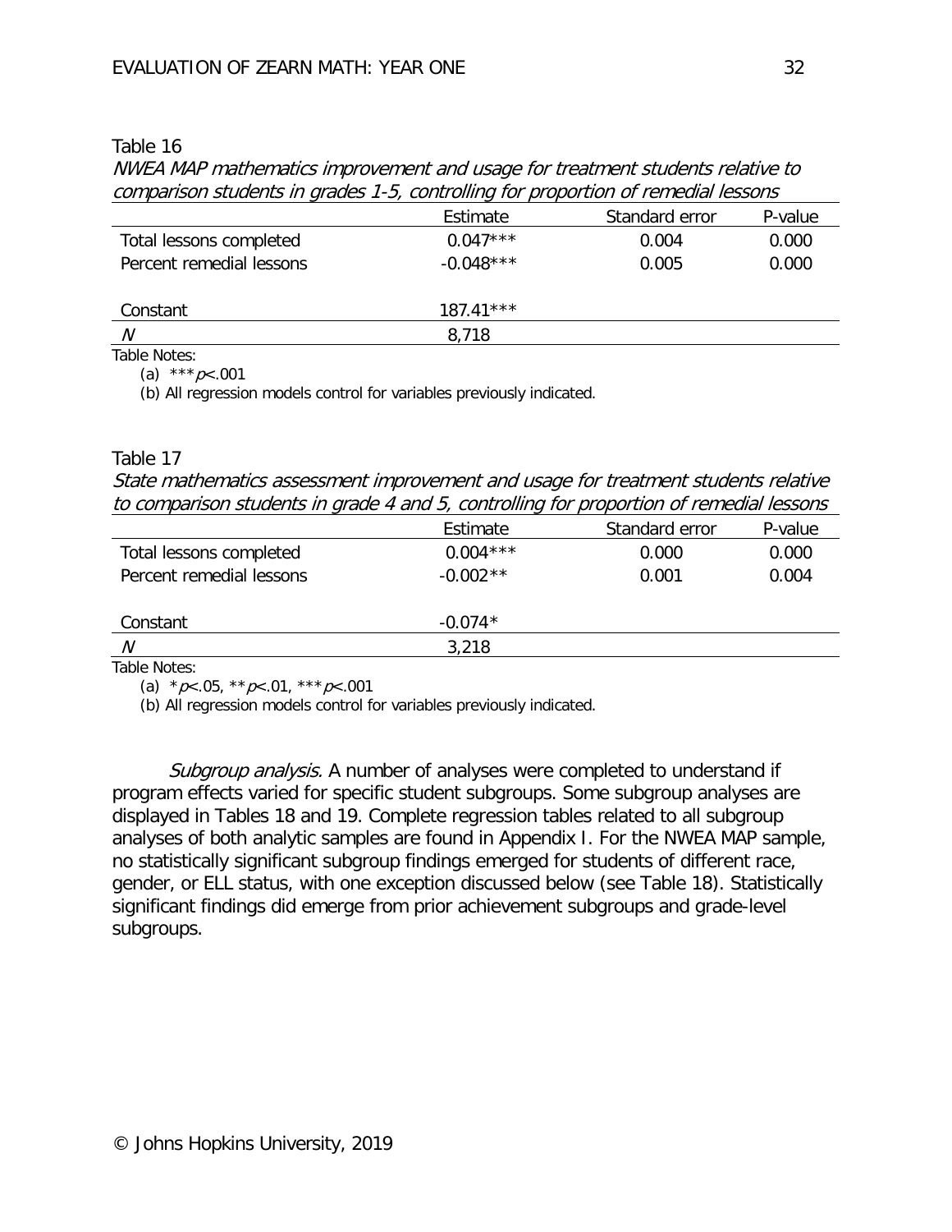Table 16

*NWEA MAP mathematics improvement and usage for treatment students relative to comparison students in grades 1-5, controlling for proportion of remedial lessons*

| | Estimate | Standard error | P-value |
|---|---|---|---|
| Total lessons completed | 0.047*** | 0.004 | 0.000 |
| Percent remedial lessons | -0.048*** | 0.005 | 0.000 |
| | | | |
| Constant | 187.41*** | | |
| *N* | 8,718 | | |

Table Notes:

(a) ***$p<.001$

(b) All regression models control for variables previously indicated.

Table 17

*State mathematics assessment improvement and usage for treatment students relative to comparison students in grade 4 and 5, controlling for proportion of remedial lessons*

| | Estimate | Standard error | P-value |
|---|---|---|---|
| Total lessons completed | 0.004*** | 0.000 | 0.000 |
| Percent remedial lessons | -0.002** | 0.001 | 0.004 |
| | | | |
| Constant | -0.074* | | |
| *N* | 3,218 | | |

Table Notes:

(a) *$p<.05$, **$p<.01$, ***$p<.001$

(b) All regression models control for variables previously indicated.

*Subgroup analysis.* A number of analyses were completed to understand if program effects varied for specific student subgroups. Some subgroup analyses are displayed in Tables 18 and 19. Complete regression tables related to all subgroup analyses of both analytic samples are found in Appendix I. For the NWEA MAP sample, no statistically significant subgroup findings emerged for students of different race, gender, or ELL status, with one exception discussed below (see Table 18). Statistically significant findings did emerge from prior achievement subgroups and grade-level subgroups.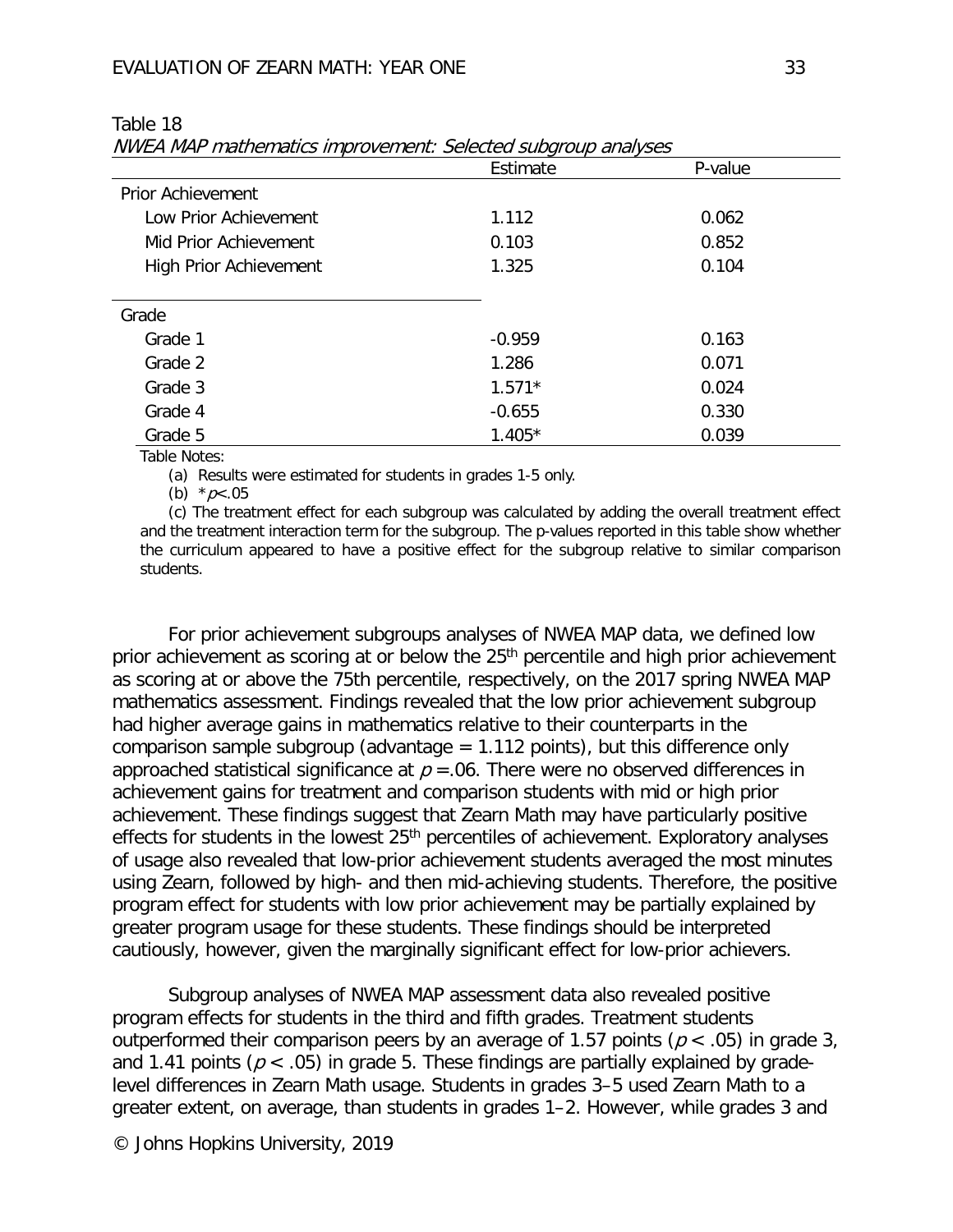Table 18

*NWEA MAP mathematics improvement: Selected subgroup analyses*

| | Estimate | P-value |
|---|---|---|
| Prior Achievement | | |
| Low Prior Achievement | 1.112 | 0.062 |
| Mid Prior Achievement | 0.103 | 0.852 |
| High Prior Achievement | 1.325 | 0.104 |
| Grade | | |
| Grade 1 | -0.959 | 0.163 |
| Grade 2 | 1.286 | 0.071 |
| Grade 3 | 1.571* | 0.024 |
| Grade 4 | -0.655 | 0.330 |
| Grade 5 | 1.405* | 0.039 |

Table Notes:

(a) Results were estimated for students in grades 1-5 only.

(b) * $p<.05$

(c) The treatment effect for each subgroup was calculated by adding the overall treatment effect and the treatment interaction term for the subgroup. The p-values reported in this table show whether the curriculum appeared to have a positive effect for the subgroup relative to similar comparison students.

For prior achievement subgroups analyses of NWEA MAP data, we defined low prior achievement as scoring at or below the 25th percentile and high prior achievement as scoring at or above the 75th percentile, respectively, on the 2017 spring NWEA MAP mathematics assessment. Findings revealed that the low prior achievement subgroup had higher average gains in mathematics relative to their counterparts in the comparison sample subgroup (advantage = 1.112 points), but this difference only approached statistical significance at $p = .06$. There were no observed differences in achievement gains for treatment and comparison students with mid or high prior achievement. These findings suggest that Zearn Math may have particularly positive effects for students in the lowest 25th percentiles of achievement. Exploratory analyses of usage also revealed that low-prior achievement students averaged the most minutes using Zearn, followed by high- and then mid-achieving students. Therefore, the positive program effect for students with low prior achievement may be partially explained by greater program usage for these students. These findings should be interpreted cautiously, however, given the marginally significant effect for low-prior achievers.

Subgroup analyses of NWEA MAP assessment data also revealed positive program effects for students in the third and fifth grades. Treatment students outperformed their comparison peers by an average of 1.57 points ($p < .05$) in grade 3, and 1.41 points ($p < .05$) in grade 5. These findings are partially explained by grade-level differences in Zearn Math usage. Students in grades 3–5 used Zearn Math to a greater extent, on average, than students in grades 1–2. However, while grades 3 and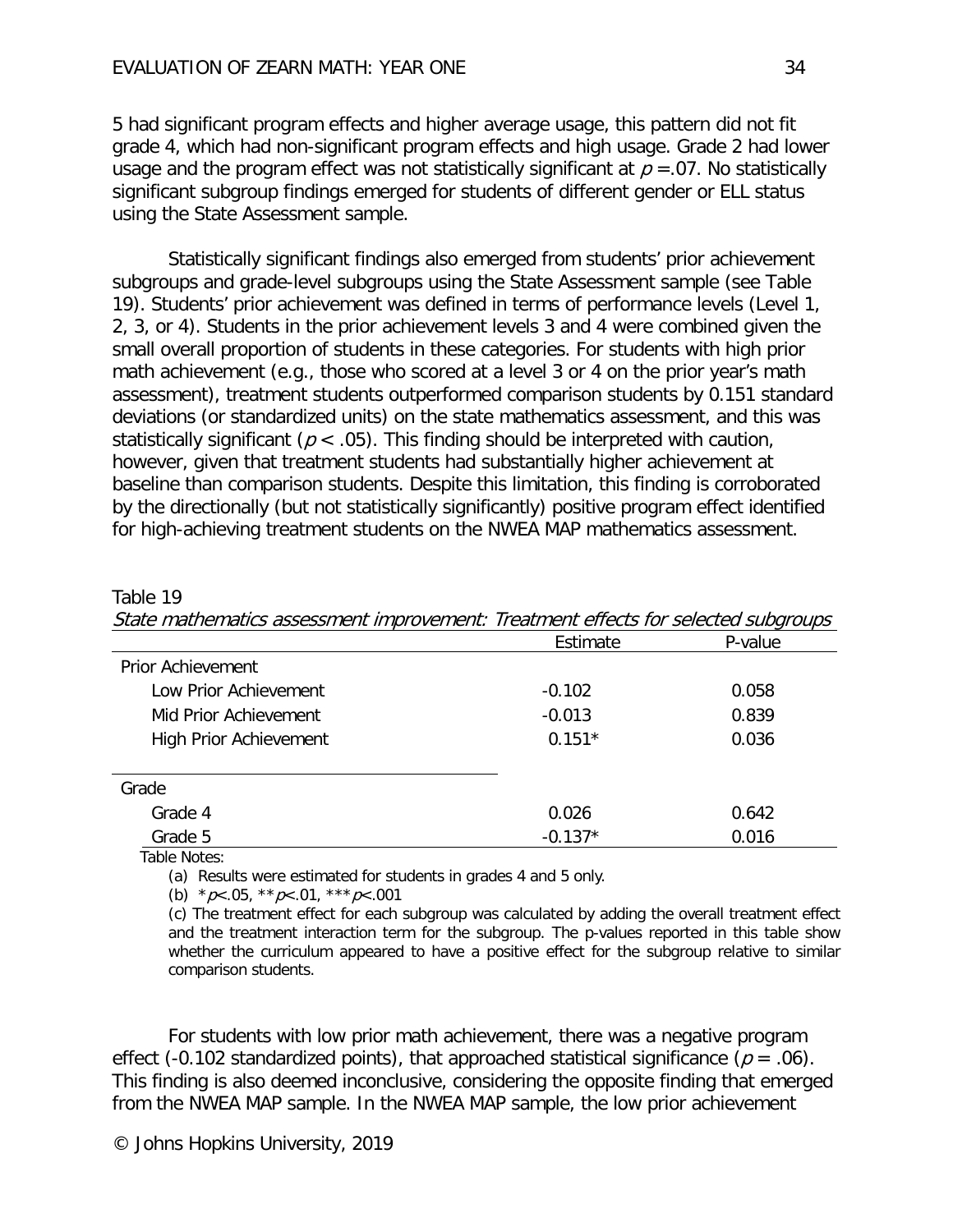5 had significant program effects and higher average usage, this pattern did not fit grade 4, which had non-significant program effects and high usage. Grade 2 had lower usage and the program effect was not statistically significant at $p = .07$. No statistically significant subgroup findings emerged for students of different gender or ELL status using the State Assessment sample.

Statistically significant findings also emerged from students' prior achievement subgroups and grade-level subgroups using the State Assessment sample (see Table 19). Students' prior achievement was defined in terms of performance levels (Level 1, 2, 3, or 4). Students in the prior achievement levels 3 and 4 were combined given the small overall proportion of students in these categories. For students with high prior math achievement (e.g., those who scored at a level 3 or 4 on the prior year's math assessment), treatment students outperformed comparison students by 0.151 standard deviations (or standardized units) on the state mathematics assessment, and this was statistically significant ($p < .05$). This finding should be interpreted with caution, however, given that treatment students had substantially higher achievement at baseline than comparison students. Despite this limitation, this finding is corroborated by the directionally (but not statistically significantly) positive program effect identified for high-achieving treatment students on the NWEA MAP mathematics assessment.

Table 19

*State mathematics assessment improvement: Treatment effects for selected subgroups*

| | Estimate | P-value |
|---|---|---|
| Prior Achievement | | |
| Low Prior Achievement | -0.102 | 0.058 |
| Mid Prior Achievement | -0.013 | 0.839 |
| High Prior Achievement | 0.151* | 0.036 |
| Grade | | |
| Grade 4 | 0.026 | 0.642 |
| Grade 5 | -0.137* | 0.016 |

Table Notes:

(a) Results were estimated for students in grades 4 and 5 only.

(b) $*p<.05$, $**p<.01$, $***p<.001$

(c) The treatment effect for each subgroup was calculated by adding the overall treatment effect and the treatment interaction term for the subgroup. The p-values reported in this table show whether the curriculum appeared to have a positive effect for the subgroup relative to similar comparison students.

For students with low prior math achievement, there was a negative program effect (-0.102 standardized points), that approached statistical significance ($p = .06$). This finding is also deemed inconclusive, considering the opposite finding that emerged from the NWEA MAP sample. In the NWEA MAP sample, the low prior achievement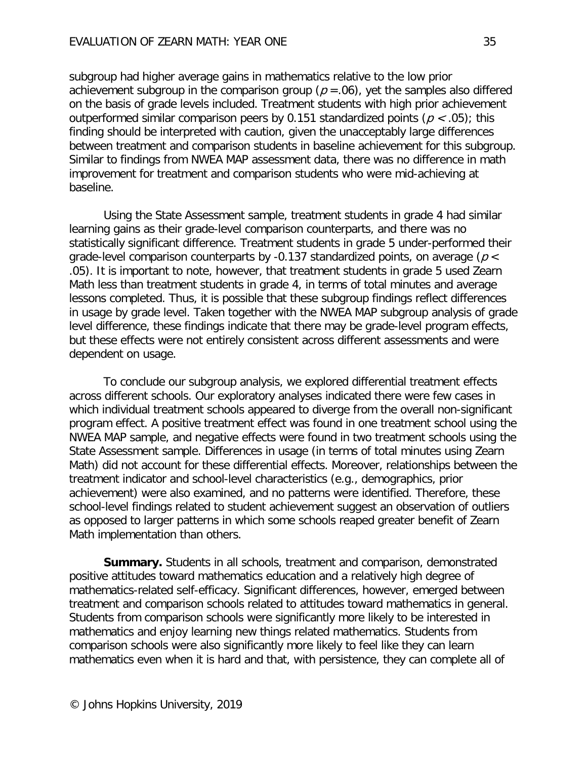subgroup had higher average gains in mathematics relative to the low prior achievement subgroup in the comparison group ($p = .06$), yet the samples also differed on the basis of grade levels included. Treatment students with high prior achievement outperformed similar comparison peers by 0.151 standardized points ($p < .05$); this finding should be interpreted with caution, given the unacceptably large differences between treatment and comparison students in baseline achievement for this subgroup. Similar to findings from NWEA MAP assessment data, there was no difference in math improvement for treatment and comparison students who were mid-achieving at baseline.

Using the State Assessment sample, treatment students in grade 4 had similar learning gains as their grade-level comparison counterparts, and there was no statistically significant difference. Treatment students in grade 5 under-performed their grade-level comparison counterparts by -0.137 standardized points, on average ($p < .05$). It is important to note, however, that treatment students in grade 5 used Zearn Math less than treatment students in grade 4, in terms of total minutes and average lessons completed. Thus, it is possible that these subgroup findings reflect differences in usage by grade level. Taken together with the NWEA MAP subgroup analysis of grade level difference, these findings indicate that there may be grade-level program effects, but these effects were not entirely consistent across different assessments and were dependent on usage.

To conclude our subgroup analysis, we explored differential treatment effects across different schools. Our exploratory analyses indicated there were few cases in which individual treatment schools appeared to diverge from the overall non-significant program effect. A positive treatment effect was found in one treatment school using the NWEA MAP sample, and negative effects were found in two treatment schools using the State Assessment sample. Differences in usage (in terms of total minutes using Zearn Math) did not account for these differential effects. Moreover, relationships between the treatment indicator and school-level characteristics (e.g., demographics, prior achievement) were also examined, and no patterns were identified. Therefore, these school-level findings related to student achievement suggest an observation of outliers as opposed to larger patterns in which some schools reaped greater benefit of Zearn Math implementation than others.

**Summary.** Students in all schools, treatment and comparison, demonstrated positive attitudes toward mathematics education and a relatively high degree of mathematics-related self-efficacy. Significant differences, however, emerged between treatment and comparison schools related to attitudes toward mathematics in general. Students from comparison schools were significantly more likely to be interested in mathematics and enjoy learning new things related mathematics. Students from comparison schools were also significantly more likely to feel like they can learn mathematics even when it is hard and that, with persistence, they can complete all of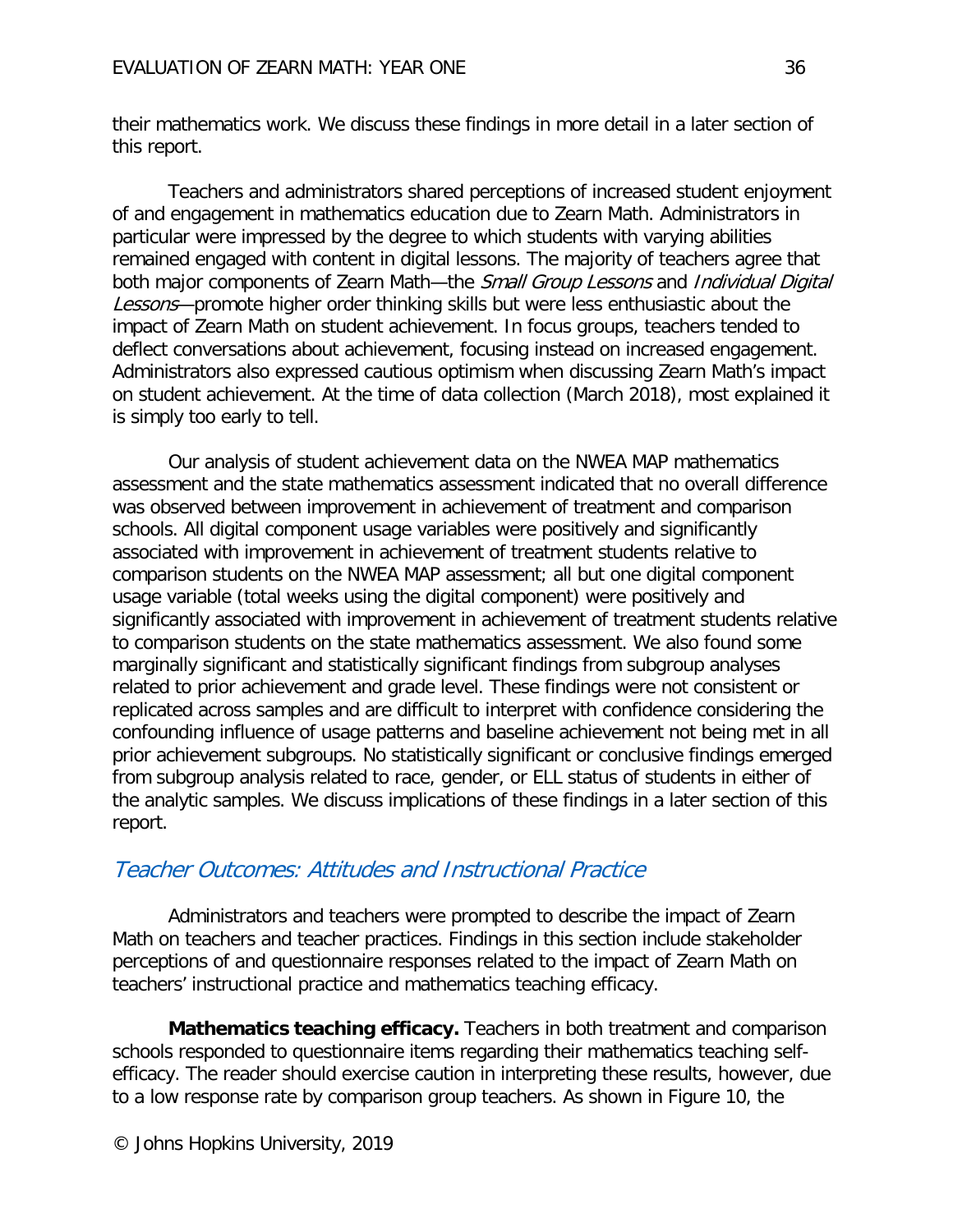their mathematics work. We discuss these findings in more detail in a later section of this report.

Teachers and administrators shared perceptions of increased student enjoyment of and engagement in mathematics education due to Zearn Math. Administrators in particular were impressed by the degree to which students with varying abilities remained engaged with content in digital lessons. The majority of teachers agree that both major components of Zearn Math—the *Small Group Lessons* and *Individual Digital Lessons*—promote higher order thinking skills but were less enthusiastic about the impact of Zearn Math on student achievement. In focus groups, teachers tended to deflect conversations about achievement, focusing instead on increased engagement. Administrators also expressed cautious optimism when discussing Zearn Math's impact on student achievement. At the time of data collection (March 2018), most explained it is simply too early to tell.

Our analysis of student achievement data on the NWEA MAP mathematics assessment and the state mathematics assessment indicated that no overall difference was observed between improvement in achievement of treatment and comparison schools. All digital component usage variables were positively and significantly associated with improvement in achievement of treatment students relative to comparison students on the NWEA MAP assessment; all but one digital component usage variable (total weeks using the digital component) were positively and significantly associated with improvement in achievement of treatment students relative to comparison students on the state mathematics assessment. We also found some marginally significant and statistically significant findings from subgroup analyses related to prior achievement and grade level. These findings were not consistent or replicated across samples and are difficult to interpret with confidence considering the confounding influence of usage patterns and baseline achievement not being met in all prior achievement subgroups. No statistically significant or conclusive findings emerged from subgroup analysis related to race, gender, or ELL status of students in either of the analytic samples. We discuss implications of these findings in a later section of this report.

## *Teacher Outcomes: Attitudes and Instructional Practice*

Administrators and teachers were prompted to describe the impact of Zearn Math on teachers and teacher practices. Findings in this section include stakeholder perceptions of and questionnaire responses related to the impact of Zearn Math on teachers' instructional practice and mathematics teaching efficacy.

**Mathematics teaching efficacy.** Teachers in both treatment and comparison schools responded to questionnaire items regarding their mathematics teaching self-efficacy. The reader should exercise caution in interpreting these results, however, due to a low response rate by comparison group teachers. As shown in Figure 10, the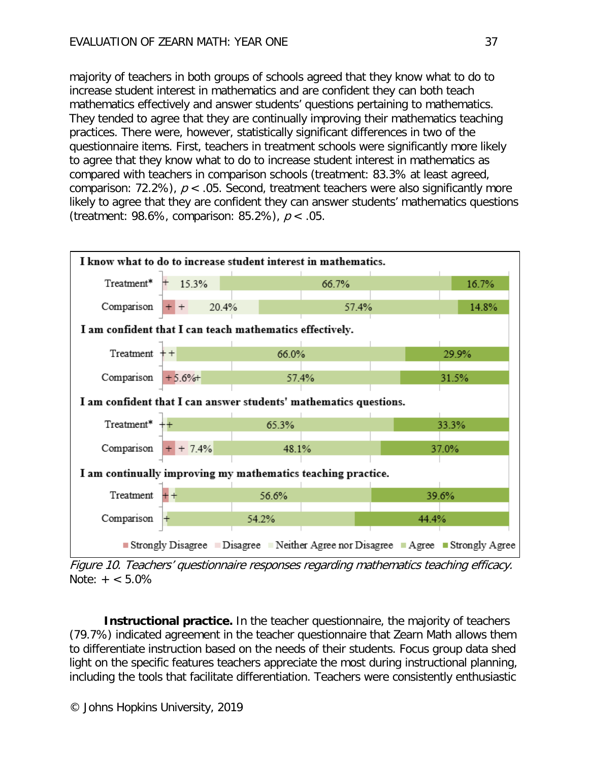majority of teachers in both groups of schools agreed that they know what to do to increase student interest in mathematics and are confident they can both teach mathematics effectively and answer students' questions pertaining to mathematics. They tended to agree that they are continually improving their mathematics teaching practices. There were, however, statistically significant differences in two of the questionnaire items. First, teachers in treatment schools were significantly more likely to agree that they know what to do to increase student interest in mathematics as compared with teachers in comparison schools (treatment: 83.3% at least agreed, comparison: 72.2%), $p < .05$. Second, treatment teachers were also significantly more likely to agree that they are confident they can answer students' mathematics questions (treatment: 98.6%, comparison: 85.2%), $p < .05$.

| Item | Group | Strongly Disagree | Disagree | Neither Agree nor Disagree | Agree | Strongly Agree |
|---|---|---|---|---|---|---|
| I know what to do to increase student interest in mathematics. | Treatment* | | + | 15.3% | 66.7% | 16.7% |
| | Comparison | + | + | 20.4% | 57.4% | 14.8% |
| I am confident that I can teach mathematics effectively. | Treatment | | + | + | 66.0% | 29.9% |
| | Comparison | + | 5.6% | + | 57.4% | 31.5% |
| I am confident that I can answer students' mathematics questions. | Treatment* | | + | + | 65.3% | 33.3% |
| | Comparison | + | + | 7.4% | 48.1% | 37.0% |
| I am continually improving my mathematics teaching practice. | Treatment | + | | + | 56.6% | 39.6% |
| | Comparison | | | + | 54.2% | 44.4% |

*Figure 10. Teachers' questionnaire responses regarding mathematics teaching efficacy.*
Note: + < 5.0%

**Instructional practice.** In the teacher questionnaire, the majority of teachers (79.7%) indicated agreement in the teacher questionnaire that Zearn Math allows them to differentiate instruction based on the needs of their students. Focus group data shed light on the specific features teachers appreciate the most during instructional planning, including the tools that facilitate differentiation. Teachers were consistently enthusiastic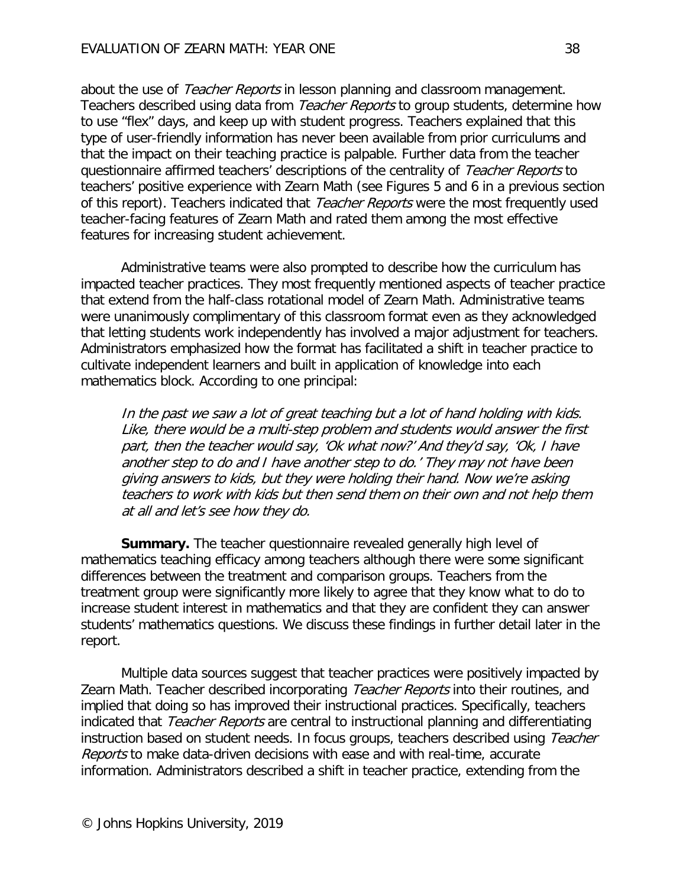about the use of *Teacher Reports* in lesson planning and classroom management. Teachers described using data from *Teacher Reports* to group students, determine how to use "flex" days, and keep up with student progress. Teachers explained that this type of user-friendly information has never been available from prior curriculums and that the impact on their teaching practice is palpable. Further data from the teacher questionnaire affirmed teachers' descriptions of the centrality of *Teacher Reports* to teachers' positive experience with Zearn Math (see Figures 5 and 6 in a previous section of this report). Teachers indicated that *Teacher Reports* were the most frequently used teacher-facing features of Zearn Math and rated them among the most effective features for increasing student achievement.

Administrative teams were also prompted to describe how the curriculum has impacted teacher practices. They most frequently mentioned aspects of teacher practice that extend from the half-class rotational model of Zearn Math. Administrative teams were unanimously complimentary of this classroom format even as they acknowledged that letting students work independently has involved a major adjustment for teachers. Administrators emphasized how the format has facilitated a shift in teacher practice to cultivate independent learners and built in application of knowledge into each mathematics block. According to one principal:

> *In the past we saw a lot of great teaching but a lot of hand holding with kids. Like, there would be a multi-step problem and students would answer the first part, then the teacher would say, 'Ok what now?' And they'd say, 'Ok, I have another step to do and I have another step to do.' They may not have been giving answers to kids, but they were holding their hand. Now we're asking teachers to work with kids but then send them on their own and not help them at all and let's see how they do.*

**Summary.** The teacher questionnaire revealed generally high level of mathematics teaching efficacy among teachers although there were some significant differences between the treatment and comparison groups. Teachers from the treatment group were significantly more likely to agree that they know what to do to increase student interest in mathematics and that they are confident they can answer students' mathematics questions. We discuss these findings in further detail later in the report.

Multiple data sources suggest that teacher practices were positively impacted by Zearn Math. Teacher described incorporating *Teacher Reports* into their routines, and implied that doing so has improved their instructional practices. Specifically, teachers indicated that *Teacher Reports* are central to instructional planning and differentiating instruction based on student needs. In focus groups, teachers described using *Teacher Reports* to make data-driven decisions with ease and with real-time, accurate information. Administrators described a shift in teacher practice, extending from the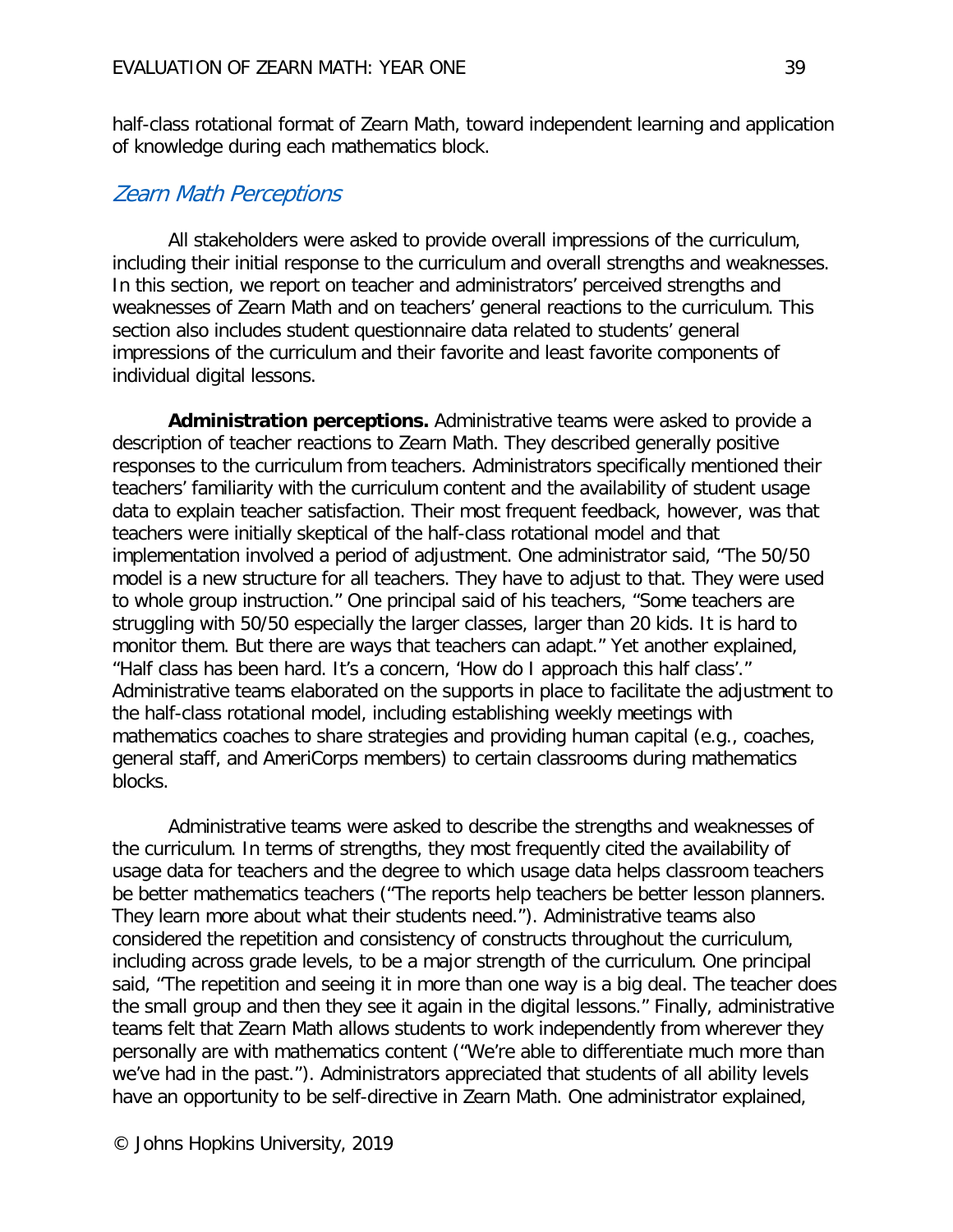half-class rotational format of Zearn Math, toward independent learning and application of knowledge during each mathematics block.

## *Zearn Math Perceptions*

All stakeholders were asked to provide overall impressions of the curriculum, including their initial response to the curriculum and overall strengths and weaknesses. In this section, we report on teacher and administrators' perceived strengths and weaknesses of Zearn Math and on teachers' general reactions to the curriculum. This section also includes student questionnaire data related to students' general impressions of the curriculum and their favorite and least favorite components of individual digital lessons.

**Administration perceptions.** Administrative teams were asked to provide a description of teacher reactions to Zearn Math. They described generally positive responses to the curriculum from teachers. Administrators specifically mentioned their teachers' familiarity with the curriculum content and the availability of student usage data to explain teacher satisfaction. Their most frequent feedback, however, was that teachers were initially skeptical of the half-class rotational model and that implementation involved a period of adjustment. One administrator said, "The 50/50 model is a new structure for all teachers. They have to adjust to that. They were used to whole group instruction." One principal said of his teachers, "Some teachers are struggling with 50/50 especially the larger classes, larger than 20 kids. It is hard to monitor them. But there are ways that teachers can adapt." Yet another explained, "Half class has been hard. It's a concern, 'How do I approach this half class'." Administrative teams elaborated on the supports in place to facilitate the adjustment to the half-class rotational model, including establishing weekly meetings with mathematics coaches to share strategies and providing human capital (e.g., coaches, general staff, and AmeriCorps members) to certain classrooms during mathematics blocks.

Administrative teams were asked to describe the strengths and weaknesses of the curriculum. In terms of strengths, they most frequently cited the availability of usage data for teachers and the degree to which usage data helps classroom teachers be better mathematics teachers ("The reports help teachers be better lesson planners. They learn more about what their students need."). Administrative teams also considered the repetition and consistency of constructs throughout the curriculum, including across grade levels, to be a major strength of the curriculum. One principal said, "The repetition and seeing it in more than one way is a big deal. The teacher does the small group and then they see it again in the digital lessons." Finally, administrative teams felt that Zearn Math allows students to work independently from wherever they personally are with mathematics content ("We're able to differentiate much more than we've had in the past."). Administrators appreciated that students of all ability levels have an opportunity to be self-directive in Zearn Math. One administrator explained,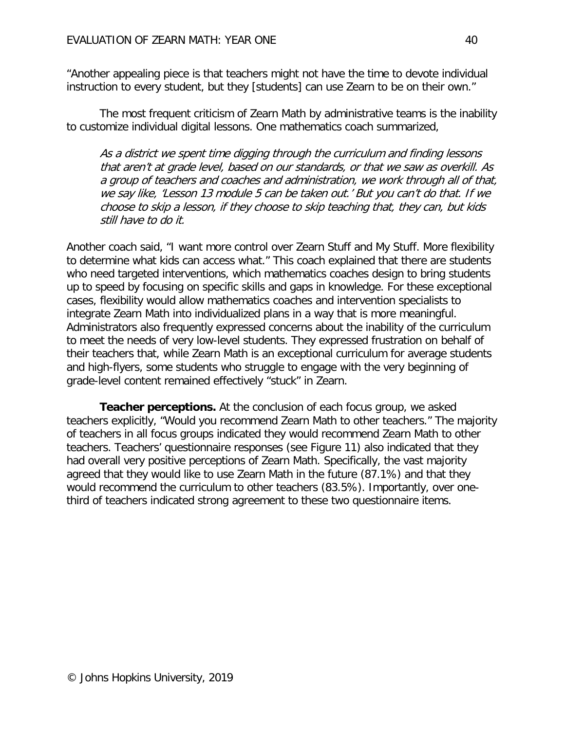"Another appealing piece is that teachers might not have the time to devote individual instruction to every student, but they [students] can use Zearn to be on their own."

The most frequent criticism of Zearn Math by administrative teams is the inability to customize individual digital lessons. One mathematics coach summarized,

> *As a district we spent time digging through the curriculum and finding lessons that aren't at grade level, based on our standards, or that we saw as overkill. As a group of teachers and coaches and administration, we work through all of that, we say like, 'Lesson 13 module 5 can be taken out.' But you can't do that. If we choose to skip a lesson, if they choose to skip teaching that, they can, but kids still have to do it.*

Another coach said, "I want more control over Zearn Stuff and My Stuff. More flexibility to determine what kids can access what." This coach explained that there are students who need targeted interventions, which mathematics coaches design to bring students up to speed by focusing on specific skills and gaps in knowledge. For these exceptional cases, flexibility would allow mathematics coaches and intervention specialists to integrate Zearn Math into individualized plans in a way that is more meaningful. Administrators also frequently expressed concerns about the inability of the curriculum to meet the needs of very low-level students. They expressed frustration on behalf of their teachers that, while Zearn Math is an exceptional curriculum for average students and high-flyers, some students who struggle to engage with the very beginning of grade-level content remained effectively "stuck" in Zearn.

**Teacher perceptions.** At the conclusion of each focus group, we asked teachers explicitly, "Would you recommend Zearn Math to other teachers." The majority of teachers in all focus groups indicated they would recommend Zearn Math to other teachers. Teachers' questionnaire responses (see Figure 11) also indicated that they had overall very positive perceptions of Zearn Math. Specifically, the vast majority agreed that they would like to use Zearn Math in the future (87.1%) and that they would recommend the curriculum to other teachers (83.5%). Importantly, over one-third of teachers indicated strong agreement to these two questionnaire items.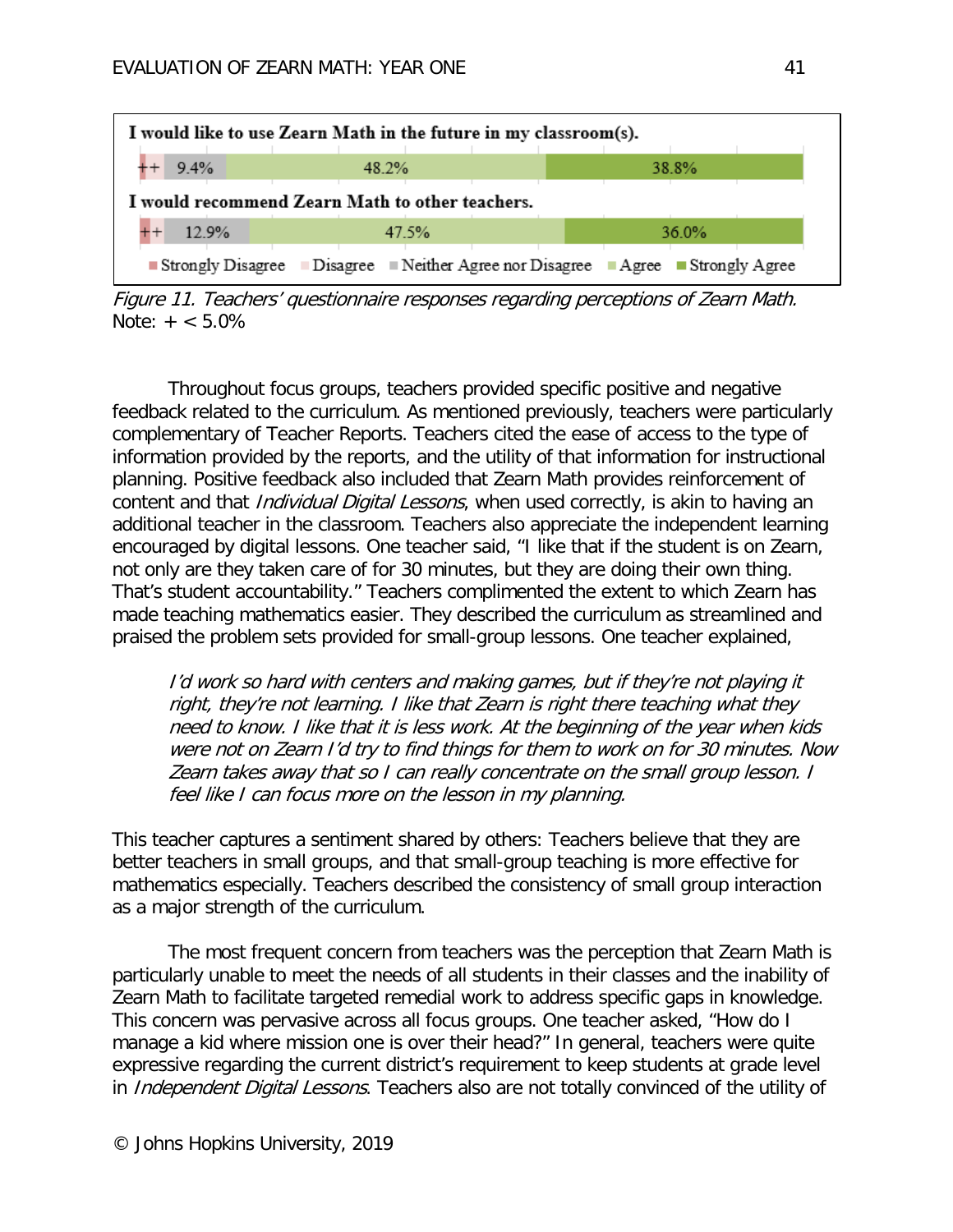| | Strongly Disagree | Disagree | Neither Agree nor Disagree | Agree | Strongly Agree |
|---|---|---|---|---|---|
| I would like to use Zearn Math in the future in my classroom(s). | + | + | 9.4% | 48.2% | 38.8% |
| I would recommend Zearn Math to other teachers. | + | + | 12.9% | 47.5% | 36.0% |

*Figure 11. Teachers' questionnaire responses regarding perceptions of Zearn Math.*
Note: + < 5.0%

Throughout focus groups, teachers provided specific positive and negative feedback related to the curriculum. As mentioned previously, teachers were particularly complementary of Teacher Reports. Teachers cited the ease of access to the type of information provided by the reports, and the utility of that information for instructional planning. Positive feedback also included that Zearn Math provides reinforcement of content and that *Individual Digital Lessons*, when used correctly, is akin to having an additional teacher in the classroom. Teachers also appreciate the independent learning encouraged by digital lessons. One teacher said, "I like that if the student is on Zearn, not only are they taken care of for 30 minutes, but they are doing their own thing. That's student accountability." Teachers complimented the extent to which Zearn has made teaching mathematics easier. They described the curriculum as streamlined and praised the problem sets provided for small-group lessons. One teacher explained,

> *I'd work so hard with centers and making games, but if they're not playing it right, they're not learning. I like that Zearn is right there teaching what they need to know. I like that it is less work. At the beginning of the year when kids were not on Zearn I'd try to find things for them to work on for 30 minutes. Now Zearn takes away that so I can really concentrate on the small group lesson. I feel like I can focus more on the lesson in my planning.*

This teacher captures a sentiment shared by others: Teachers believe that they are better teachers in small groups, and that small-group teaching is more effective for mathematics especially. Teachers described the consistency of small group interaction as a major strength of the curriculum.

The most frequent concern from teachers was the perception that Zearn Math is particularly unable to meet the needs of all students in their classes and the inability of Zearn Math to facilitate targeted remedial work to address specific gaps in knowledge. This concern was pervasive across all focus groups. One teacher asked, "How do I manage a kid where mission one is over their head?" In general, teachers were quite expressive regarding the current district's requirement to keep students at grade level in *Independent Digital Lessons*. Teachers also are not totally convinced of the utility of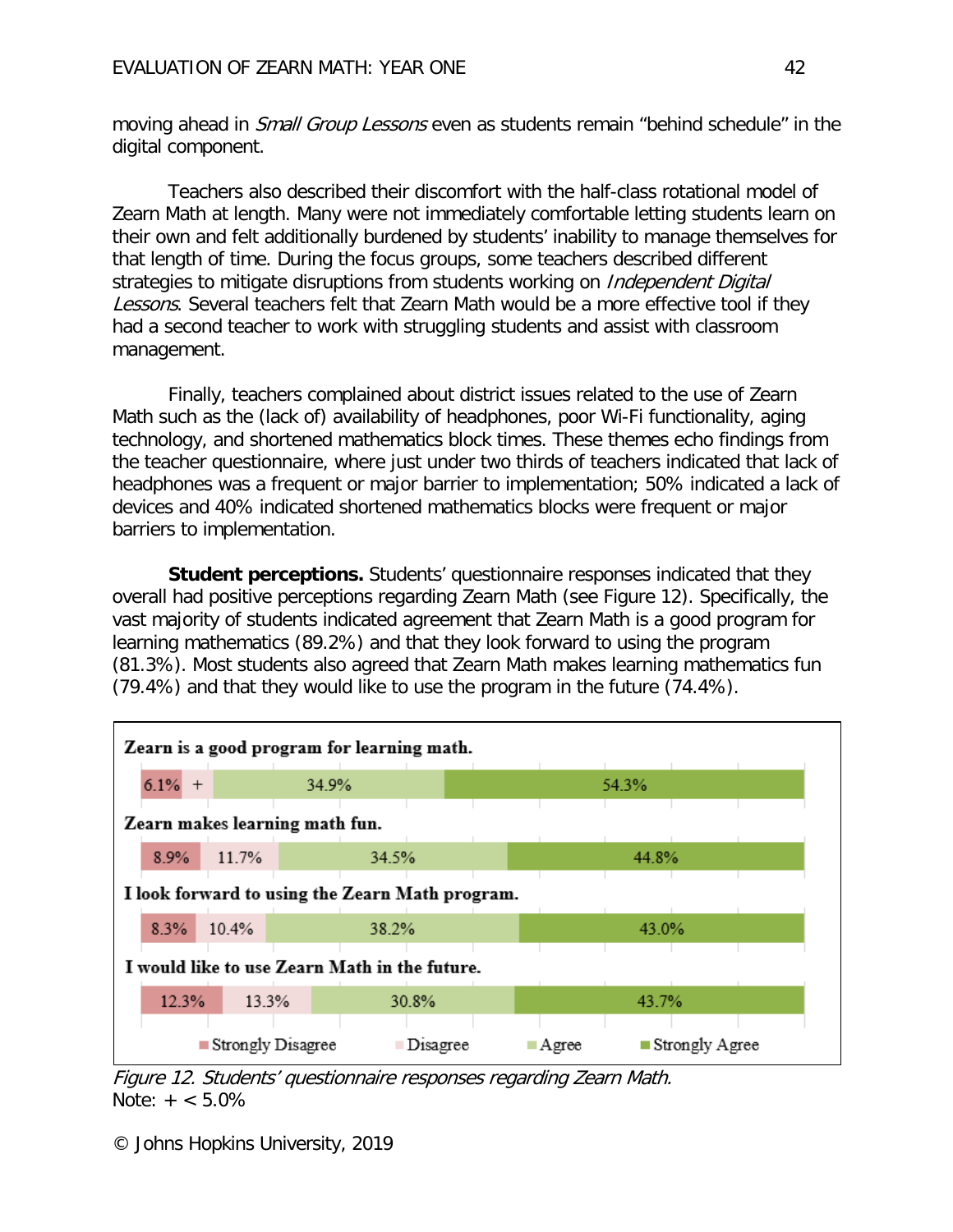moving ahead in *Small Group Lessons* even as students remain "behind schedule" in the digital component.

Teachers also described their discomfort with the half-class rotational model of Zearn Math at length. Many were not immediately comfortable letting students learn on their own and felt additionally burdened by students' inability to manage themselves for that length of time. During the focus groups, some teachers described different strategies to mitigate disruptions from students working on *Independent Digital Lessons*. Several teachers felt that Zearn Math would be a more effective tool if they had a second teacher to work with struggling students and assist with classroom management.

Finally, teachers complained about district issues related to the use of Zearn Math such as the (lack of) availability of headphones, poor Wi-Fi functionality, aging technology, and shortened mathematics block times. These themes echo findings from the teacher questionnaire, where just under two thirds of teachers indicated that lack of headphones was a frequent or major barrier to implementation; 50% indicated a lack of devices and 40% indicated shortened mathematics blocks were frequent or major barriers to implementation.

**Student perceptions.** Students' questionnaire responses indicated that they overall had positive perceptions regarding Zearn Math (see Figure 12). Specifically, the vast majority of students indicated agreement that Zearn Math is a good program for learning mathematics (89.2%) and that they look forward to using the program (81.3%). Most students also agreed that Zearn Math makes learning mathematics fun (79.4%) and that they would like to use the program in the future (74.4%).

| | Strongly Disagree | Disagree | Agree | Strongly Agree |
|---|---|---|---|---|
| Zearn is a good program for learning math. | 6.1% | + | 34.9% | 54.3% |
| Zearn makes learning math fun. | 8.9% | 11.7% | 34.5% | 44.8% |
| I look forward to using the Zearn Math program. | 8.3% | 10.4% | 38.2% | 43.0% |
| I would like to use Zearn Math in the future. | 12.3% | 13.3% | 30.8% | 43.7% |

*Figure 12. Students' questionnaire responses regarding Zearn Math.*
Note: + < 5.0%

© Johns Hopkins University, 2019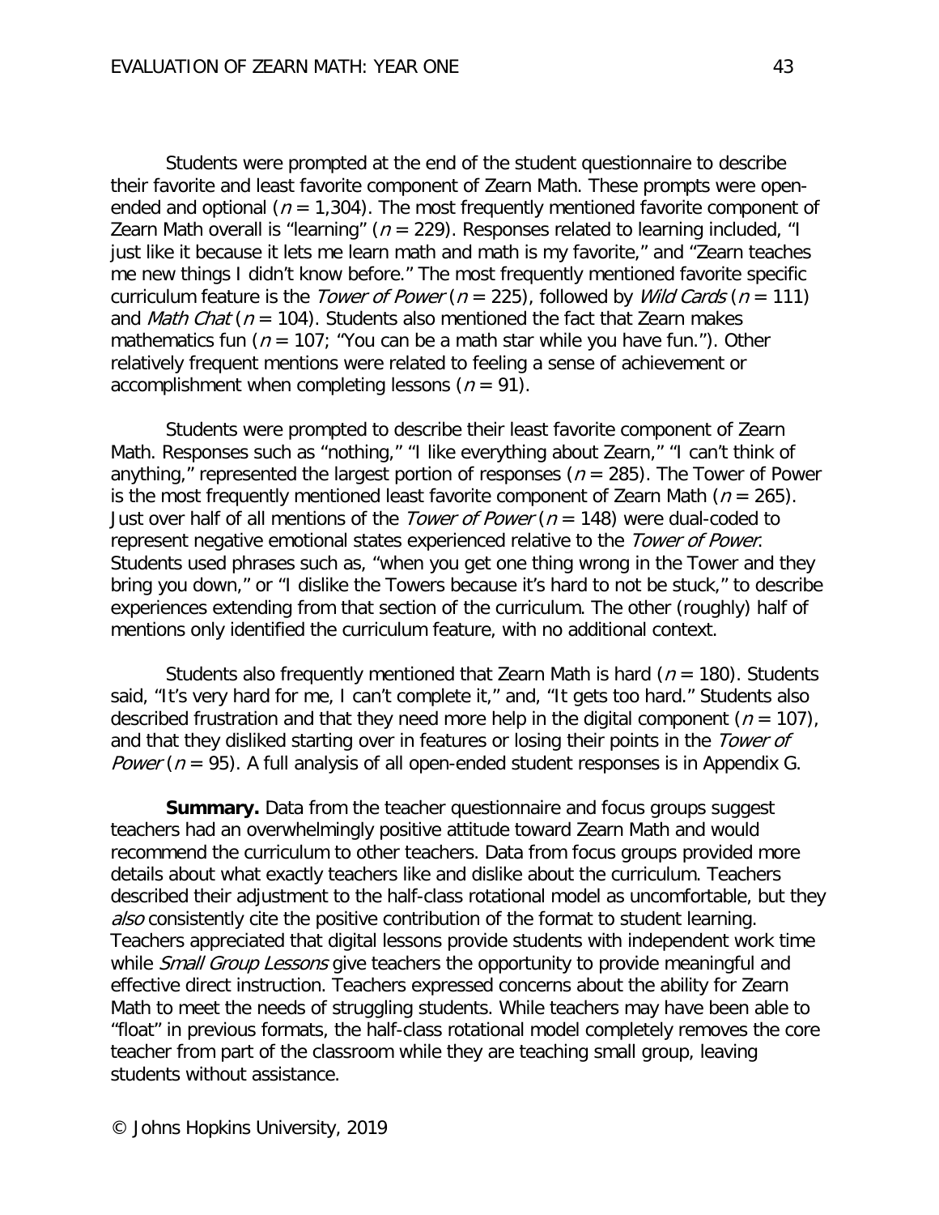Students were prompted at the end of the student questionnaire to describe their favorite and least favorite component of Zearn Math. These prompts were open-ended and optional ($n$ = 1,304). The most frequently mentioned favorite component of Zearn Math overall is "learning" ($n$ = 229). Responses related to learning included, "I just like it because it lets me learn math and math is my favorite," and "Zearn teaches me new things I didn't know before." The most frequently mentioned favorite specific curriculum feature is the *Tower of Power* ($n$ = 225), followed by *Wild Cards* ($n$ = 111) and *Math Chat* ($n$ = 104). Students also mentioned the fact that Zearn makes mathematics fun ($n$ = 107; "You can be a math star while you have fun."). Other relatively frequent mentions were related to feeling a sense of achievement or accomplishment when completing lessons ($n$ = 91).

Students were prompted to describe their least favorite component of Zearn Math. Responses such as "nothing," "I like everything about Zearn," "I can't think of anything," represented the largest portion of responses ($n$ = 285). The Tower of Power is the most frequently mentioned least favorite component of Zearn Math ($n$ = 265). Just over half of all mentions of the *Tower of Power* ($n$ = 148) were dual-coded to represent negative emotional states experienced relative to the *Tower of Power*. Students used phrases such as, "when you get one thing wrong in the Tower and they bring you down," or "I dislike the Towers because it's hard to not be stuck," to describe experiences extending from that section of the curriculum. The other (roughly) half of mentions only identified the curriculum feature, with no additional context.

Students also frequently mentioned that Zearn Math is hard ($n$ = 180). Students said, "It's very hard for me, I can't complete it," and, "It gets too hard." Students also described frustration and that they need more help in the digital component ($n$ = 107), and that they disliked starting over in features or losing their points in the *Tower of Power* ($n$ = 95). A full analysis of all open-ended student responses is in Appendix G.

**Summary.** Data from the teacher questionnaire and focus groups suggest teachers had an overwhelmingly positive attitude toward Zearn Math and would recommend the curriculum to other teachers. Data from focus groups provided more details about what exactly teachers like and dislike about the curriculum. Teachers described their adjustment to the half-class rotational model as uncomfortable, but they *also* consistently cite the positive contribution of the format to student learning. Teachers appreciated that digital lessons provide students with independent work time while *Small Group Lessons* give teachers the opportunity to provide meaningful and effective direct instruction. Teachers expressed concerns about the ability for Zearn Math to meet the needs of struggling students. While teachers may have been able to "float" in previous formats, the half-class rotational model completely removes the core teacher from part of the classroom while they are teaching small group, leaving students without assistance.

© Johns Hopkins University, 2019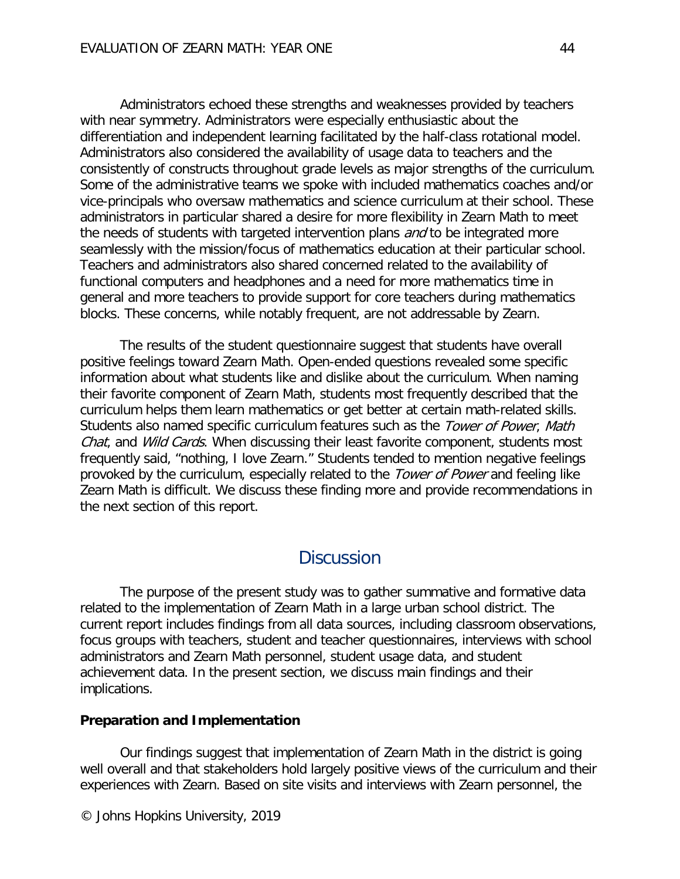Administrators echoed these strengths and weaknesses provided by teachers with near symmetry. Administrators were especially enthusiastic about the differentiation and independent learning facilitated by the half-class rotational model. Administrators also considered the availability of usage data to teachers and the consistently of constructs throughout grade levels as major strengths of the curriculum. Some of the administrative teams we spoke with included mathematics coaches and/or vice-principals who oversaw mathematics and science curriculum at their school. These administrators in particular shared a desire for more flexibility in Zearn Math to meet the needs of students with targeted intervention plans *and* to be integrated more seamlessly with the mission/focus of mathematics education at their particular school. Teachers and administrators also shared concerned related to the availability of functional computers and headphones and a need for more mathematics time in general and more teachers to provide support for core teachers during mathematics blocks. These concerns, while notably frequent, are not addressable by Zearn.

The results of the student questionnaire suggest that students have overall positive feelings toward Zearn Math. Open-ended questions revealed some specific information about what students like and dislike about the curriculum. When naming their favorite component of Zearn Math, students most frequently described that the curriculum helps them learn mathematics or get better at certain math-related skills. Students also named specific curriculum features such as the *Tower of Power*, *Math Chat*, and *Wild Cards*. When discussing their least favorite component, students most frequently said, "nothing, I love Zearn." Students tended to mention negative feelings provoked by the curriculum, especially related to the *Tower of Power* and feeling like Zearn Math is difficult. We discuss these finding more and provide recommendations in the next section of this report.

## Discussion

The purpose of the present study was to gather summative and formative data related to the implementation of Zearn Math in a large urban school district. The current report includes findings from all data sources, including classroom observations, focus groups with teachers, student and teacher questionnaires, interviews with school administrators and Zearn Math personnel, student usage data, and student achievement data. In the present section, we discuss main findings and their implications.

**Preparation and Implementation**

Our findings suggest that implementation of Zearn Math in the district is going well overall and that stakeholders hold largely positive views of the curriculum and their experiences with Zearn. Based on site visits and interviews with Zearn personnel, the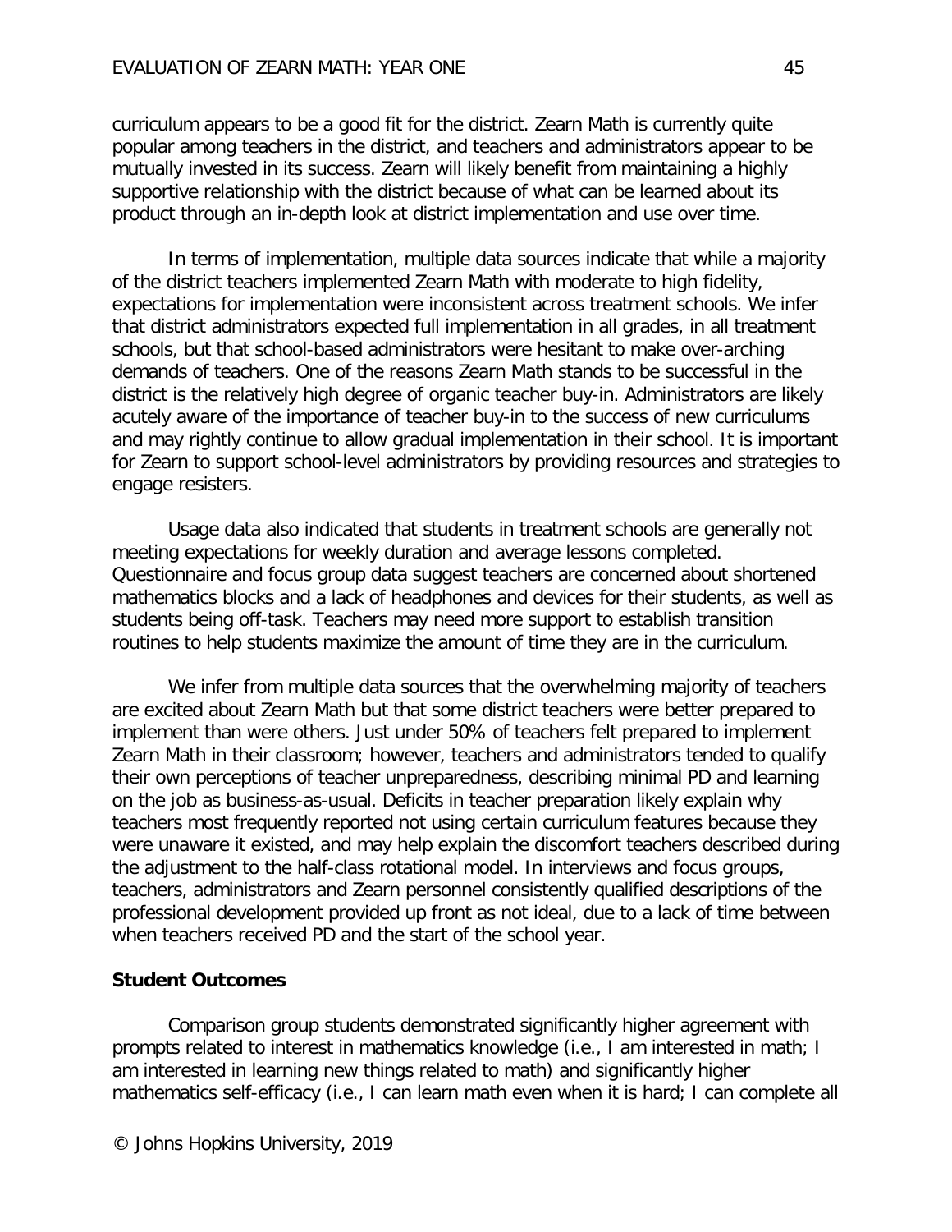curriculum appears to be a good fit for the district. Zearn Math is currently quite popular among teachers in the district, and teachers and administrators appear to be mutually invested in its success. Zearn will likely benefit from maintaining a highly supportive relationship with the district because of what can be learned about its product through an in-depth look at district implementation and use over time.

In terms of implementation, multiple data sources indicate that while a majority of the district teachers implemented Zearn Math with moderate to high fidelity, expectations for implementation were inconsistent across treatment schools. We infer that district administrators expected full implementation in all grades, in all treatment schools, but that school-based administrators were hesitant to make over-arching demands of teachers. One of the reasons Zearn Math stands to be successful in the district is the relatively high degree of organic teacher buy-in. Administrators are likely acutely aware of the importance of teacher buy-in to the success of new curriculums and may rightly continue to allow gradual implementation in their school. It is important for Zearn to support school-level administrators by providing resources and strategies to engage resisters.

Usage data also indicated that students in treatment schools are generally not meeting expectations for weekly duration and average lessons completed. Questionnaire and focus group data suggest teachers are concerned about shortened mathematics blocks and a lack of headphones and devices for their students, as well as students being off-task. Teachers may need more support to establish transition routines to help students maximize the amount of time they are in the curriculum.

We infer from multiple data sources that the overwhelming majority of teachers are excited about Zearn Math but that some district teachers were better prepared to implement than were others. Just under 50% of teachers felt prepared to implement Zearn Math in their classroom; however, teachers and administrators tended to qualify their own perceptions of teacher unpreparedness, describing minimal PD and learning on the job as business-as-usual. Deficits in teacher preparation likely explain why teachers most frequently reported not using certain curriculum features because they were unaware it existed, and may help explain the discomfort teachers described during the adjustment to the half-class rotational model. In interviews and focus groups, teachers, administrators and Zearn personnel consistently qualified descriptions of the professional development provided up front as not ideal, due to a lack of time between when teachers received PD and the start of the school year.

**Student Outcomes**

Comparison group students demonstrated significantly higher agreement with prompts related to interest in mathematics knowledge (i.e., I am interested in math; I am interested in learning new things related to math) and significantly higher mathematics self-efficacy (i.e., I can learn math even when it is hard; I can complete all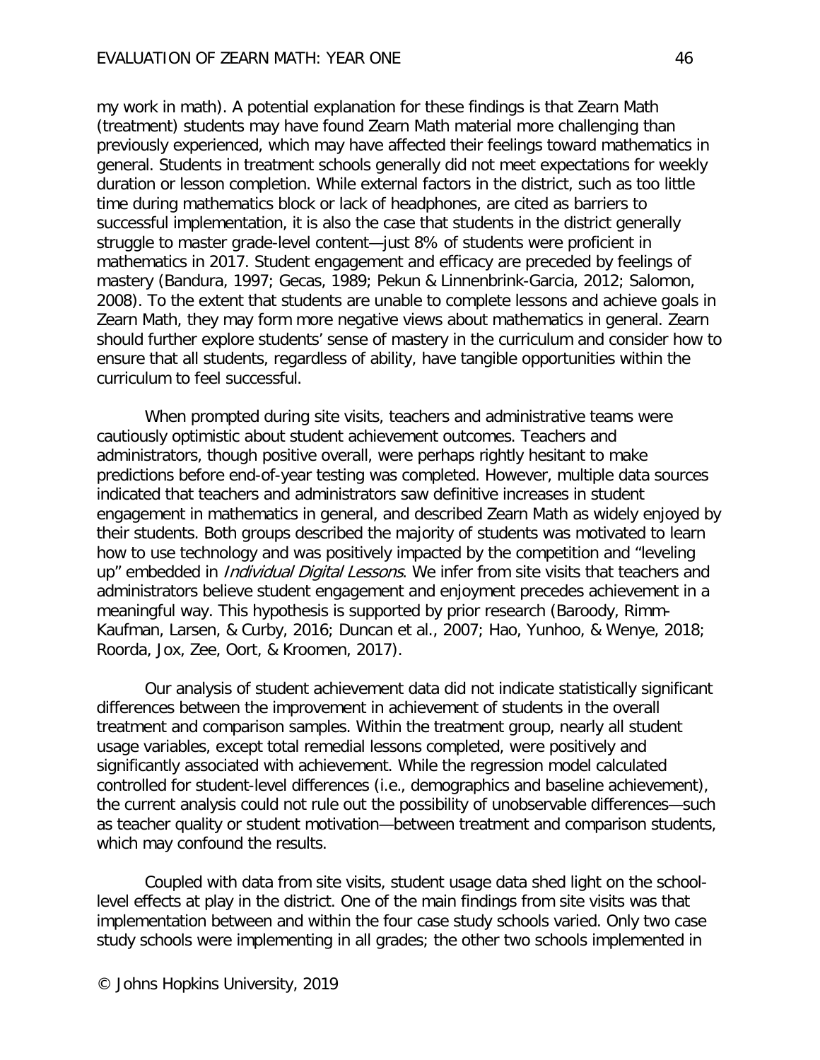my work in math). A potential explanation for these findings is that Zearn Math (treatment) students may have found Zearn Math material more challenging than previously experienced, which may have affected their feelings toward mathematics in general. Students in treatment schools generally did not meet expectations for weekly duration or lesson completion. While external factors in the district, such as too little time during mathematics block or lack of headphones, are cited as barriers to successful implementation, it is also the case that students in the district generally struggle to master grade-level content—just 8% of students were proficient in mathematics in 2017. Student engagement and efficacy are preceded by feelings of mastery (Bandura, 1997; Gecas, 1989; Pekun & Linnenbrink-Garcia, 2012; Salomon, 2008). To the extent that students are unable to complete lessons and achieve goals in Zearn Math, they may form more negative views about mathematics in general. Zearn should further explore students' sense of mastery in the curriculum and consider how to ensure that all students, regardless of ability, have tangible opportunities within the curriculum to feel successful.

When prompted during site visits, teachers and administrative teams were cautiously optimistic about student achievement outcomes. Teachers and administrators, though positive overall, were perhaps rightly hesitant to make predictions before end-of-year testing was completed. However, multiple data sources indicated that teachers and administrators saw definitive increases in student engagement in mathematics in general, and described Zearn Math as widely enjoyed by their students. Both groups described the majority of students was motivated to learn how to use technology and was positively impacted by the competition and "leveling up" embedded in *Individual Digital Lessons*. We infer from site visits that teachers and administrators believe student engagement and enjoyment precedes achievement in a meaningful way. This hypothesis is supported by prior research (Baroody, Rimm-Kaufman, Larsen, & Curby, 2016; Duncan et al., 2007; Hao, Yunhoo, & Wenye, 2018; Roorda, Jox, Zee, Oort, & Kroomen, 2017).

Our analysis of student achievement data did not indicate statistically significant differences between the improvement in achievement of students in the overall treatment and comparison samples. Within the treatment group, nearly all student usage variables, except total remedial lessons completed, were positively and significantly associated with achievement. While the regression model calculated controlled for student-level differences (i.e., demographics and baseline achievement), the current analysis could not rule out the possibility of unobservable differences—such as teacher quality or student motivation—between treatment and comparison students, which may confound the results.

Coupled with data from site visits, student usage data shed light on the school-level effects at play in the district. One of the main findings from site visits was that implementation between and within the four case study schools varied. Only two case study schools were implementing in all grades; the other two schools implemented in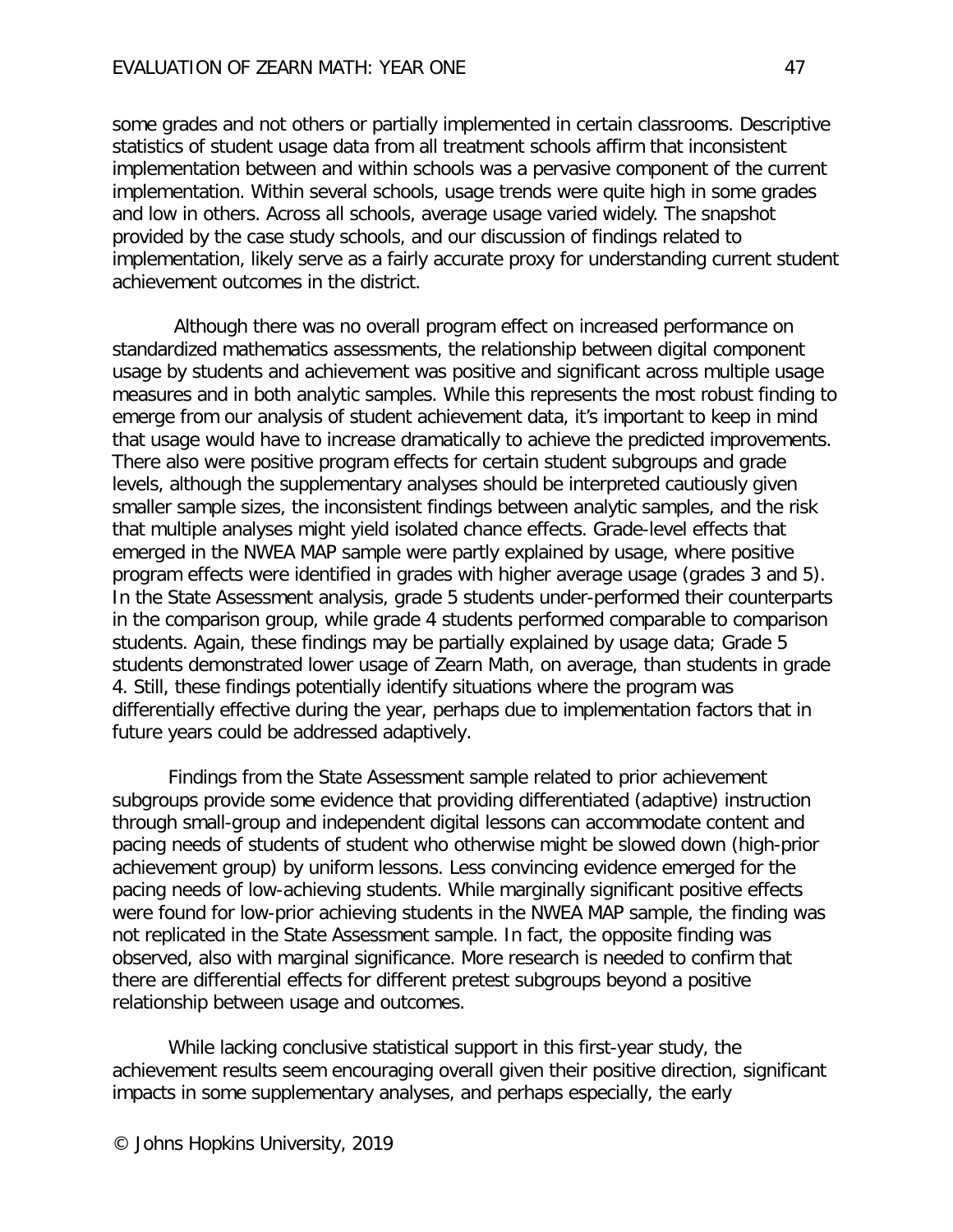some grades and not others or partially implemented in certain classrooms. Descriptive statistics of student usage data from all treatment schools affirm that inconsistent implementation between and within schools was a pervasive component of the current implementation. Within several schools, usage trends were quite high in some grades and low in others. Across all schools, average usage varied widely. The snapshot provided by the case study schools, and our discussion of findings related to implementation, likely serve as a fairly accurate proxy for understanding current student achievement outcomes in the district.

Although there was no overall program effect on increased performance on standardized mathematics assessments, the relationship between digital component usage by students and achievement was positive and significant across multiple usage measures and in both analytic samples. While this represents the most robust finding to emerge from our analysis of student achievement data, it's important to keep in mind that usage would have to increase dramatically to achieve the predicted improvements. There also were positive program effects for certain student subgroups and grade levels, although the supplementary analyses should be interpreted cautiously given smaller sample sizes, the inconsistent findings between analytic samples, and the risk that multiple analyses might yield isolated chance effects. Grade-level effects that emerged in the NWEA MAP sample were partly explained by usage, where positive program effects were identified in grades with higher average usage (grades 3 and 5). In the State Assessment analysis, grade 5 students under-performed their counterparts in the comparison group, while grade 4 students performed comparable to comparison students. Again, these findings may be partially explained by usage data; Grade 5 students demonstrated lower usage of Zearn Math, on average, than students in grade 4. Still, these findings potentially identify situations where the program was differentially effective during the year, perhaps due to implementation factors that in future years could be addressed adaptively.

Findings from the State Assessment sample related to prior achievement subgroups provide some evidence that providing differentiated (adaptive) instruction through small-group and independent digital lessons can accommodate content and pacing needs of students of student who otherwise might be slowed down (high-prior achievement group) by uniform lessons. Less convincing evidence emerged for the pacing needs of low-achieving students. While marginally significant positive effects were found for low-prior achieving students in the NWEA MAP sample, the finding was not replicated in the State Assessment sample. In fact, the opposite finding was observed, also with marginal significance. More research is needed to confirm that there are differential effects for different pretest subgroups beyond a positive relationship between usage and outcomes.

While lacking conclusive statistical support in this first-year study, the achievement results seem encouraging overall given their positive direction, significant impacts in some supplementary analyses, and perhaps especially, the early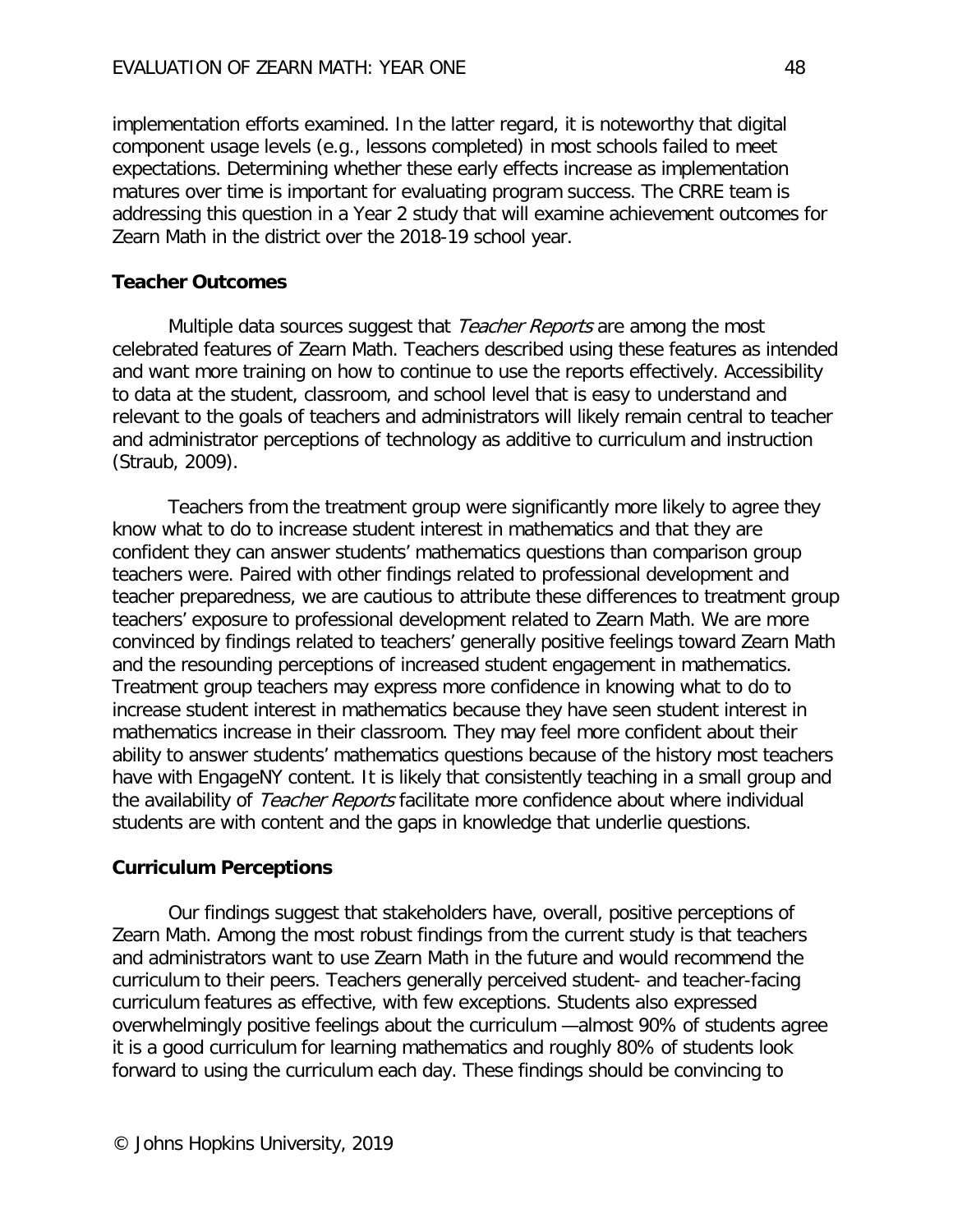implementation efforts examined. In the latter regard, it is noteworthy that digital component usage levels (e.g., lessons completed) in most schools failed to meet expectations. Determining whether these early effects increase as implementation matures over time is important for evaluating program success. The CRRE team is addressing this question in a Year 2 study that will examine achievement outcomes for Zearn Math in the district over the 2018-19 school year.

### Teacher Outcomes

Multiple data sources suggest that *Teacher Reports* are among the most celebrated features of Zearn Math. Teachers described using these features as intended and want more training on how to continue to use the reports effectively. Accessibility to data at the student, classroom, and school level that is easy to understand and relevant to the goals of teachers and administrators will likely remain central to teacher and administrator perceptions of technology as additive to curriculum and instruction (Straub, 2009).

Teachers from the treatment group were significantly more likely to agree they know what to do to increase student interest in mathematics and that they are confident they can answer students' mathematics questions than comparison group teachers were. Paired with other findings related to professional development and teacher preparedness, we are cautious to attribute these differences to treatment group teachers' exposure to professional development related to Zearn Math. We are more convinced by findings related to teachers' generally positive feelings toward Zearn Math and the resounding perceptions of increased student engagement in mathematics. Treatment group teachers may express more confidence in knowing what to do to increase student interest in mathematics because they have seen student interest in mathematics increase in their classroom. They may feel more confident about their ability to answer students' mathematics questions because of the history most teachers have with EngageNY content. It is likely that consistently teaching in a small group and the availability of *Teacher Reports* facilitate more confidence about where individual students are with content and the gaps in knowledge that underlie questions.

### Curriculum Perceptions

Our findings suggest that stakeholders have, overall, positive perceptions of Zearn Math. Among the most robust findings from the current study is that teachers and administrators want to use Zearn Math in the future and would recommend the curriculum to their peers. Teachers generally perceived student- and teacher-facing curriculum features as effective, with few exceptions. Students also expressed overwhelmingly positive feelings about the curriculum —almost 90% of students agree it is a good curriculum for learning mathematics and roughly 80% of students look forward to using the curriculum each day. These findings should be convincing to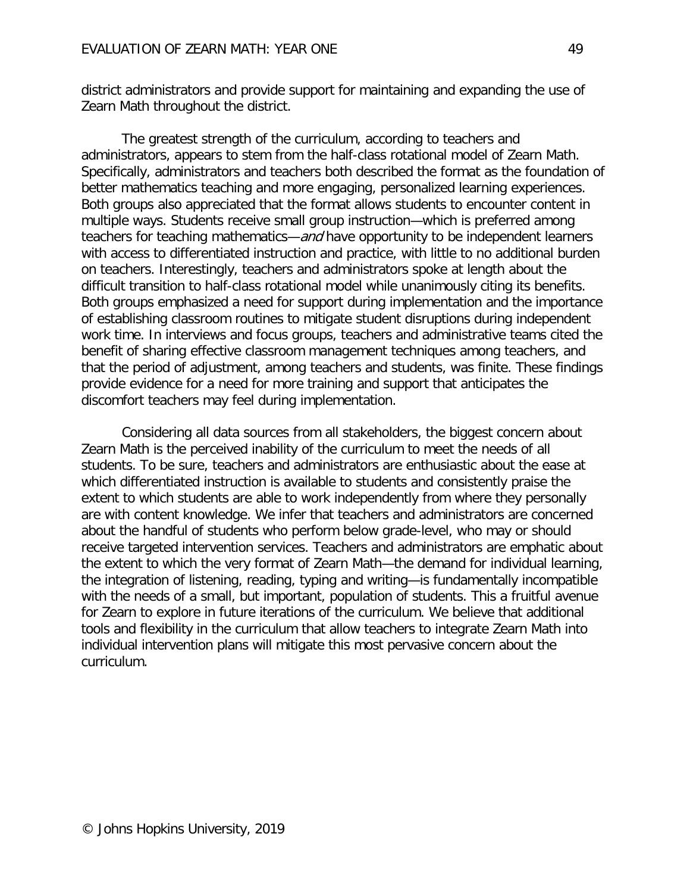district administrators and provide support for maintaining and expanding the use of Zearn Math throughout the district.

The greatest strength of the curriculum, according to teachers and administrators, appears to stem from the half-class rotational model of Zearn Math. Specifically, administrators and teachers both described the format as the foundation of better mathematics teaching and more engaging, personalized learning experiences. Both groups also appreciated that the format allows students to encounter content in multiple ways. Students receive small group instruction—which is preferred among teachers for teaching mathematics—*and* have opportunity to be independent learners with access to differentiated instruction and practice, with little to no additional burden on teachers. Interestingly, teachers and administrators spoke at length about the difficult transition to half-class rotational model while unanimously citing its benefits. Both groups emphasized a need for support during implementation and the importance of establishing classroom routines to mitigate student disruptions during independent work time. In interviews and focus groups, teachers and administrative teams cited the benefit of sharing effective classroom management techniques among teachers, and that the period of adjustment, among teachers and students, was finite. These findings provide evidence for a need for more training and support that anticipates the discomfort teachers may feel during implementation.

Considering all data sources from all stakeholders, the biggest concern about Zearn Math is the perceived inability of the curriculum to meet the needs of all students. To be sure, teachers and administrators are enthusiastic about the ease at which differentiated instruction is available to students and consistently praise the extent to which students are able to work independently from where they personally are with content knowledge. We infer that teachers and administrators are concerned about the handful of students who perform below grade-level, who may or should receive targeted intervention services. Teachers and administrators are emphatic about the extent to which the very format of Zearn Math—the demand for individual learning, the integration of listening, reading, typing and writing—is fundamentally incompatible with the needs of a small, but important, population of students. This a fruitful avenue for Zearn to explore in future iterations of the curriculum. We believe that additional tools and flexibility in the curriculum that allow teachers to integrate Zearn Math into individual intervention plans will mitigate this most pervasive concern about the curriculum.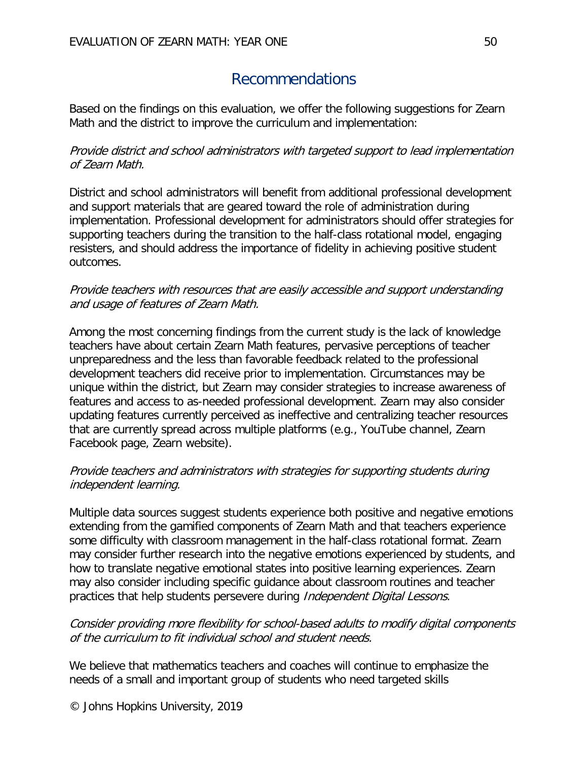## Recommendations

Based on the findings on this evaluation, we offer the following suggestions for Zearn Math and the district to improve the curriculum and implementation:

*Provide district and school administrators with targeted support to lead implementation of Zearn Math.*

District and school administrators will benefit from additional professional development and support materials that are geared toward the role of administration during implementation. Professional development for administrators should offer strategies for supporting teachers during the transition to the half-class rotational model, engaging resisters, and should address the importance of fidelity in achieving positive student outcomes.

*Provide teachers with resources that are easily accessible and support understanding and usage of features of Zearn Math.*

Among the most concerning findings from the current study is the lack of knowledge teachers have about certain Zearn Math features, pervasive perceptions of teacher unpreparedness and the less than favorable feedback related to the professional development teachers did receive prior to implementation. Circumstances may be unique within the district, but Zearn may consider strategies to increase awareness of features and access to as-needed professional development. Zearn may also consider updating features currently perceived as ineffective and centralizing teacher resources that are currently spread across multiple platforms (e.g., YouTube channel, Zearn Facebook page, Zearn website).

*Provide teachers and administrators with strategies for supporting students during independent learning.*

Multiple data sources suggest students experience both positive and negative emotions extending from the gamified components of Zearn Math and that teachers experience some difficulty with classroom management in the half-class rotational format. Zearn may consider further research into the negative emotions experienced by students, and how to translate negative emotional states into positive learning experiences. Zearn may also consider including specific guidance about classroom routines and teacher practices that help students persevere during *Independent Digital Lessons*.

*Consider providing more flexibility for school-based adults to modify digital components of the curriculum to fit individual school and student needs.*

We believe that mathematics teachers and coaches will continue to emphasize the needs of a small and important group of students who need targeted skills

© Johns Hopkins University, 2019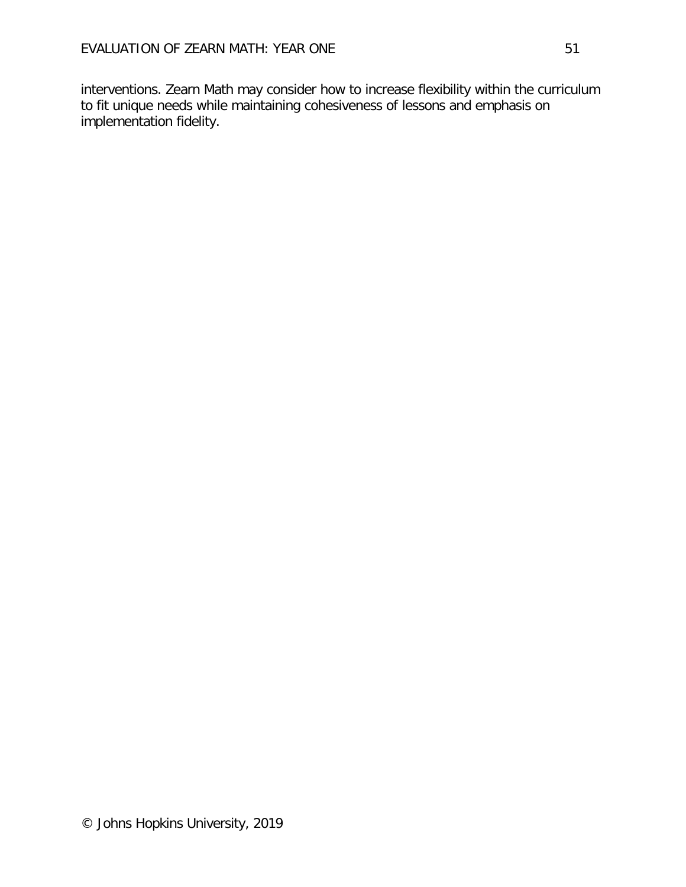interventions. Zearn Math may consider how to increase flexibility within the curriculum to fit unique needs while maintaining cohesiveness of lessons and emphasis on implementation fidelity.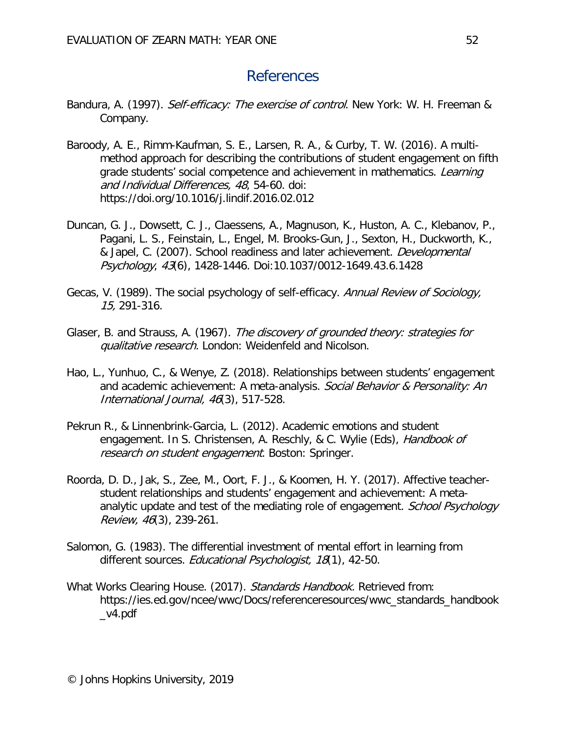# References

Bandura, A. (1997). *Self-efficacy: The exercise of control*. New York: W. H. Freeman & Company.

Baroody, A. E., Rimm-Kaufman, S. E., Larsen, R. A., & Curby, T. W. (2016). A multi-method approach for describing the contributions of student engagement on fifth grade students' social competence and achievement in mathematics. *Learning and Individual Differences, 48*, 54-60. doi: https://doi.org/10.1016/j.lindif.2016.02.012

Duncan, G. J., Dowsett, C. J., Claessens, A., Magnuson, K., Huston, A. C., Klebanov, P., Pagani, L. S., Feinstain, L., Engel, M. Brooks-Gun, J., Sexton, H., Duckworth, K., & Japel, C. (2007). School readiness and later achievement. *Developmental Psychology*, *43*(6), 1428-1446. Doi:10.1037/0012-1649.43.6.1428

Gecas, V. (1989). The social psychology of self-efficacy. *Annual Review of Sociology, 15,* 291-316.

Glaser, B. and Strauss, A. (1967). *The discovery of grounded theory: strategies for qualitative research.* London: Weidenfeld and Nicolson.

Hao, L., Yunhuo, C., & Wenye, Z. (2018). Relationships between students' engagement and academic achievement: A meta-analysis. *Social Behavior & Personality: An International Journal, 46*(3), 517-528.

Pekrun R., & Linnenbrink-Garcia, L. (2012). Academic emotions and student engagement. In S. Christensen, A. Reschly, & C. Wylie (Eds), *Handbook of research on student engagement*. Boston: Springer.

Roorda, D. D., Jak, S., Zee, M., Oort, F. J., & Koomen, H. Y. (2017). Affective teacher-student relationships and students' engagement and achievement: A meta-analytic update and test of the mediating role of engagement. *School Psychology Review, 46*(3), 239-261.

Salomon, G. (1983). The differential investment of mental effort in learning from different sources. *Educational Psychologist, 18*(1), 42-50.

What Works Clearing House. (2017). *Standards Handbook.* Retrieved from: https://ies.ed.gov/ncee/wwc/Docs/referenceresources/wwc_standards_handbook_v4.pdf

© Johns Hopkins University, 2019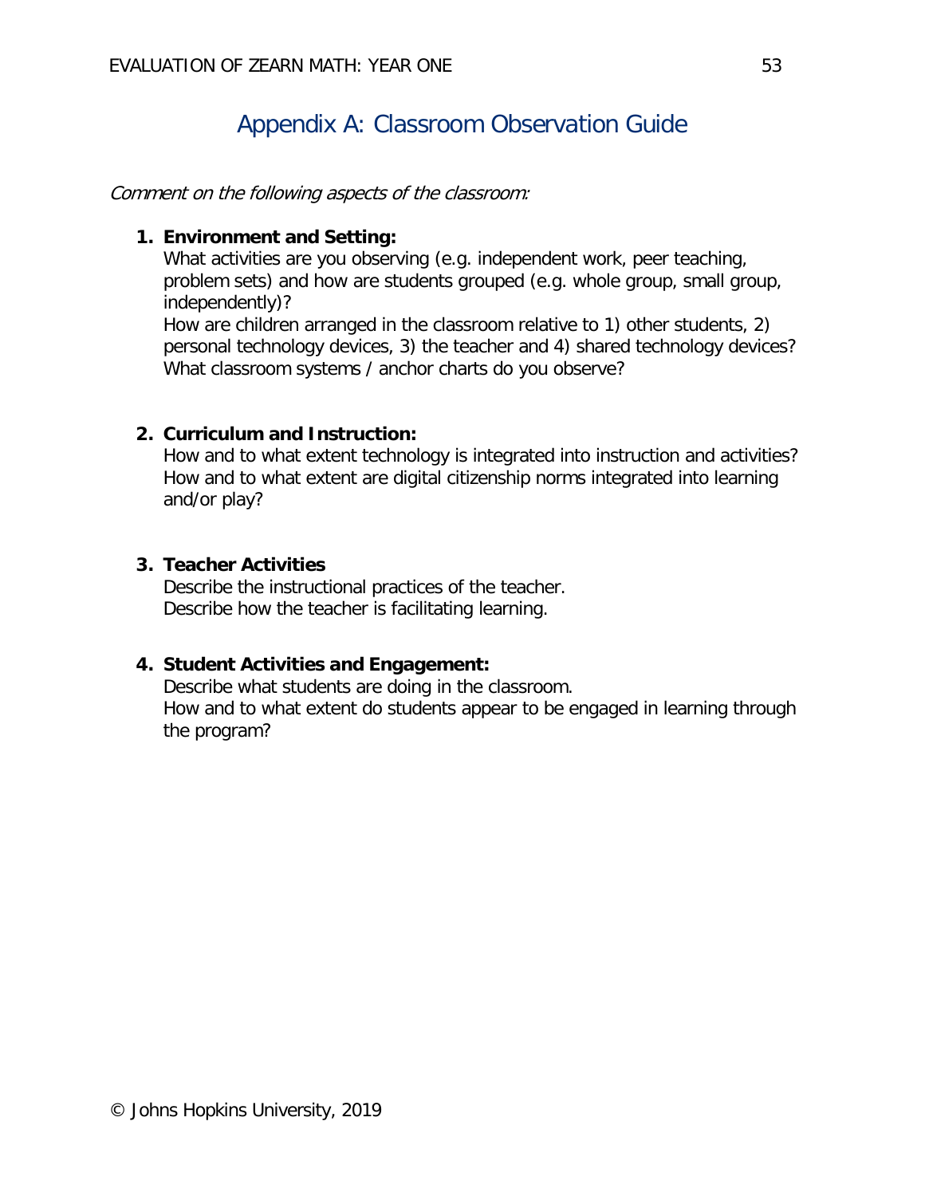# Appendix A: Classroom Observation Guide

*Comment on the following aspects of the classroom:*

1. **Environment and Setting:**
   What activities are you observing (e.g. independent work, peer teaching, problem sets) and how are students grouped (e.g. whole group, small group, independently)?
   How are children arranged in the classroom relative to 1) other students, 2) personal technology devices, 3) the teacher and 4) shared technology devices?
   What classroom systems / anchor charts do you observe?

2. **Curriculum and Instruction:**
   How and to what extent technology is integrated into instruction and activities?
   How and to what extent are digital citizenship norms integrated into learning and/or play?

3. **Teacher Activities**
   Describe the instructional practices of the teacher.
   Describe how the teacher is facilitating learning.

4. **Student Activities and Engagement:**
   Describe what students are doing in the classroom.
   How and to what extent do students appear to be engaged in learning through the program?

© Johns Hopkins University, 2019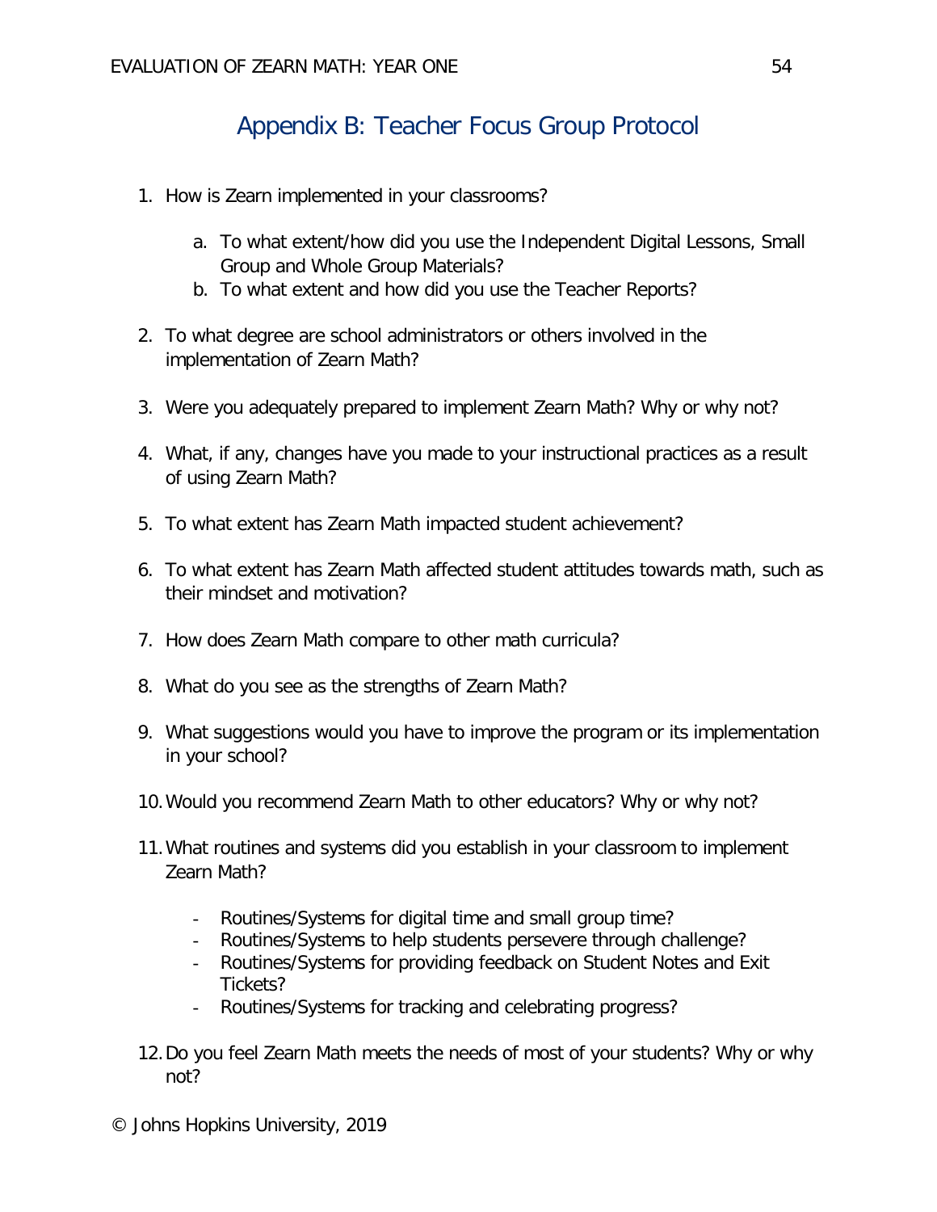# Appendix B: Teacher Focus Group Protocol

1. How is Zearn implemented in your classrooms?

    a. To what extent/how did you use the Independent Digital Lessons, Small Group and Whole Group Materials?
    b. To what extent and how did you use the Teacher Reports?

2. To what degree are school administrators or others involved in the implementation of Zearn Math?

3. Were you adequately prepared to implement Zearn Math? Why or why not?

4. What, if any, changes have you made to your instructional practices as a result of using Zearn Math?

5. To what extent has Zearn Math impacted student achievement?

6. To what extent has Zearn Math affected student attitudes towards math, such as their mindset and motivation?

7. How does Zearn Math compare to other math curricula?

8. What do you see as the strengths of Zearn Math?

9. What suggestions would you have to improve the program or its implementation in your school?

10. Would you recommend Zearn Math to other educators? Why or why not?

11. What routines and systems did you establish in your classroom to implement Zearn Math?

    - Routines/Systems for digital time and small group time?
    - Routines/Systems to help students persevere through challenge?
    - Routines/Systems for providing feedback on Student Notes and Exit Tickets?
    - Routines/Systems for tracking and celebrating progress?

12. Do you feel Zearn Math meets the needs of most of your students? Why or why not?

© Johns Hopkins University, 2019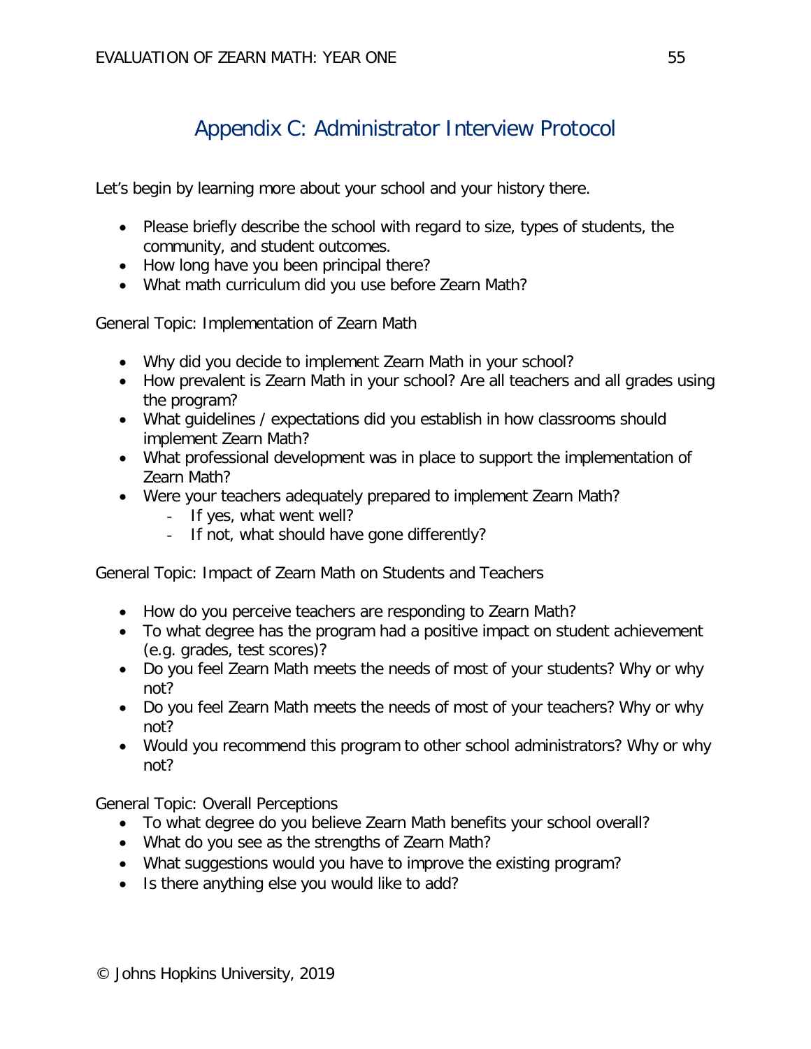# Appendix C: Administrator Interview Protocol

Let's begin by learning more about your school and your history there.

- Please briefly describe the school with regard to size, types of students, the community, and student outcomes.
- How long have you been principal there?
- What math curriculum did you use before Zearn Math?

General Topic: Implementation of Zearn Math

- Why did you decide to implement Zearn Math in your school?
- How prevalent is Zearn Math in your school? Are all teachers and all grades using the program?
- What guidelines / expectations did you establish in how classrooms should implement Zearn Math?
- What professional development was in place to support the implementation of Zearn Math?
- Were your teachers adequately prepared to implement Zearn Math?
    - If yes, what went well?
    - If not, what should have gone differently?

General Topic: Impact of Zearn Math on Students and Teachers

- How do you perceive teachers are responding to Zearn Math?
- To what degree has the program had a positive impact on student achievement (e.g. grades, test scores)?
- Do you feel Zearn Math meets the needs of most of your students? Why or why not?
- Do you feel Zearn Math meets the needs of most of your teachers? Why or why not?
- Would you recommend this program to other school administrators? Why or why not?

General Topic: Overall Perceptions

- To what degree do you believe Zearn Math benefits your school overall?
- What do you see as the strengths of Zearn Math?
- What suggestions would you have to improve the existing program?
- Is there anything else you would like to add?

© Johns Hopkins University, 2019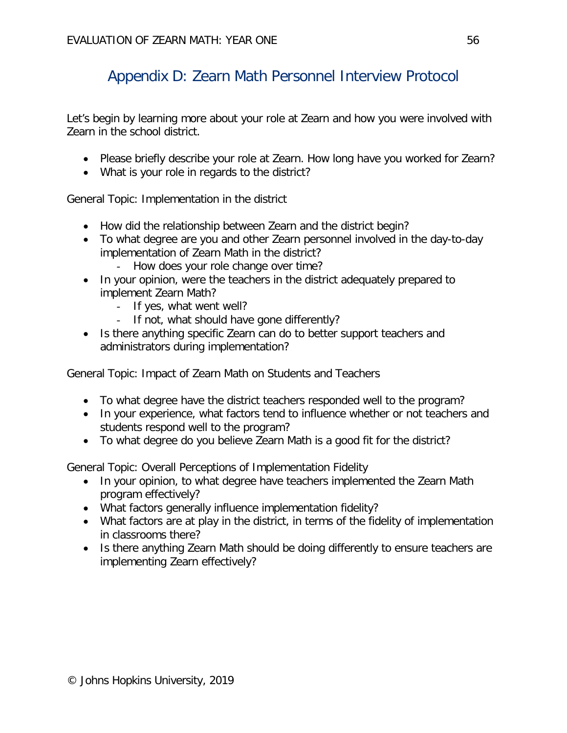# Appendix D: Zearn Math Personnel Interview Protocol

Let's begin by learning more about your role at Zearn and how you were involved with Zearn in the school district.

- Please briefly describe your role at Zearn. How long have you worked for Zearn?
- What is your role in regards to the district?

General Topic: Implementation in the district

- How did the relationship between Zearn and the district begin?
- To what degree are you and other Zearn personnel involved in the day-to-day implementation of Zearn Math in the district?
  - How does your role change over time?
- In your opinion, were the teachers in the district adequately prepared to implement Zearn Math?
  - If yes, what went well?
  - If not, what should have gone differently?
- Is there anything specific Zearn can do to better support teachers and administrators during implementation?

General Topic: Impact of Zearn Math on Students and Teachers

- To what degree have the district teachers responded well to the program?
- In your experience, what factors tend to influence whether or not teachers and students respond well to the program?
- To what degree do you believe Zearn Math is a good fit for the district?

General Topic: Overall Perceptions of Implementation Fidelity

- In your opinion, to what degree have teachers implemented the Zearn Math program effectively?
- What factors generally influence implementation fidelity?
- What factors are at play in the district, in terms of the fidelity of implementation in classrooms there?
- Is there anything Zearn Math should be doing differently to ensure teachers are implementing Zearn effectively?

© Johns Hopkins University, 2019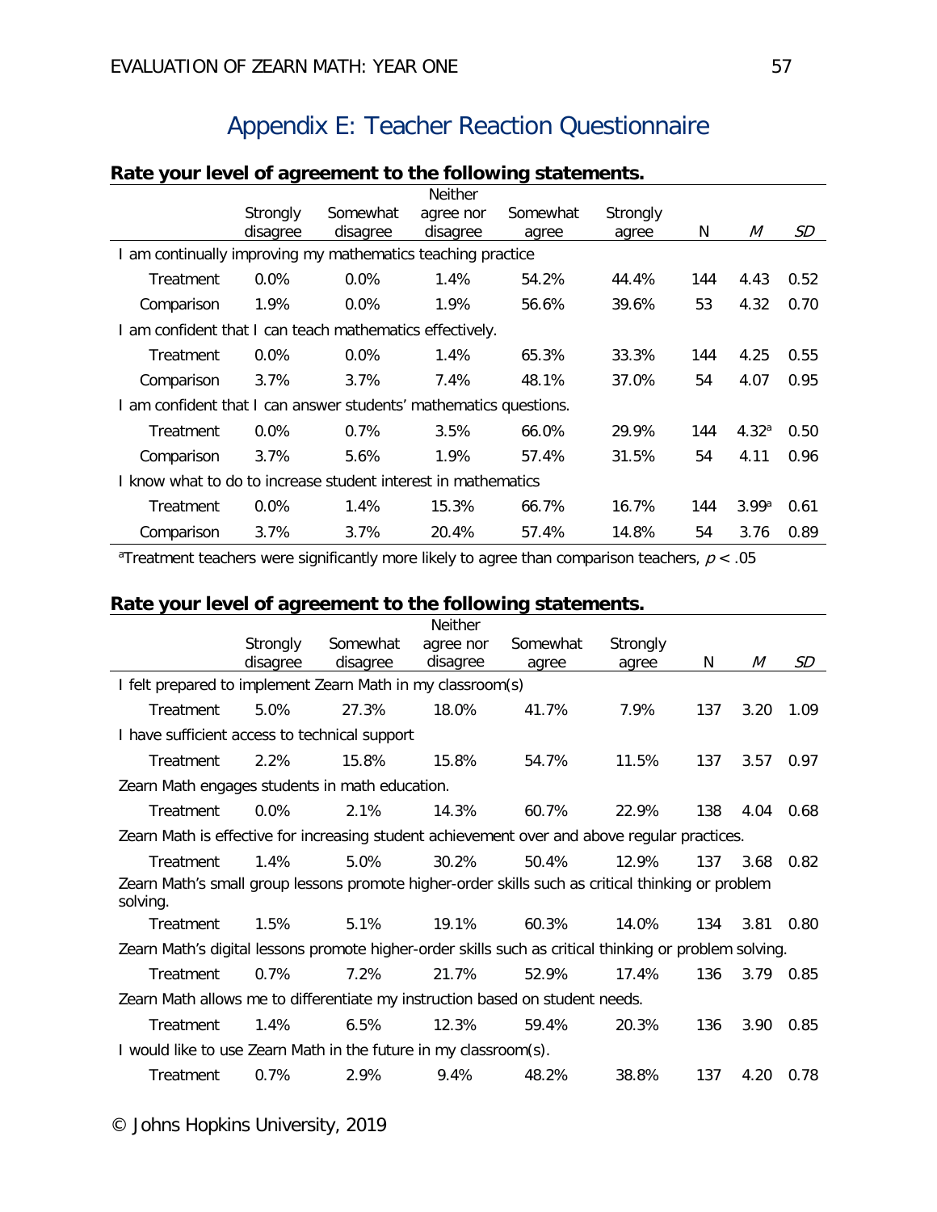# Appendix E: Teacher Reaction Questionnaire

**Rate your level of agreement to the following statements.**

| | Strongly disagree | Somewhat disagree | Neither agree nor disagree | Somewhat agree | Strongly agree | N | *M* | *SD* |
|---|---|---|---|---|---|---|---|---|
| I am continually improving my mathematics teaching practice | | | | | | | | |
| Treatment | 0.0% | 0.0% | 1.4% | 54.2% | 44.4% | 144 | 4.43 | 0.52 |
| Comparison | 1.9% | 0.0% | 1.9% | 56.6% | 39.6% | 53 | 4.32 | 0.70 |
| I am confident that I can teach mathematics effectively. | | | | | | | | |
| Treatment | 0.0% | 0.0% | 1.4% | 65.3% | 33.3% | 144 | 4.25 | 0.55 |
| Comparison | 3.7% | 3.7% | 7.4% | 48.1% | 37.0% | 54 | 4.07 | 0.95 |
| I am confident that I can answer students' mathematics questions. | | | | | | | | |
| Treatment | 0.0% | 0.7% | 3.5% | 66.0% | 29.9% | 144 | 4.32[a] | 0.50 |
| Comparison | 3.7% | 5.6% | 1.9% | 57.4% | 31.5% | 54 | 4.11 | 0.96 |
| I know what to do to increase student interest in mathematics | | | | | | | | |
| Treatment | 0.0% | 1.4% | 15.3% | 66.7% | 16.7% | 144 | 3.99[a] | 0.61 |
| Comparison | 3.7% | 3.7% | 20.4% | 57.4% | 14.8% | 54 | 3.76 | 0.89 |

[a]Treatment teachers were significantly more likely to agree than comparison teachers, $p < .05$

**Rate your level of agreement to the following statements.**

| | Strongly disagree | Somewhat disagree | Neither agree nor disagree | Somewhat agree | Strongly agree | N | *M* | *SD* |
|---|---|---|---|---|---|---|---|---|
| I felt prepared to implement Zearn Math in my classroom(s) | | | | | | | | |
| Treatment | 5.0% | 27.3% | 18.0% | 41.7% | 7.9% | 137 | 3.20 | 1.09 |
| I have sufficient access to technical support | | | | | | | | |
| Treatment | 2.2% | 15.8% | 15.8% | 54.7% | 11.5% | 137 | 3.57 | 0.97 |
| Zearn Math engages students in math education. | | | | | | | | |
| Treatment | 0.0% | 2.1% | 14.3% | 60.7% | 22.9% | 138 | 4.04 | 0.68 |
| Zearn Math is effective for increasing student achievement over and above regular practices. | | | | | | | | |
| Treatment | 1.4% | 5.0% | 30.2% | 50.4% | 12.9% | 137 | 3.68 | 0.82 |
| Zearn Math's small group lessons promote higher-order skills such as critical thinking or problem solving. | | | | | | | | |
| Treatment | 1.5% | 5.1% | 19.1% | 60.3% | 14.0% | 134 | 3.81 | 0.80 |
| Zearn Math's digital lessons promote higher-order skills such as critical thinking or problem solving. | | | | | | | | |
| Treatment | 0.7% | 7.2% | 21.7% | 52.9% | 17.4% | 136 | 3.79 | 0.85 |
| Zearn Math allows me to differentiate my instruction based on student needs. | | | | | | | | |
| Treatment | 1.4% | 6.5% | 12.3% | 59.4% | 20.3% | 136 | 3.90 | 0.85 |
| I would like to use Zearn Math in the future in my classroom(s). | | | | | | | | |
| Treatment | 0.7% | 2.9% | 9.4% | 48.2% | 38.8% | 137 | 4.20 | 0.78 |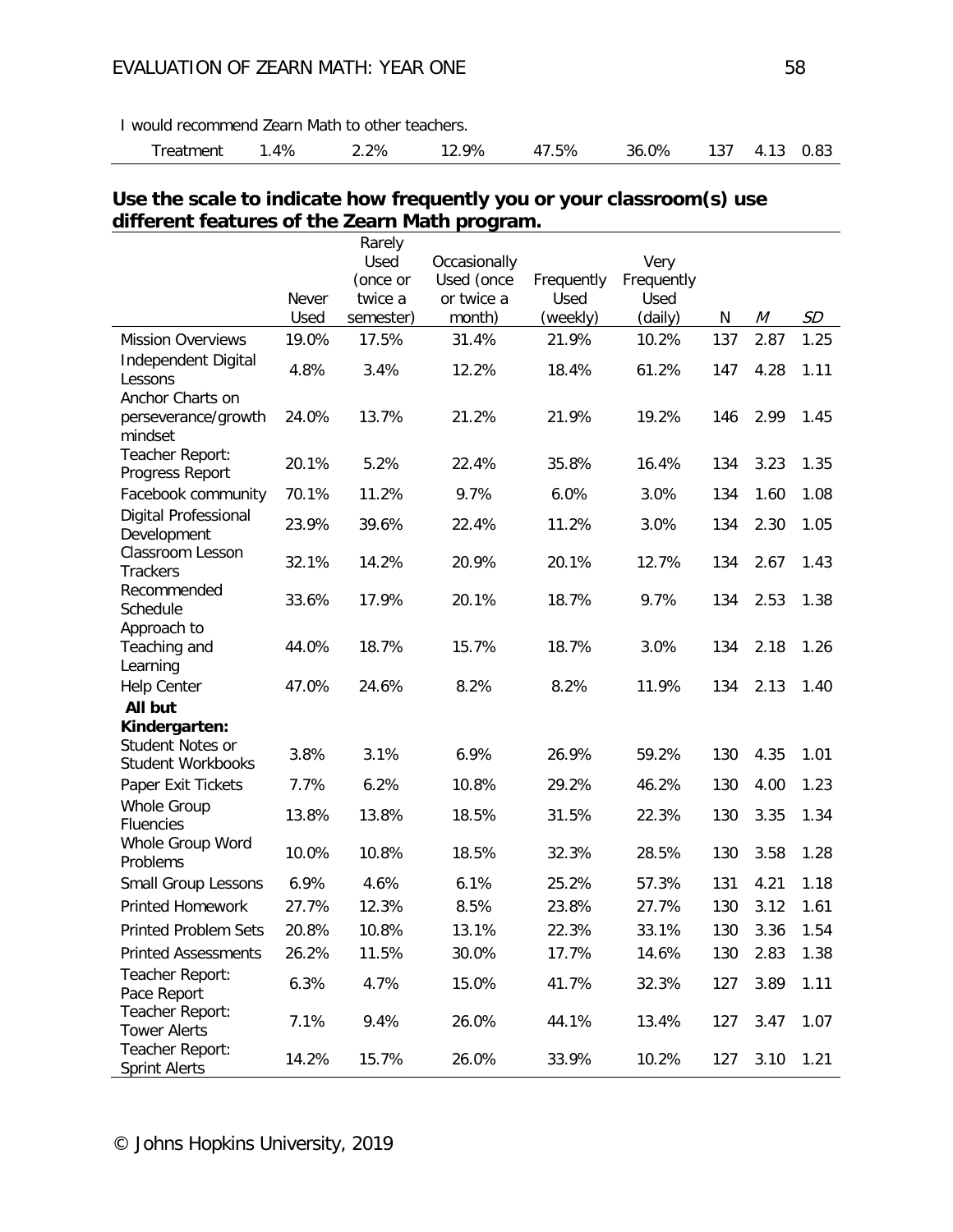| | | | | | | | | |
|---|---|---|---|---|---|---|---|---|
| I would recommend Zearn Math to other teachers. | | | | | | | | |
| Treatment | 1.4% | 2.2% | 12.9% | 47.5% | 36.0% | 137 | 4.13 | 0.83 |

**Use the scale to indicate how frequently you or your classroom(s) use different features of the Zearn Math program.**

| | Never Used | Rarely Used (once or twice a semester) | Occasionally Used (once or twice a month) | Frequently Used (weekly) | Very Frequently Used (daily) | N | *M* | *SD* |
|---|---|---|---|---|---|---|---|---|
| Mission Overviews | 19.0% | 17.5% | 31.4% | 21.9% | 10.2% | 137 | 2.87 | 1.25 |
| Independent Digital Lessons | 4.8% | 3.4% | 12.2% | 18.4% | 61.2% | 147 | 4.28 | 1.11 |
| Anchor Charts on perseverance/growth mindset | 24.0% | 13.7% | 21.2% | 21.9% | 19.2% | 146 | 2.99 | 1.45 |
| Teacher Report: Progress Report | 20.1% | 5.2% | 22.4% | 35.8% | 16.4% | 134 | 3.23 | 1.35 |
| Facebook community | 70.1% | 11.2% | 9.7% | 6.0% | 3.0% | 134 | 1.60 | 1.08 |
| Digital Professional Development | 23.9% | 39.6% | 22.4% | 11.2% | 3.0% | 134 | 2.30 | 1.05 |
| Classroom Lesson Trackers | 32.1% | 14.2% | 20.9% | 20.1% | 12.7% | 134 | 2.67 | 1.43 |
| Recommended Schedule | 33.6% | 17.9% | 20.1% | 18.7% | 9.7% | 134 | 2.53 | 1.38 |
| Approach to Teaching and Learning | 44.0% | 18.7% | 15.7% | 18.7% | 3.0% | 134 | 2.18 | 1.26 |
| Help Center | 47.0% | 24.6% | 8.2% | 8.2% | 11.9% | 134 | 2.13 | 1.40 |
| **All but Kindergarten:** | | | | | | | | |
| Student Notes or Student Workbooks | 3.8% | 3.1% | 6.9% | 26.9% | 59.2% | 130 | 4.35 | 1.01 |
| Paper Exit Tickets | 7.7% | 6.2% | 10.8% | 29.2% | 46.2% | 130 | 4.00 | 1.23 |
| Whole Group Fluencies | 13.8% | 13.8% | 18.5% | 31.5% | 22.3% | 130 | 3.35 | 1.34 |
| Whole Group Word Problems | 10.0% | 10.8% | 18.5% | 32.3% | 28.5% | 130 | 3.58 | 1.28 |
| Small Group Lessons | 6.9% | 4.6% | 6.1% | 25.2% | 57.3% | 131 | 4.21 | 1.18 |
| Printed Homework | 27.7% | 12.3% | 8.5% | 23.8% | 27.7% | 130 | 3.12 | 1.61 |
| Printed Problem Sets | 20.8% | 10.8% | 13.1% | 22.3% | 33.1% | 130 | 3.36 | 1.54 |
| Printed Assessments | 26.2% | 11.5% | 30.0% | 17.7% | 14.6% | 130 | 2.83 | 1.38 |
| Teacher Report: Pace Report | 6.3% | 4.7% | 15.0% | 41.7% | 32.3% | 127 | 3.89 | 1.11 |
| Teacher Report: Tower Alerts | 7.1% | 9.4% | 26.0% | 44.1% | 13.4% | 127 | 3.47 | 1.07 |
| Teacher Report: Sprint Alerts | 14.2% | 15.7% | 26.0% | 33.9% | 10.2% | 127 | 3.10 | 1.21 |

© Johns Hopkins University, 2019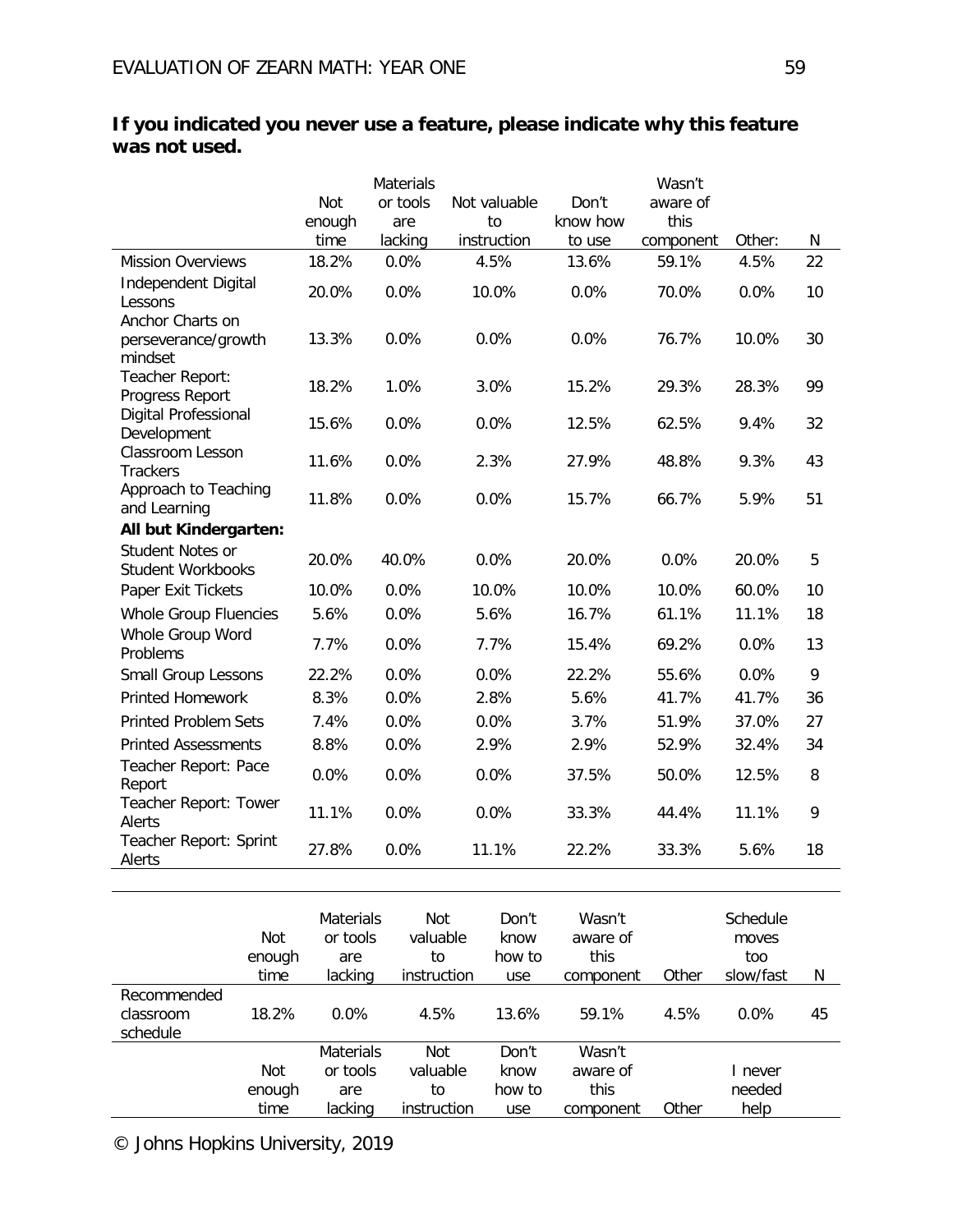**If you indicated you never use a feature, please indicate why this feature was not used.**

| | Not enough time | Materials or tools are lacking | Not valuable to instruction | Don't know how to use | Wasn't aware of this component | Other: | N |
|---|---|---|---|---|---|---|---|
| Mission Overviews | 18.2% | 0.0% | 4.5% | 13.6% | 59.1% | 4.5% | 22 |
| Independent Digital Lessons | 20.0% | 0.0% | 10.0% | 0.0% | 70.0% | 0.0% | 10 |
| Anchor Charts on perseverance/growth mindset | 13.3% | 0.0% | 0.0% | 0.0% | 76.7% | 10.0% | 30 |
| Teacher Report: Progress Report | 18.2% | 1.0% | 3.0% | 15.2% | 29.3% | 28.3% | 99 |
| Digital Professional Development | 15.6% | 0.0% | 0.0% | 12.5% | 62.5% | 9.4% | 32 |
| Classroom Lesson Trackers | 11.6% | 0.0% | 2.3% | 27.9% | 48.8% | 9.3% | 43 |
| Approach to Teaching and Learning | 11.8% | 0.0% | 0.0% | 15.7% | 66.7% | 5.9% | 51 |
| **All but Kindergarten:** | | | | | | | |
| Student Notes or Student Workbooks | 20.0% | 40.0% | 0.0% | 20.0% | 0.0% | 20.0% | 5 |
| Paper Exit Tickets | 10.0% | 0.0% | 10.0% | 10.0% | 10.0% | 60.0% | 10 |
| Whole Group Fluencies | 5.6% | 0.0% | 5.6% | 16.7% | 61.1% | 11.1% | 18 |
| Whole Group Word Problems | 7.7% | 0.0% | 7.7% | 15.4% | 69.2% | 0.0% | 13 |
| Small Group Lessons | 22.2% | 0.0% | 0.0% | 22.2% | 55.6% | 0.0% | 9 |
| Printed Homework | 8.3% | 0.0% | 2.8% | 5.6% | 41.7% | 41.7% | 36 |
| Printed Problem Sets | 7.4% | 0.0% | 0.0% | 3.7% | 51.9% | 37.0% | 27 |
| Printed Assessments | 8.8% | 0.0% | 2.9% | 2.9% | 52.9% | 32.4% | 34 |
| Teacher Report: Pace Report | 0.0% | 0.0% | 0.0% | 37.5% | 50.0% | 12.5% | 8 |
| Teacher Report: Tower Alerts | 11.1% | 0.0% | 0.0% | 33.3% | 44.4% | 11.1% | 9 |
| Teacher Report: Sprint Alerts | 27.8% | 0.0% | 11.1% | 22.2% | 33.3% | 5.6% | 18 |

| | Not enough time | Materials or tools are lacking | Not valuable to instruction | Don't know how to use | Wasn't aware of this component | Other | Schedule moves too slow/fast | N |
|---|---|---|---|---|---|---|---|---|
| Recommended classroom schedule | 18.2% | 0.0% | 4.5% | 13.6% | 59.1% | 4.5% | 0.0% | 45 |

| | Not enough time | Materials or tools are lacking | Not valuable to instruction | Don't know how to use | Wasn't aware of this component | Other | I never needed help |
|---|---|---|---|---|---|---|---|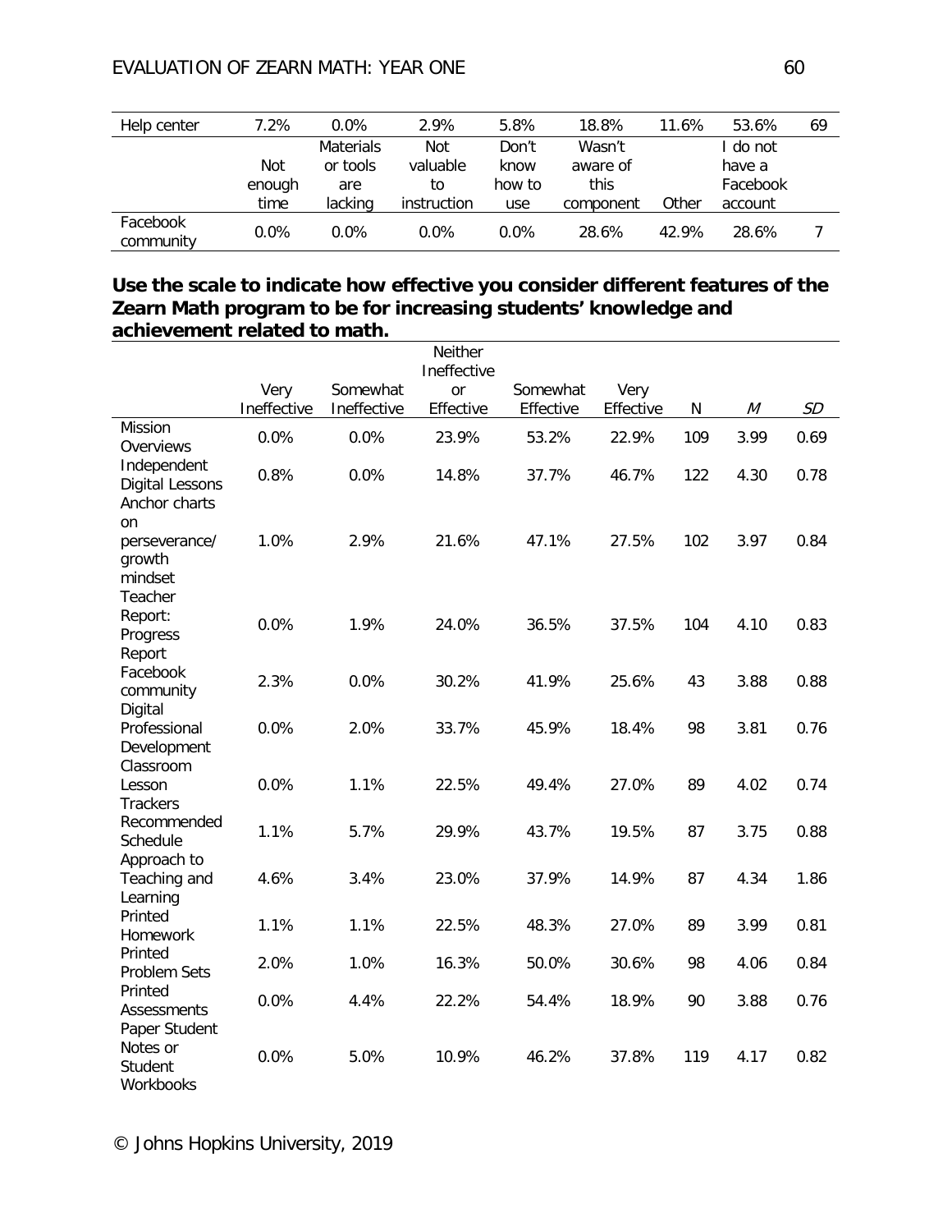| Help center | 7.2% | 0.0% | 2.9% | 5.8% | 18.8% | 11.6% | 53.6% | 69 |
|---|---|---|---|---|---|---|---|---|
| | Not enough time | Materials or tools are lacking | Not valuable to instruction | Don't know how to use | Wasn't aware of this component | Other | I do not have a Facebook account | |
| Facebook community | 0.0% | 0.0% | 0.0% | 0.0% | 28.6% | 42.9% | 28.6% | 7 |

**Use the scale to indicate how effective you consider different features of the Zearn Math program to be for increasing students' knowledge and achievement related to math.**

| | Very Ineffective | Somewhat Ineffective | Neither Ineffective or Effective | Somewhat Effective | Very Effective | N | *M* | *SD* |
|---|---|---|---|---|---|---|---|---|
| Mission Overviews | 0.0% | 0.0% | 23.9% | 53.2% | 22.9% | 109 | 3.99 | 0.69 |
| Independent Digital Lessons | 0.8% | 0.0% | 14.8% | 37.7% | 46.7% | 122 | 4.30 | 0.78 |
| Anchor charts on perseverance/ growth mindset | 1.0% | 2.9% | 21.6% | 47.1% | 27.5% | 102 | 3.97 | 0.84 |
| Teacher Report: Progress Report | 0.0% | 1.9% | 24.0% | 36.5% | 37.5% | 104 | 4.10 | 0.83 |
| Facebook community | 2.3% | 0.0% | 30.2% | 41.9% | 25.6% | 43 | 3.88 | 0.88 |
| Digital Professional Development | 0.0% | 2.0% | 33.7% | 45.9% | 18.4% | 98 | 3.81 | 0.76 |
| Classroom Lesson Trackers | 0.0% | 1.1% | 22.5% | 49.4% | 27.0% | 89 | 4.02 | 0.74 |
| Recommended Schedule | 1.1% | 5.7% | 29.9% | 43.7% | 19.5% | 87 | 3.75 | 0.88 |
| Approach to Teaching and Learning | 4.6% | 3.4% | 23.0% | 37.9% | 14.9% | 87 | 4.34 | 1.86 |
| Printed Homework | 1.1% | 1.1% | 22.5% | 48.3% | 27.0% | 89 | 3.99 | 0.81 |
| Printed Problem Sets | 2.0% | 1.0% | 16.3% | 50.0% | 30.6% | 98 | 4.06 | 0.84 |
| Printed Assessments | 0.0% | 4.4% | 22.2% | 54.4% | 18.9% | 90 | 3.88 | 0.76 |
| Paper Student Notes or Student Workbooks | 0.0% | 5.0% | 10.9% | 46.2% | 37.8% | 119 | 4.17 | 0.82 |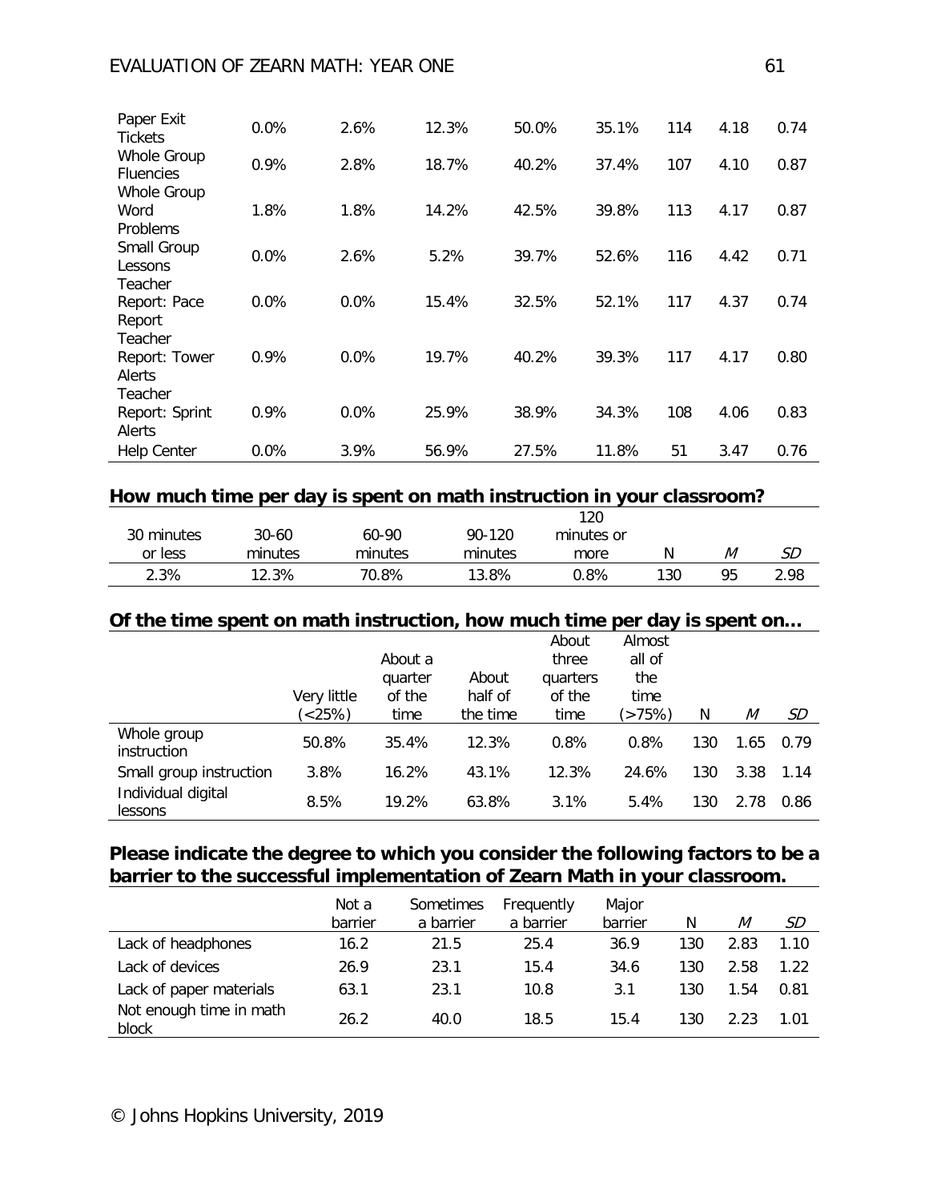| | | | | | | | | |
|---|---|---|---|---|---|---|---|---|
| Paper Exit Tickets | 0.0% | 2.6% | 12.3% | 50.0% | 35.1% | 114 | 4.18 | 0.74 |
| Whole Group Fluencies | 0.9% | 2.8% | 18.7% | 40.2% | 37.4% | 107 | 4.10 | 0.87 |
| Whole Group Word Problems | 1.8% | 1.8% | 14.2% | 42.5% | 39.8% | 113 | 4.17 | 0.87 |
| Small Group Lessons | 0.0% | 2.6% | 5.2% | 39.7% | 52.6% | 116 | 4.42 | 0.71 |
| Teacher Report: Pace Report | 0.0% | 0.0% | 15.4% | 32.5% | 52.1% | 117 | 4.37 | 0.74 |
| Teacher Report: Tower Alerts | 0.9% | 0.0% | 19.7% | 40.2% | 39.3% | 117 | 4.17 | 0.80 |
| Teacher Report: Sprint Alerts | 0.9% | 0.0% | 25.9% | 38.9% | 34.3% | 108 | 4.06 | 0.83 |
| Help Center | 0.0% | 3.9% | 56.9% | 27.5% | 11.8% | 51 | 3.47 | 0.76 |

**How much time per day is spent on math instruction in your classroom?**

| 30 minutes or less | 30-60 minutes | 60-90 minutes | 90-120 minutes | 120 minutes or more | N | *M* | *SD* |
|---|---|---|---|---|---|---|---|
| 2.3% | 12.3% | 70.8% | 13.8% | 0.8% | 130 | 95 | 2.98 |

**Of the time spent on math instruction, how much time per day is spent on…**

| | Very little (<25%) | About a quarter of the time | About half of the time | About three quarters of the time | Almost all of the time (>75%) | N | *M* | *SD* |
|---|---|---|---|---|---|---|---|---|
| Whole group instruction | 50.8% | 35.4% | 12.3% | 0.8% | 0.8% | 130 | 1.65 | 0.79 |
| Small group instruction | 3.8% | 16.2% | 43.1% | 12.3% | 24.6% | 130 | 3.38 | 1.14 |
| Individual digital lessons | 8.5% | 19.2% | 63.8% | 3.1% | 5.4% | 130 | 2.78 | 0.86 |

**Please indicate the degree to which you consider the following factors to be a barrier to the successful implementation of Zearn Math in your classroom.**

| | Not a barrier | Sometimes a barrier | Frequently a barrier | Major barrier | N | *M* | *SD* |
|---|---|---|---|---|---|---|---|
| Lack of headphones | 16.2 | 21.5 | 25.4 | 36.9 | 130 | 2.83 | 1.10 |
| Lack of devices | 26.9 | 23.1 | 15.4 | 34.6 | 130 | 2.58 | 1.22 |
| Lack of paper materials | 63.1 | 23.1 | 10.8 | 3.1 | 130 | 1.54 | 0.81 |
| Not enough time in math block | 26.2 | 40.0 | 18.5 | 15.4 | 130 | 2.23 | 1.01 |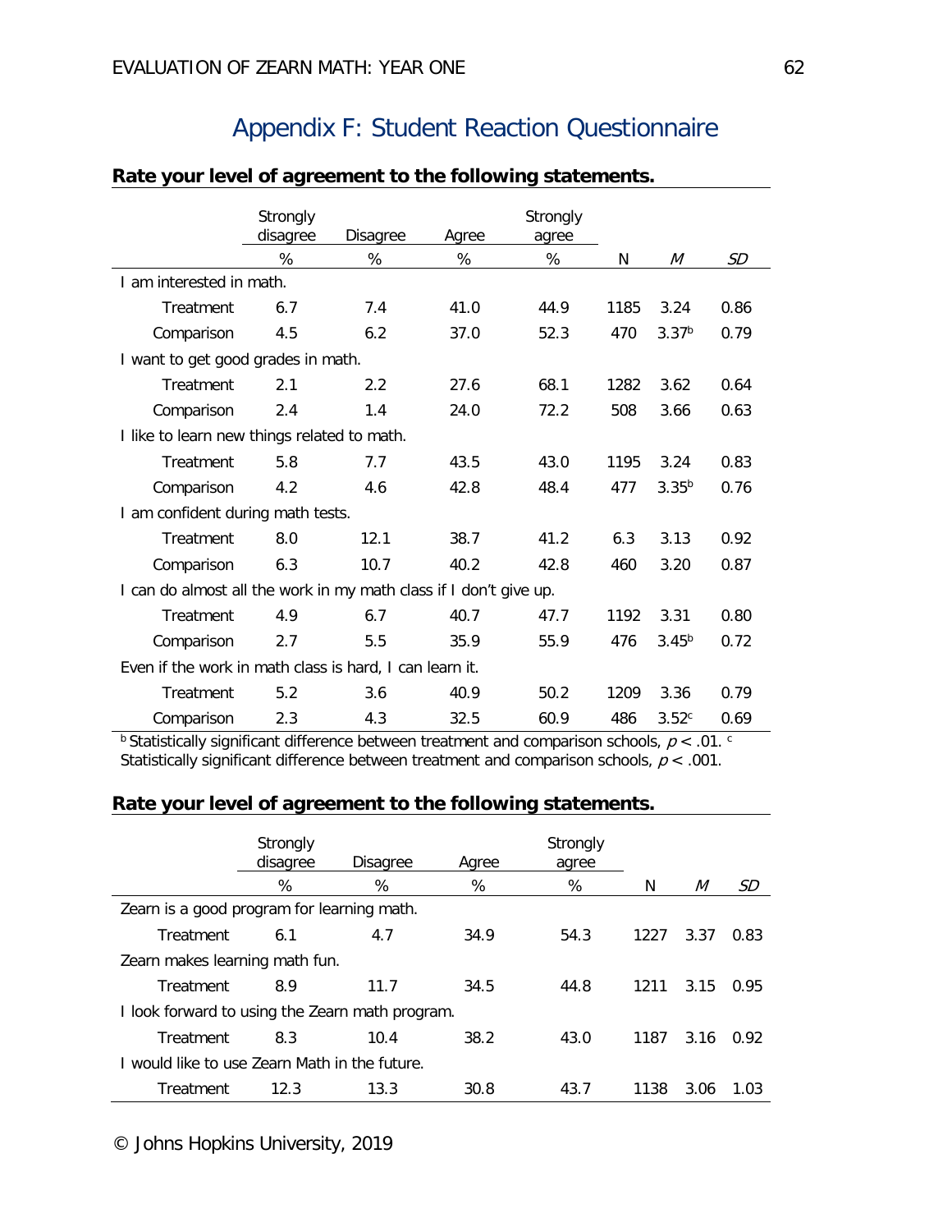# Appendix F: Student Reaction Questionnaire

**Rate your level of agreement to the following statements.**

| | Strongly disagree | Disagree | Agree | Strongly agree | | | |
|---|---|---|---|---|---|---|---|
| | % | % | % | % | N | *M* | *SD* |
| I am interested in math. | | | | | | | |
| Treatment | 6.7 | 7.4 | 41.0 | 44.9 | 1185 | 3.24 | 0.86 |
| Comparison | 4.5 | 6.2 | 37.0 | 52.3 | 470 | 3.37[b] | 0.79 |
| I want to get good grades in math. | | | | | | | |
| Treatment | 2.1 | 2.2 | 27.6 | 68.1 | 1282 | 3.62 | 0.64 |
| Comparison | 2.4 | 1.4 | 24.0 | 72.2 | 508 | 3.66 | 0.63 |
| I like to learn new things related to math. | | | | | | | |
| Treatment | 5.8 | 7.7 | 43.5 | 43.0 | 1195 | 3.24 | 0.83 |
| Comparison | 4.2 | 4.6 | 42.8 | 48.4 | 477 | 3.35[b] | 0.76 |
| I am confident during math tests. | | | | | | | |
| Treatment | 8.0 | 12.1 | 38.7 | 41.2 | 6.3 | 3.13 | 0.92 |
| Comparison | 6.3 | 10.7 | 40.2 | 42.8 | 460 | 3.20 | 0.87 |
| I can do almost all the work in my math class if I don't give up. | | | | | | | |
| Treatment | 4.9 | 6.7 | 40.7 | 47.7 | 1192 | 3.31 | 0.80 |
| Comparison | 2.7 | 5.5 | 35.9 | 55.9 | 476 | 3.45[b] | 0.72 |
| Even if the work in math class is hard, I can learn it. | | | | | | | |
| Treatment | 5.2 | 3.6 | 40.9 | 50.2 | 1209 | 3.36 | 0.79 |
| Comparison | 2.3 | 4.3 | 32.5 | 60.9 | 486 | 3.52[c] | 0.69 |

[b] Statistically significant difference between treatment and comparison schools, $p < .01$. [c] Statistically significant difference between treatment and comparison schools, $p < .001$.

**Rate your level of agreement to the following statements.**

| | Strongly disagree | Disagree | Agree | Strongly agree | | | |
|---|---|---|---|---|---|---|---|
| | % | % | % | % | N | *M* | *SD* |
| Zearn is a good program for learning math. | | | | | | | |
| Treatment | 6.1 | 4.7 | 34.9 | 54.3 | 1227 | 3.37 | 0.83 |
| Zearn makes learning math fun. | | | | | | | |
| Treatment | 8.9 | 11.7 | 34.5 | 44.8 | 1211 | 3.15 | 0.95 |
| I look forward to using the Zearn math program. | | | | | | | |
| Treatment | 8.3 | 10.4 | 38.2 | 43.0 | 1187 | 3.16 | 0.92 |
| I would like to use Zearn Math in the future. | | | | | | | |
| Treatment | 12.3 | 13.3 | 30.8 | 43.7 | 1138 | 3.06 | 1.03 |

© Johns Hopkins University, 2019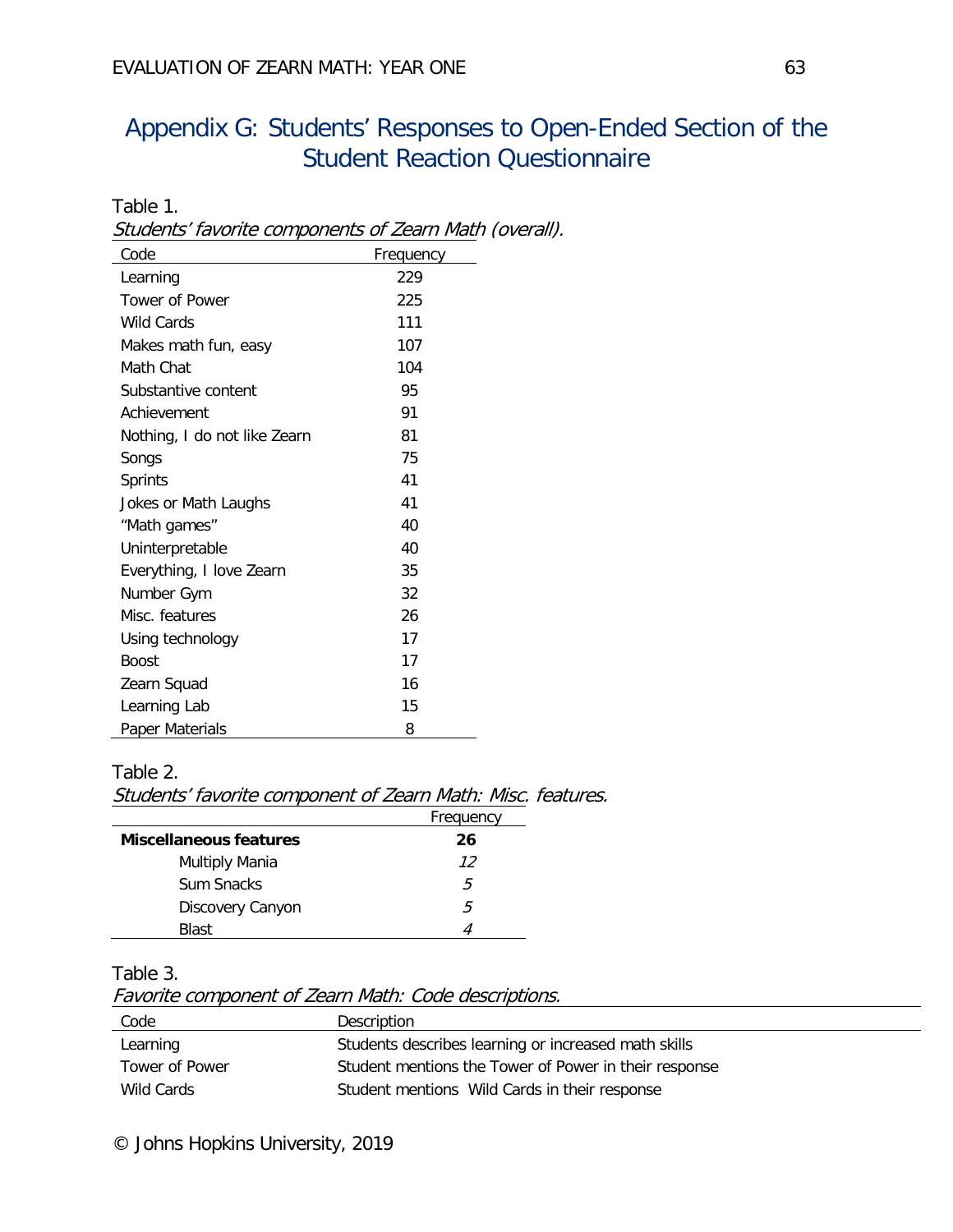# Appendix G: Students' Responses to Open-Ended Section of the Student Reaction Questionnaire

Table 1.

*Students' favorite components of Zearn Math (overall).*

| Code | Frequency |
|---|---|
| Learning | 229 |
| Tower of Power | 225 |
| Wild Cards | 111 |
| Makes math fun, easy | 107 |
| Math Chat | 104 |
| Substantive content | 95 |
| Achievement | 91 |
| Nothing, I do not like Zearn | 81 |
| Songs | 75 |
| Sprints | 41 |
| Jokes or Math Laughs | 41 |
| "Math games" | 40 |
| Uninterpretable | 40 |
| Everything, I love Zearn | 35 |
| Number Gym | 32 |
| Misc. features | 26 |
| Using technology | 17 |
| Boost | 17 |
| Zearn Squad | 16 |
| Learning Lab | 15 |
| Paper Materials | 8 |

Table 2.

*Students' favorite component of Zearn Math: Misc. features.*

| | Frequency |
|---|---|
| **Miscellaneous features** | **26** |
| Multiply Mania | *12* |
| Sum Snacks | *5* |
| Discovery Canyon | *5* |
| Blast | *4* |

Table 3.

*Favorite component of Zearn Math: Code descriptions.*

| Code | Description |
|---|---|
| Learning | Students describes learning or increased math skills |
| Tower of Power | Student mentions the Tower of Power in their response |
| Wild Cards | Student mentions Wild Cards in their response |

© Johns Hopkins University, 2019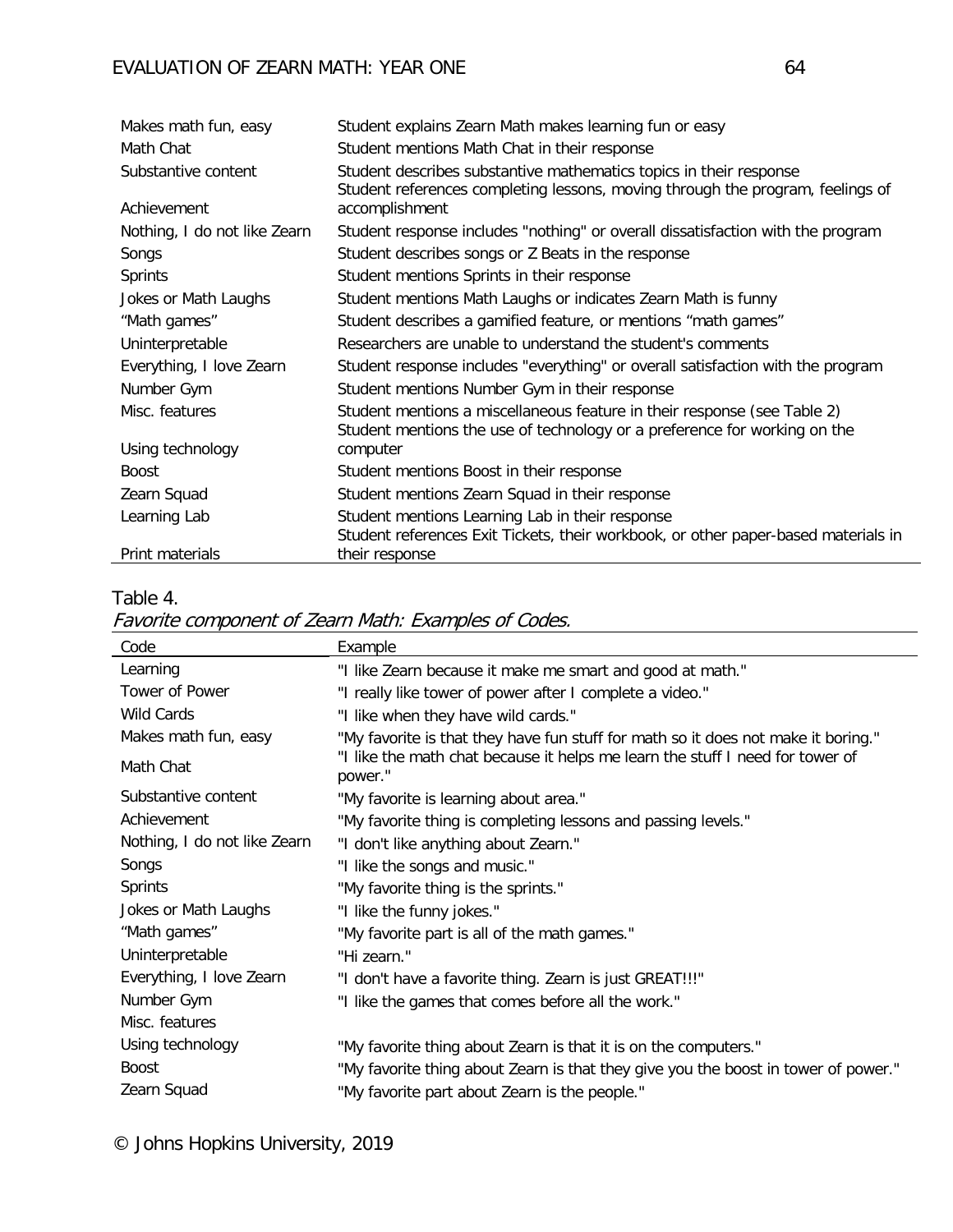| | |
|---|---|
| Makes math fun, easy | Student explains Zearn Math makes learning fun or easy |
| Math Chat | Student mentions Math Chat in their response |
| Substantive content | Student describes substantive mathematics topics in their response |
| Achievement | Student references completing lessons, moving through the program, feelings of accomplishment |
| Nothing, I do not like Zearn | Student response includes "nothing" or overall dissatisfaction with the program |
| Songs | Student describes songs or Z Beats in the response |
| Sprints | Student mentions Sprints in their response |
| Jokes or Math Laughs | Student mentions Math Laughs or indicates Zearn Math is funny |
| "Math games" | Student describes a gamified feature, or mentions "math games" |
| Uninterpretable | Researchers are unable to understand the student's comments |
| Everything, I love Zearn | Student response includes "everything" or overall satisfaction with the program |
| Number Gym | Student mentions Number Gym in their response |
| Misc. features | Student mentions a miscellaneous feature in their response (see Table 2) |
| Using technology | Student mentions the use of technology or a preference for working on the computer |
| Boost | Student mentions Boost in their response |
| Zearn Squad | Student mentions Zearn Squad in their response |
| Learning Lab | Student mentions Learning Lab in their response |
| Print materials | Student references Exit Tickets, their workbook, or other paper-based materials in their response |

Table 4.

*Favorite component of Zearn Math: Examples of Codes.*

| Code | Example |
|---|---|
| Learning | "I like Zearn because it make me smart and good at math." |
| Tower of Power | "I really like tower of power after I complete a video." |
| Wild Cards | "I like when they have wild cards." |
| Makes math fun, easy | "My favorite is that they have fun stuff for math so it does not make it boring." |
| Math Chat | "I like the math chat because it helps me learn the stuff I need for tower of power." |
| Substantive content | "My favorite is learning about area." |
| Achievement | "My favorite thing is completing lessons and passing levels." |
| Nothing, I do not like Zearn | "I don't like anything about Zearn." |
| Songs | "I like the songs and music." |
| Sprints | "My favorite thing is the sprints." |
| Jokes or Math Laughs | "I like the funny jokes." |
| "Math games" | "My favorite part is all of the math games." |
| Uninterpretable | "Hi zearn." |
| Everything, I love Zearn | "I don't have a favorite thing. Zearn is just GREAT!!!" |
| Number Gym | "I like the games that comes before all the work." |
| Misc. features | |
| Using technology | "My favorite thing about Zearn is that it is on the computers." |
| Boost | "My favorite thing about Zearn is that they give you the boost in tower of power." |
| Zearn Squad | "My favorite part about Zearn is the people." |

© Johns Hopkins University, 2019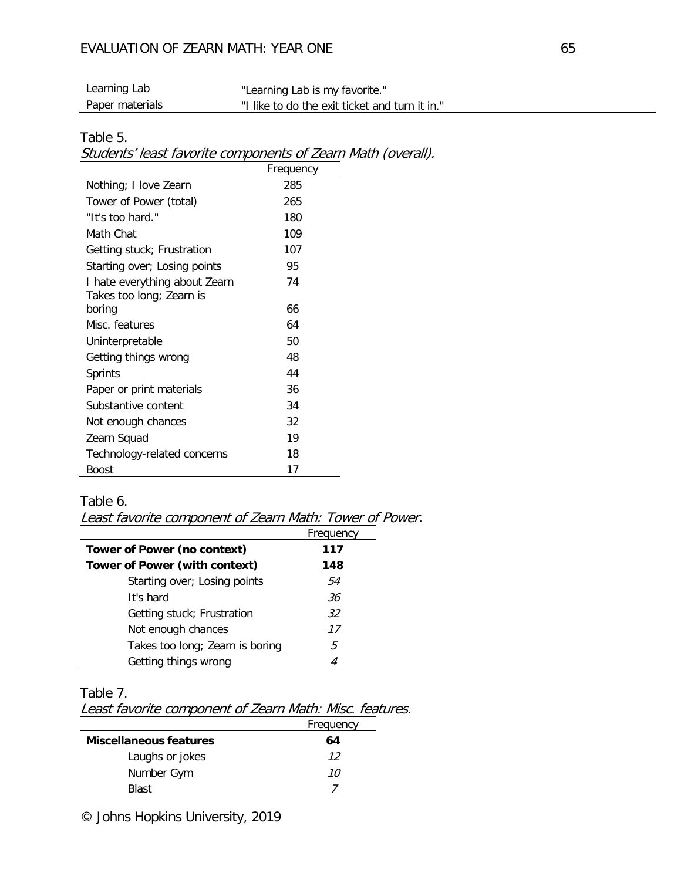| | |
|---|---|
| Learning Lab | "Learning Lab is my favorite." |
| Paper materials | "I like to do the exit ticket and turn it in." |

Table 5.

*Students' least favorite components of Zearn Math (overall).*

| | Frequency |
|---|---|
| Nothing; I love Zearn | 285 |
| Tower of Power (total) | 265 |
| "It's too hard." | 180 |
| Math Chat | 109 |
| Getting stuck; Frustration | 107 |
| Starting over; Losing points | 95 |
| I hate everything about Zearn | 74 |
| Takes too long; Zearn is boring | 66 |
| Misc. features | 64 |
| Uninterpretable | 50 |
| Getting things wrong | 48 |
| Sprints | 44 |
| Paper or print materials | 36 |
| Substantive content | 34 |
| Not enough chances | 32 |
| Zearn Squad | 19 |
| Technology-related concerns | 18 |
| Boost | 17 |

Table 6.

*Least favorite component of Zearn Math: Tower of Power.*

| | Frequency |
|---|---|
| **Tower of Power (no context)** | **117** |
| **Tower of Power (with context)** | **148** |
| Starting over; Losing points | *54* |
| It's hard | *36* |
| Getting stuck; Frustration | *32* |
| Not enough chances | *17* |
| Takes too long; Zearn is boring | *5* |
| Getting things wrong | *4* |

Table 7.

*Least favorite component of Zearn Math: Misc. features.*

| | Frequency |
|---|---|
| **Miscellaneous features** | **64** |
| Laughs or jokes | *12* |
| Number Gym | *10* |
| Blast | *7* |

© Johns Hopkins University, 2019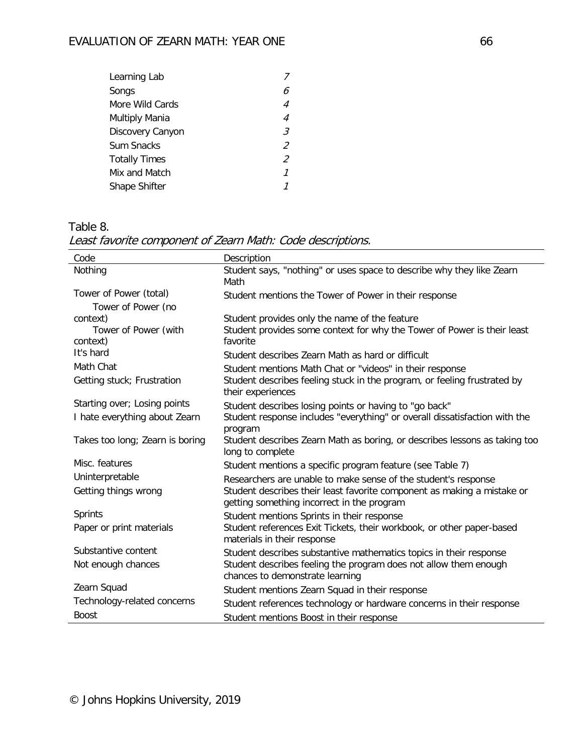| | |
|---|---|
| Learning Lab | *7* |
| Songs | *6* |
| More Wild Cards | *4* |
| Multiply Mania | *4* |
| Discovery Canyon | *3* |
| Sum Snacks | *2* |
| Totally Times | *2* |
| Mix and Match | *1* |
| Shape Shifter | *1* |

Table 8.

*Least favorite component of Zearn Math: Code descriptions.*

| Code | Description |
|---|---|
| Nothing | Student says, "nothing" or uses space to describe why they like Zearn Math |
| Tower of Power (total) | Student mentions the Tower of Power in their response |
| Tower of Power (no context) | Student provides only the name of the feature |
| Tower of Power (with context) | Student provides some context for why the Tower of Power is their least favorite |
| It's hard | Student describes Zearn Math as hard or difficult |
| Math Chat | Student mentions Math Chat or "videos" in their response |
| Getting stuck; Frustration | Student describes feeling stuck in the program, or feeling frustrated by their experiences |
| Starting over; Losing points | Student describes losing points or having to "go back" |
| I hate everything about Zearn | Student response includes "everything" or overall dissatisfaction with the program |
| Takes too long; Zearn is boring | Student describes Zearn Math as boring, or describes lessons as taking too long to complete |
| Misc. features | Student mentions a specific program feature (see Table 7) |
| Uninterpretable | Researchers are unable to make sense of the student's response |
| Getting things wrong | Student describes their least favorite component as making a mistake or getting something incorrect in the program |
| Sprints | Student mentions Sprints in their response |
| Paper or print materials | Student references Exit Tickets, their workbook, or other paper-based materials in their response |
| Substantive content | Student describes substantive mathematics topics in their response |
| Not enough chances | Student describes feeling the program does not allow them enough chances to demonstrate learning |
| Zearn Squad | Student mentions Zearn Squad in their response |
| Technology-related concerns | Student references technology or hardware concerns in their response |
| Boost | Student mentions Boost in their response |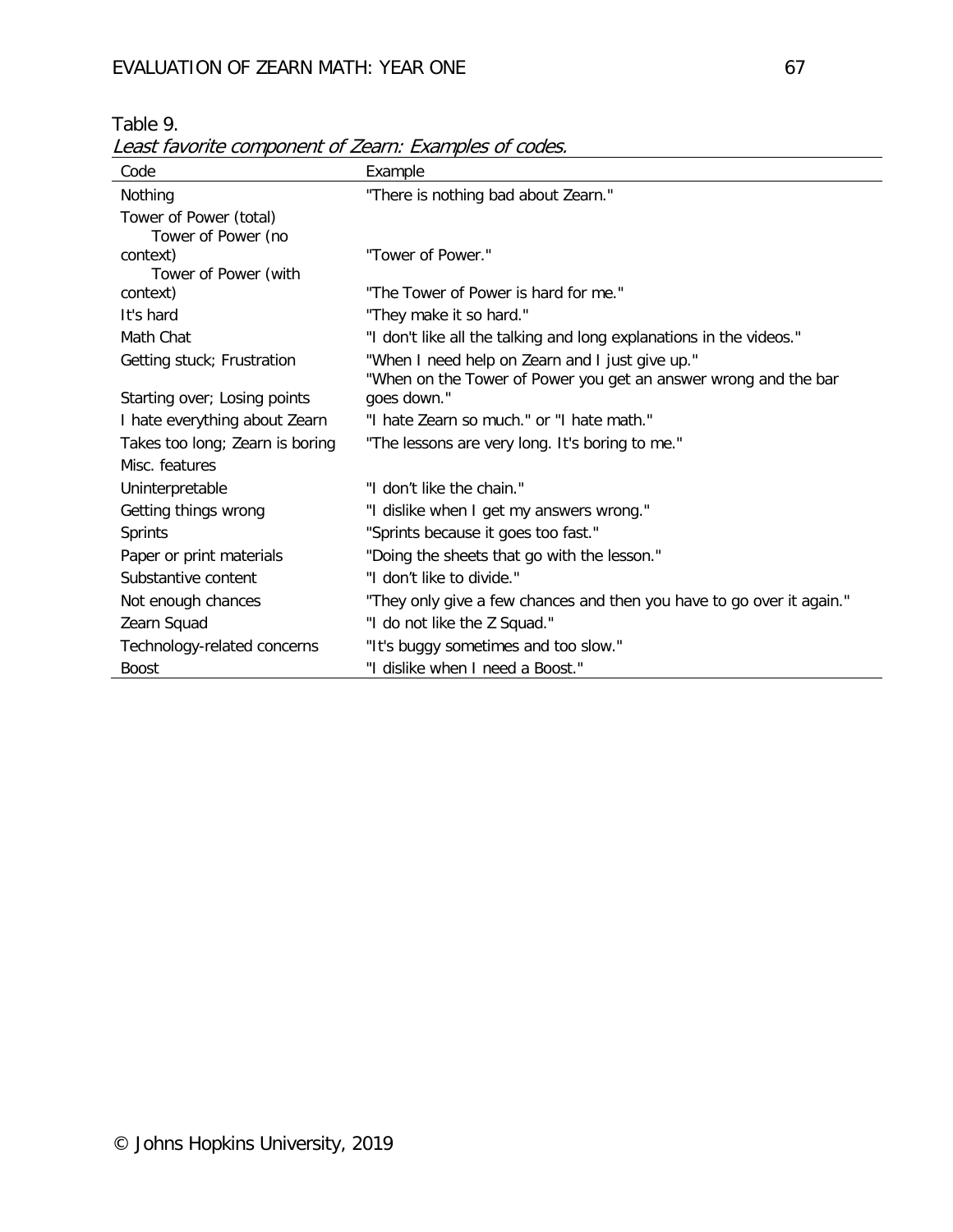Table 9.

*Least favorite component of Zearn: Examples of codes.*

| Code | Example |
|---|---|
| Nothing | "There is nothing bad about Zearn." |
| Tower of Power (total) | |
| Tower of Power (no context) | "Tower of Power." |
| Tower of Power (with context) | "The Tower of Power is hard for me." |
| It's hard | "They make it so hard." |
| Math Chat | "I don't like all the talking and long explanations in the videos." |
| Getting stuck; Frustration | "When I need help on Zearn and I just give up." |
| Starting over; Losing points | "When on the Tower of Power you get an answer wrong and the bar goes down." |
| I hate everything about Zearn | "I hate Zearn so much." or "I hate math." |
| Takes too long; Zearn is boring | "The lessons are very long. It's boring to me." |
| Misc. features | |
| Uninterpretable | "I don't like the chain." |
| Getting things wrong | "I dislike when I get my answers wrong." |
| Sprints | "Sprints because it goes too fast." |
| Paper or print materials | "Doing the sheets that go with the lesson." |
| Substantive content | "I don't like to divide." |
| Not enough chances | "They only give a few chances and then you have to go over it again." |
| Zearn Squad | "I do not like the Z Squad." |
| Technology-related concerns | "It's buggy sometimes and too slow." |
| Boost | "I dislike when I need a Boost." |

© Johns Hopkins University, 2019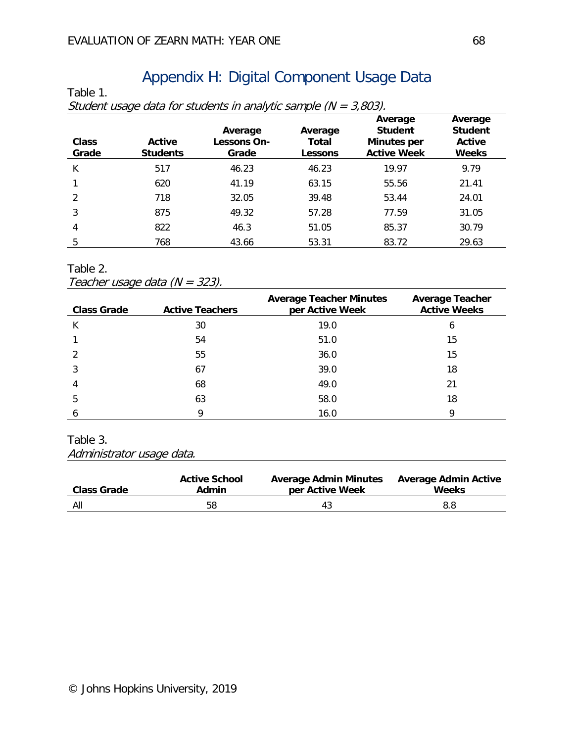# Appendix H: Digital Component Usage Data

Table 1.

*Student usage data for students in analytic sample (N = 3,803).*

| Class Grade | Active Students | Average Lessons On-Grade | Average Total Lessons | Average Student Minutes per Active Week | Average Student Active Weeks |
|---|---|---|---|---|---|
| K | 517 | 46.23 | 46.23 | 19.97 | 9.79 |
| 1 | 620 | 41.19 | 63.15 | 55.56 | 21.41 |
| 2 | 718 | 32.05 | 39.48 | 53.44 | 24.01 |
| 3 | 875 | 49.32 | 57.28 | 77.59 | 31.05 |
| 4 | 822 | 46.3 | 51.05 | 85.37 | 30.79 |
| 5 | 768 | 43.66 | 53.31 | 83.72 | 29.63 |

Table 2.

*Teacher usage data (N = 323).*

| Class Grade | Active Teachers | Average Teacher Minutes per Active Week | Average Teacher Active Weeks |
|---|---|---|---|
| K | 30 | 19.0 | 6 |
| 1 | 54 | 51.0 | 15 |
| 2 | 55 | 36.0 | 15 |
| 3 | 67 | 39.0 | 18 |
| 4 | 68 | 49.0 | 21 |
| 5 | 63 | 58.0 | 18 |
| 6 | 9 | 16.0 | 9 |

Table 3.

*Administrator usage data.*

| Class Grade | Active School Admin | Average Admin Minutes per Active Week | Average Admin Active Weeks |
|---|---|---|---|
| All | 58 | 43 | 8.8 |

© Johns Hopkins University, 2019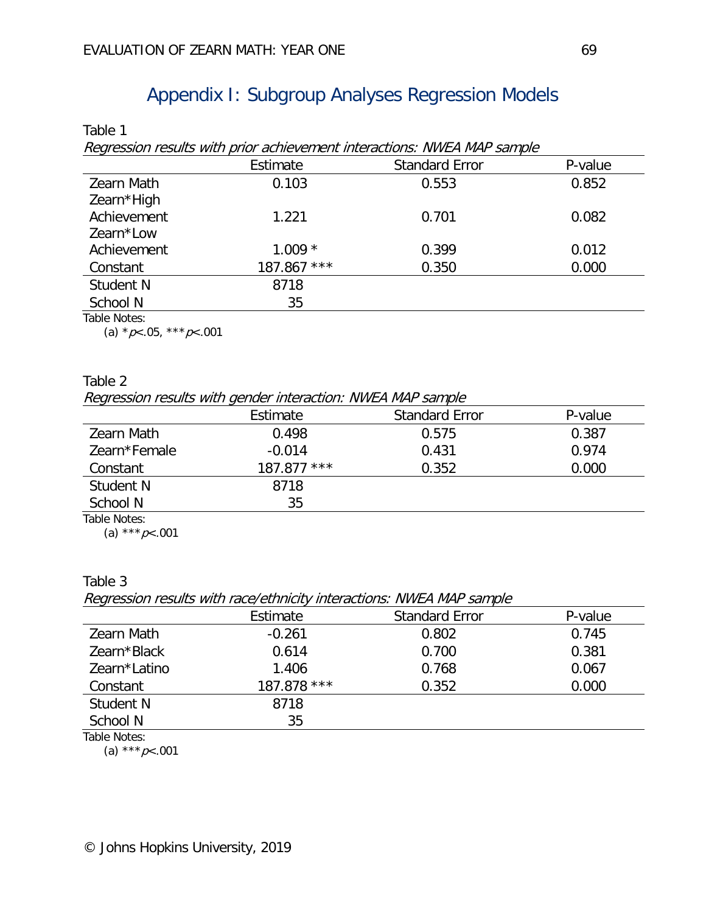# Appendix I: Subgroup Analyses Regression Models

Table 1

*Regression results with prior achievement interactions: NWEA MAP sample*

| | Estimate | Standard Error | P-value |
|---|---|---|---|
| Zearn Math | 0.103 | 0.553 | 0.852 |
| Zearn*High Achievement | 1.221 | 0.701 | 0.082 |
| Zearn*Low Achievement | 1.009 * | 0.399 | 0.012 |
| Constant | 187.867 *** | 0.350 | 0.000 |
| Student N | 8718 | | |
| School N | 35 | | |

Table Notes:

(a) * $p<.05$, *** $p<.001$

Table 2

*Regression results with gender interaction: NWEA MAP sample*

| | Estimate | Standard Error | P-value |
|---|---|---|---|
| Zearn Math | 0.498 | 0.575 | 0.387 |
| Zearn*Female | -0.014 | 0.431 | 0.974 |
| Constant | 187.877 *** | 0.352 | 0.000 |
| Student N | 8718 | | |
| School N | 35 | | |

Table Notes:

(a) *** $p<.001$

Table 3

*Regression results with race/ethnicity interactions: NWEA MAP sample*

| | Estimate | Standard Error | P-value |
|---|---|---|---|
| Zearn Math | -0.261 | 0.802 | 0.745 |
| Zearn*Black | 0.614 | 0.700 | 0.381 |
| Zearn*Latino | 1.406 | 0.768 | 0.067 |
| Constant | 187.878 *** | 0.352 | 0.000 |
| Student N | 8718 | | |
| School N | 35 | | |

Table Notes:

(a) *** $p<.001$

© Johns Hopkins University, 2019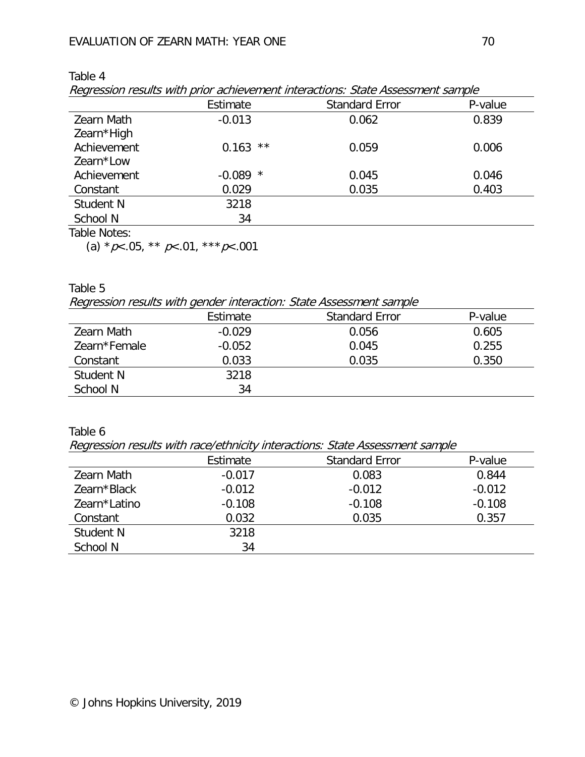Table 4

*Regression results with prior achievement interactions: State Assessment sample*

| | Estimate | Standard Error | P-value |
|---|---|---|---|
| Zearn Math | -0.013 | 0.062 | 0.839 |
| Zearn*High Achievement | 0.163 ** | 0.059 | 0.006 |
| Zearn*Low Achievement | -0.089 * | 0.045 | 0.046 |
| Constant | 0.029 | 0.035 | 0.403 |
| Student N | 3218 | | |
| School N | 34 | | |

Table Notes:

(a) *$p$<.05, ** $p$<.01, ***$p$<.001

Table 5

*Regression results with gender interaction: State Assessment sample*

| | Estimate | Standard Error | P-value |
|---|---|---|---|
| Zearn Math | -0.029 | 0.056 | 0.605 |
| Zearn*Female | -0.052 | 0.045 | 0.255 |
| Constant | 0.033 | 0.035 | 0.350 |
| Student N | 3218 | | |
| School N | 34 | | |

Table 6

*Regression results with race/ethnicity interactions: State Assessment sample*

| | Estimate | Standard Error | P-value |
|---|---|---|---|
| Zearn Math | -0.017 | 0.083 | 0.844 |
| Zearn*Black | -0.012 | -0.012 | -0.012 |
| Zearn*Latino | -0.108 | -0.108 | -0.108 |
| Constant | 0.032 | 0.035 | 0.357 |
| Student N | 3218 | | |
| School N | 34 | | |

© Johns Hopkins University, 2019